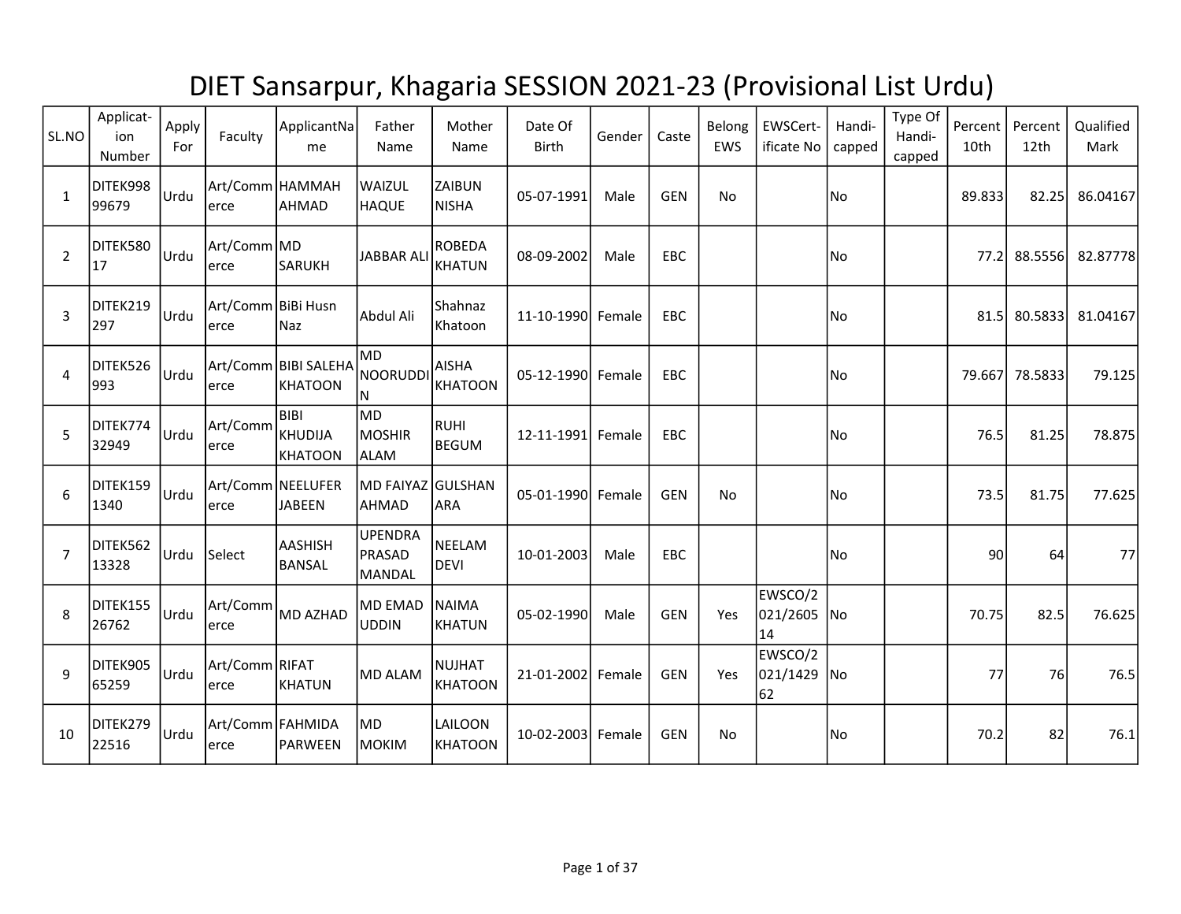# DIET Sansarpur, Khagaria SESSION 2021-23 (Provisional List Urdu)

| SL.NO | Applicat-ion Number | Apply For | Faculty | ApplicantName | Father Name | Mother Name | Date Of Birth | Gender | Caste | Belong EWS | EWSCert-ificate No | Handi-capped | Type Of Handi-capped | Percent 10th | Percent 12th | Qualified Mark |
|---|---|---|---|---|---|---|---|---|---|---|---|---|---|---|---|---|
| 1 | DITEK99899679 | Urdu | Art/Commerce | HAMMAH AHMAD | WAIZUL HAQUE | ZAIBUN NISHA | 05-07-1991 | Male | GEN | No | | No | | 89.833 | 82.25 | 86.04167 |
| 2 | DITEK58017 | Urdu | Art/Commerce | MD SARUKH | JABBAR ALI | ROBEDA KHATUN | 08-09-2002 | Male | EBC | | | No | | 77.2 | 88.5556 | 82.87778 |
| 3 | DITEK219297 | Urdu | Art/Commerce | BiBi Husn Naz | Abdul Ali | Shahnaz Khatoon | 11-10-1990 | Female | EBC | | | No | | 81.5 | 80.5833 | 81.04167 |
| 4 | DITEK526993 | Urdu | Art/Commerce | BIBI SALEHA KHATOON | MD NOORUDDIN | AISHA KHATOON | 05-12-1990 | Female | EBC | | | No | | 79.667 | 78.5833 | 79.125 |
| 5 | DITEK77432949 | Urdu | Art/Commerce | BIBI KHUDIJA KHATOON | MD MOSHIR ALAM | RUHI BEGUM | 12-11-1991 | Female | EBC | | | No | | 76.5 | 81.25 | 78.875 |
| 6 | DITEK1591340 | Urdu | Art/Commerce | NEELUFER JABEEN | MD FAIYAZ AHMAD | GULSHAN ARA | 05-01-1990 | Female | GEN | No | | No | | 73.5 | 81.75 | 77.625 |
| 7 | DITEK56213328 | Urdu | Select | AASHISH BANSAL | UPENDRA PRASAD MANDAL | NEELAM DEVI | 10-01-2003 | Male | EBC | | | No | | 90 | 64 | 77 |
| 8 | DITEK15526762 | Urdu | Art/Commerce | MD AZHAD | MD EMAD UDDIN | NAIMA KHATUN | 05-02-1990 | Male | GEN | Yes | EWSCO/2021/260514 | No | | 70.75 | 82.5 | 76.625 |
| 9 | DITEK90565259 | Urdu | Art/Commerce | RIFAT KHATUN | MD ALAM | NUJHAT KHATOON | 21-01-2002 | Female | GEN | Yes | EWSCO/2021/142962 | No | | 77 | 76 | 76.5 |
| 10 | DITEK27922516 | Urdu | Art/Commerce | FAHMIDA PARWEEN | MD MOKIM | LAILOON KHATOON | 10-02-2003 | Female | GEN | No | | No | | 70.2 | 82 | 76.1 |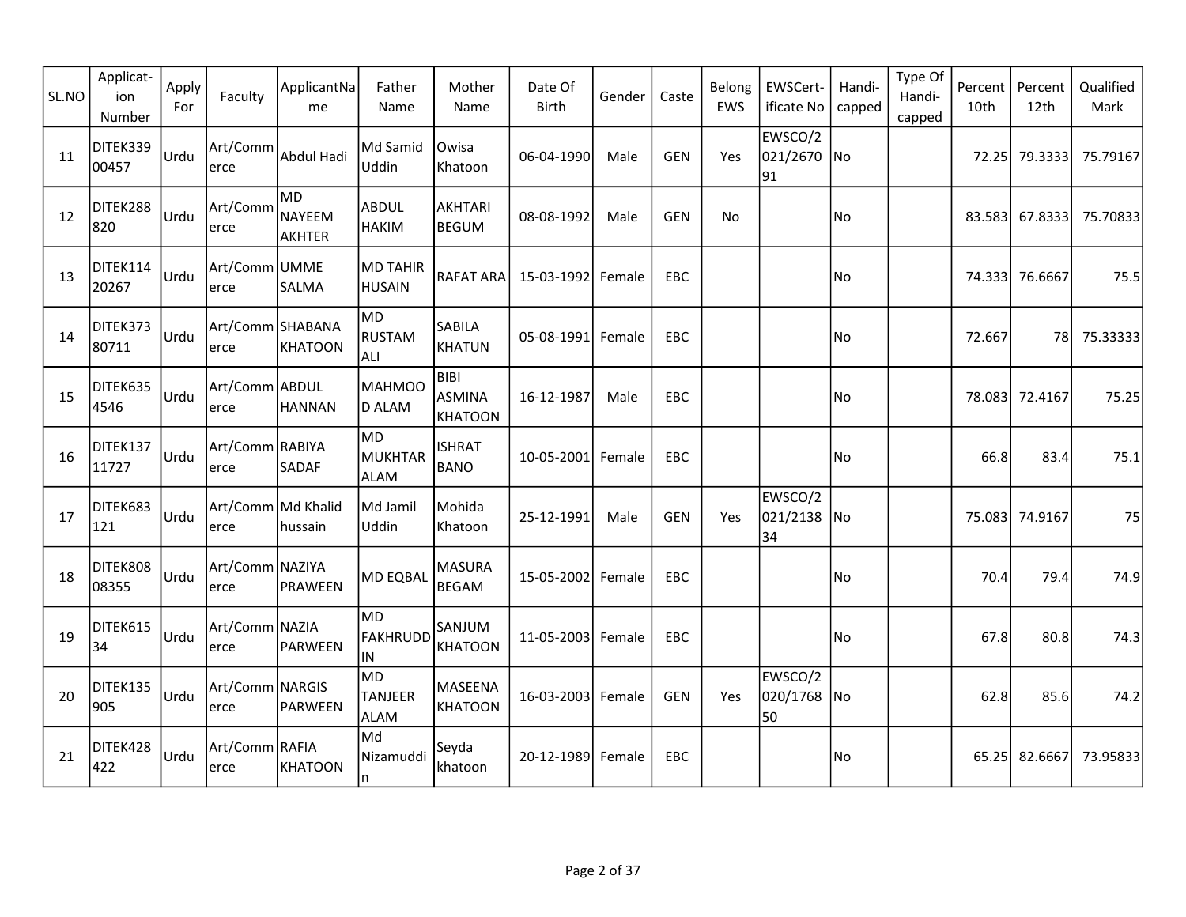| SL.NO | Applicat-ion Number | Apply For | Faculty | ApplicantName | Father Name | Mother Name | Date Of Birth | Gender | Caste | Belong EWS | EWSCert-ificate No | Handi-capped | Type Of Handi-capped | Percent 10th | Percent 12th | Qualified Mark |
|---|---|---|---|---|---|---|---|---|---|---|---|---|---|---|---|---|
| 11 | DITEK33900457 | Urdu | Art/Commerce | Abdul Hadi | Md Samid Uddin | Owisa Khatoon | 06-04-1990 | Male | GEN | Yes | EWSCO/2021/267091 | No | | 72.25 | 79.3333 | 75.79167 |
| 12 | DITEK288820 | Urdu | Art/Commerce | MD NAYEEM AKHTER | ABDUL HAKIM | AKHTARI BEGUM | 08-08-1992 | Male | GEN | No | | No | | 83.583 | 67.8333 | 75.70833 |
| 13 | DITEK11420267 | Urdu | Art/Commerce | UMME SALMA | MD TAHIR HUSAIN | RAFAT ARA | 15-03-1992 | Female | EBC | | | No | | 74.333 | 76.6667 | 75.5 |
| 14 | DITEK37380711 | Urdu | Art/Commerce | SHABANA KHATOON | MD RUSTAM ALI | SABILA KHATUN | 05-08-1991 | Female | EBC | | | No | | 72.667 | 78 | 75.33333 |
| 15 | DITEK6354546 | Urdu | Art/Commerce | ABDUL HANNAN | MAHMOOD ALAM | BIBI ASMINA KHATOON | 16-12-1987 | Male | EBC | | | No | | 78.083 | 72.4167 | 75.25 |
| 16 | DITEK13711727 | Urdu | Art/Commerce | RABIYA SADAF | MD MUKHTAR ALAM | ISHRAT BANO | 10-05-2001 | Female | EBC | | | No | | 66.8 | 83.4 | 75.1 |
| 17 | DITEK683121 | Urdu | Art/Commerce | Md Khalid hussain | Md Jamil Uddin | Mohida Khatoon | 25-12-1991 | Male | GEN | Yes | EWSCO/2021/213834 | No | | 75.083 | 74.9167 | 75 |
| 18 | DITEK80808355 | Urdu | Art/Commerce | NAZIYA PRAWEEN | MD EQBAL | MASURA BEGAM | 15-05-2002 | Female | EBC | | | No | | 70.4 | 79.4 | 74.9 |
| 19 | DITEK61534 | Urdu | Art/Commerce | NAZIA PARWEEN | MD FAKHRUDDIN | SANJUM KHATOON | 11-05-2003 | Female | EBC | | | No | | 67.8 | 80.8 | 74.3 |
| 20 | DITEK135905 | Urdu | Art/Commerce | NARGIS PARWEEN | MD TANJEER ALAM | MASEENA KHATOON | 16-03-2003 | Female | GEN | Yes | EWSCO/2020/176850 | No | | 62.8 | 85.6 | 74.2 |
| 21 | DITEK428422 | Urdu | Art/Commerce | RAFIA KHATOON | Md Nizamuddin | Seyda khatoon | 20-12-1989 | Female | EBC | | | No | | 65.25 | 82.6667 | 73.95833 |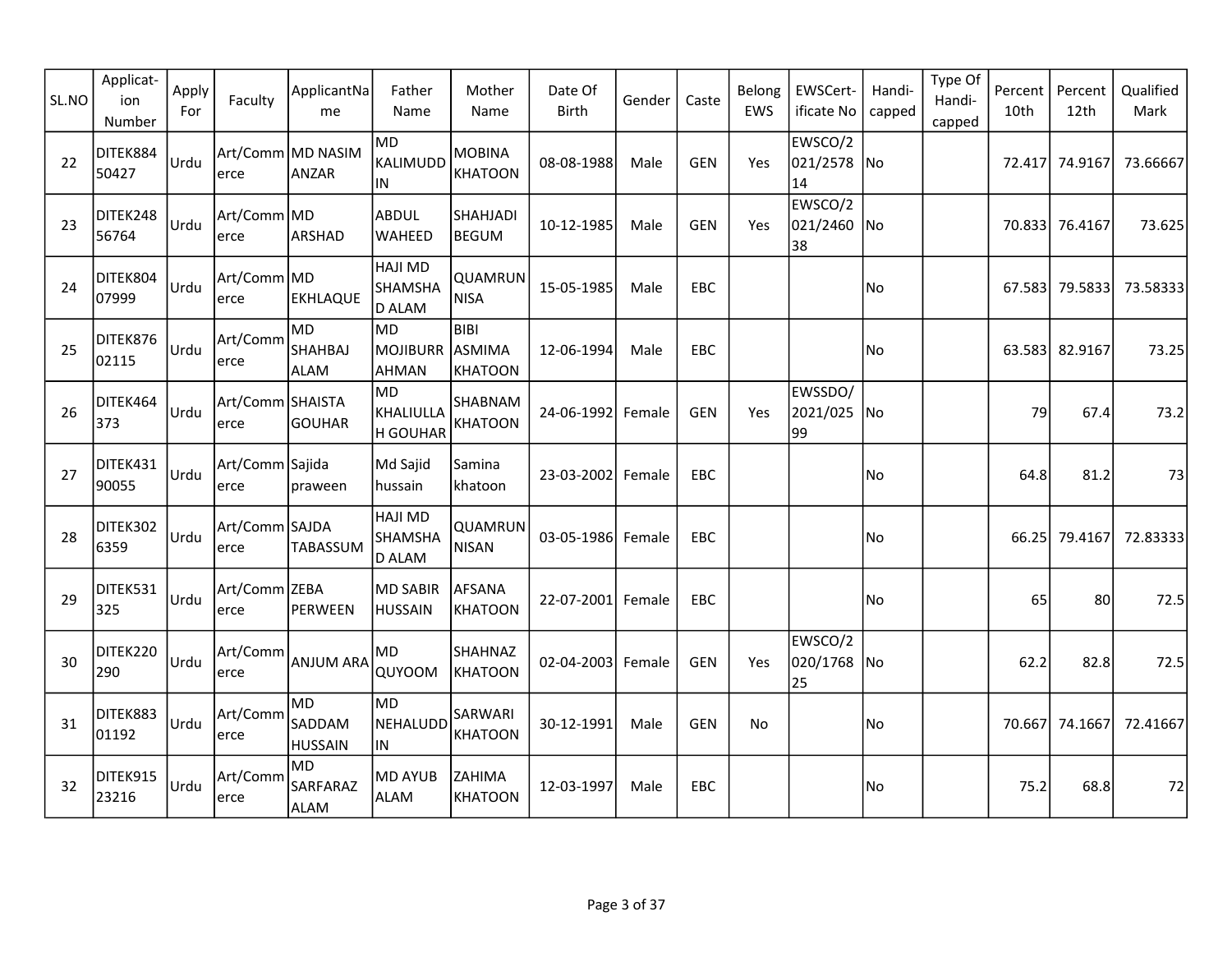| SL.NO | Applicat-ion Number | Apply For | Faculty | ApplicantName | Father Name | Mother Name | Date Of Birth | Gender | Caste | Belong EWS | EWSCert-ificate No | Handi-capped | Type Of Handi-capped | Percent 10th | Percent 12th | Qualified Mark |
|---|---|---|---|---|---|---|---|---|---|---|---|---|---|---|---|---|
| 22 | DITEK88450427 | Urdu | Art/Commerce | MD NASIM ANZAR | MD KALIMUDDIN | MOBINA KHATOON | 08-08-1988 | Male | GEN | Yes | EWSCO/2021/257814 | No | | 72.417 | 74.9167 | 73.66667 |
| 23 | DITEK24856764 | Urdu | Art/Commerce | MD ARSHAD | ABDUL WAHEED | SHAHJADI BEGUM | 10-12-1985 | Male | GEN | Yes | EWSCO/2021/246038 | No | | 70.833 | 76.4167 | 73.625 |
| 24 | DITEK80407999 | Urdu | Art/Commerce | MD EKHLAQUE | HAJI MD SHAMSHAD ALAM | QUAMRUNNISA | 15-05-1985 | Male | EBC | | | No | | 67.583 | 79.5833 | 73.58333 |
| 25 | DITEK87602115 | Urdu | Art/Commerce | MD SHAHBAJ ALAM | MD MOJIBURRAHMAN | BIBI ASMIMA KHATOON | 12-06-1994 | Male | EBC | | | No | | 63.583 | 82.9167 | 73.25 |
| 26 | DITEK464373 | Urdu | Art/Commerce | SHAISTA GOUHAR | MD KHALIULLAH GOUHAR | SHABNAM KHATOON | 24-06-1992 | Female | GEN | Yes | EWSSDO/2021/02599 | No | | 79 | 67.4 | 73.2 |
| 27 | DITEK43190055 | Urdu | Art/Commerce | Sajida praween | Md Sajid hussain | Samina khatoon | 23-03-2002 | Female | EBC | | | No | | 64.8 | 81.2 | 73 |
| 28 | DITEK3026359 | Urdu | Art/Commerce | SAJDA TABASSUM | HAJI MD SHAMSHAD ALAM | QUAMRUNNISAN | 03-05-1986 | Female | EBC | | | No | | 66.25 | 79.4167 | 72.83333 |
| 29 | DITEK531325 | Urdu | Art/Commerce | ZEBA PERWEEN | MD SABIR HUSSAIN | AFSANA KHATOON | 22-07-2001 | Female | EBC | | | No | | 65 | 80 | 72.5 |
| 30 | DITEK220290 | Urdu | Art/Commerce | ANJUM ARA | MD QUYOOM | SHAHNAZ KHATOON | 02-04-2003 | Female | GEN | Yes | EWSCO/2020/176825 | No | | 62.2 | 82.8 | 72.5 |
| 31 | DITEK88301192 | Urdu | Art/Commerce | MD SADDAM HUSSAIN | MD NEHALUDDIN | SARWARI KHATOON | 30-12-1991 | Male | GEN | No | | No | | 70.667 | 74.1667 | 72.41667 |
| 32 | DITEK91523216 | Urdu | Art/Commerce | MD SARFARAZ ALAM | MD AYUB ALAM | ZAHIMA KHATOON | 12-03-1997 | Male | EBC | | | No | | 75.2 | 68.8 | 72 |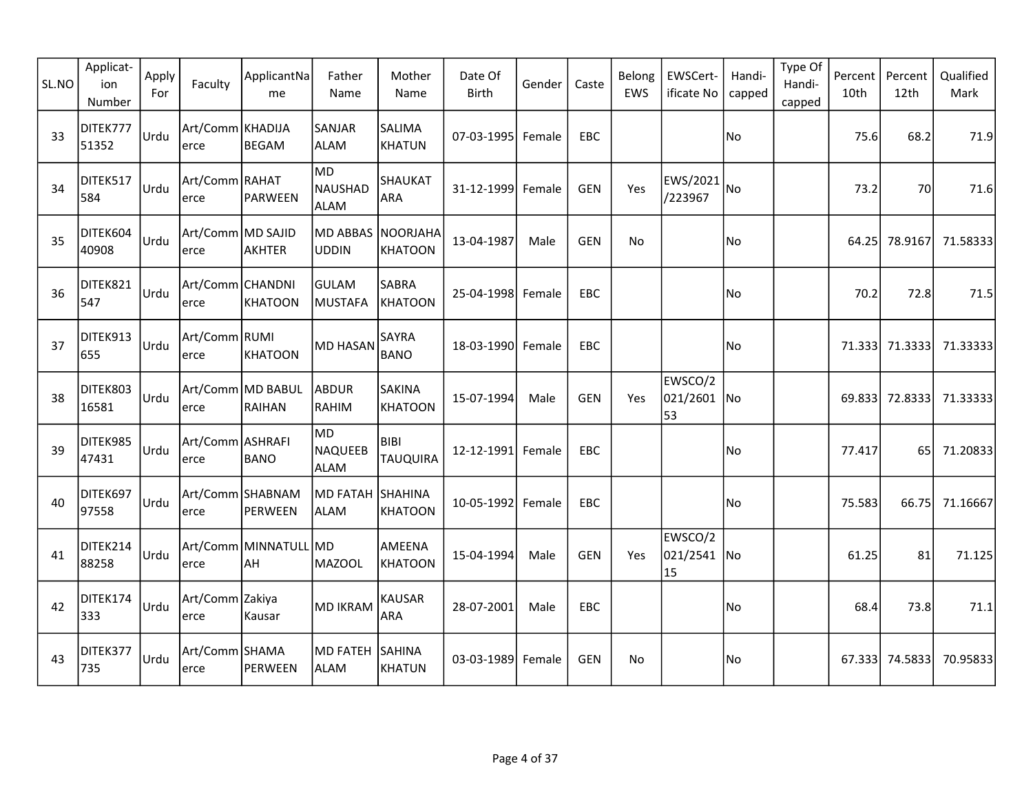| SL.NO | Application Number | Apply For | Faculty | ApplicantName | Father Name | Mother Name | Date Of Birth | Gender | Caste | Belong EWS | EWSCertificate No | Handi-capped | Type Of Handi-capped | Percent 10th | Percent 12th | Qualified Mark |
|---|---|---|---|---|---|---|---|---|---|---|---|---|---|---|---|---|
| 33 | DITEK77751352 | Urdu | Art/Commerce | KHADIJA BEGAM | SANJAR ALAM | SALIMA KHATUN | 07-03-1995 | Female | EBC | | | No | | 75.6 | 68.2 | 71.9 |
| 34 | DITEK517584 | Urdu | Art/Commerce | RAHAT PARWEEN | MD NAUSHAD ALAM | SHAUKAT ARA | 31-12-1999 | Female | GEN | Yes | EWS/2021/223967 | No | | 73.2 | 70 | 71.6 |
| 35 | DITEK60440908 | Urdu | Art/Commerce | MD SAJID AKHTER | MD ABBAS UDDIN | NOORJAHA KHATOON | 13-04-1987 | Male | GEN | No | | No | | 64.25 | 78.9167 | 71.58333 |
| 36 | DITEK821547 | Urdu | Art/Commerce | CHANDNI KHATOON | GULAM MUSTAFA | SABRA KHATOON | 25-04-1998 | Female | EBC | | | No | | 70.2 | 72.8 | 71.5 |
| 37 | DITEK913655 | Urdu | Art/Commerce | RUMI KHATOON | MD HASAN | SAYRA BANO | 18-03-1990 | Female | EBC | | | No | | 71.333 | 71.3333 | 71.33333 |
| 38 | DITEK80316581 | Urdu | Art/Commerce | MD BABUL RAIHAN | ABDUR RAHIM | SAKINA KHATOON | 15-07-1994 | Male | GEN | Yes | EWSCO/2021/260153 | No | | 69.833 | 72.8333 | 71.33333 |
| 39 | DITEK98547431 | Urdu | Art/Commerce | ASHRAFI BANO | MD NAQUEEB ALAM | BIBI TAUQUIRA | 12-12-1991 | Female | EBC | | | No | | 77.417 | 65 | 71.20833 |
| 40 | DITEK69797558 | Urdu | Art/Commerce | SHABNAM PERWEEN | MD FATAH ALAM | SHAHINA KHATOON | 10-05-1992 | Female | EBC | | | No | | 75.583 | 66.75 | 71.16667 |
| 41 | DITEK21488258 | Urdu | Art/Commerce | MINNATULLAH | MD MAZOOL | AMEENA KHATOON | 15-04-1994 | Male | GEN | Yes | EWSCO/2021/254115 | No | | 61.25 | 81 | 71.125 |
| 42 | DITEK174333 | Urdu | Art/Commerce | Zakiya Kausar | MD IKRAM | KAUSAR ARA | 28-07-2001 | Male | EBC | | | No | | 68.4 | 73.8 | 71.1 |
| 43 | DITEK377735 | Urdu | Art/Commerce | SHAMA PERWEEN | MD FATEH ALAM | SAHINA KHATUN | 03-03-1989 | Female | GEN | No | | No | | 67.333 | 74.5833 | 70.95833 |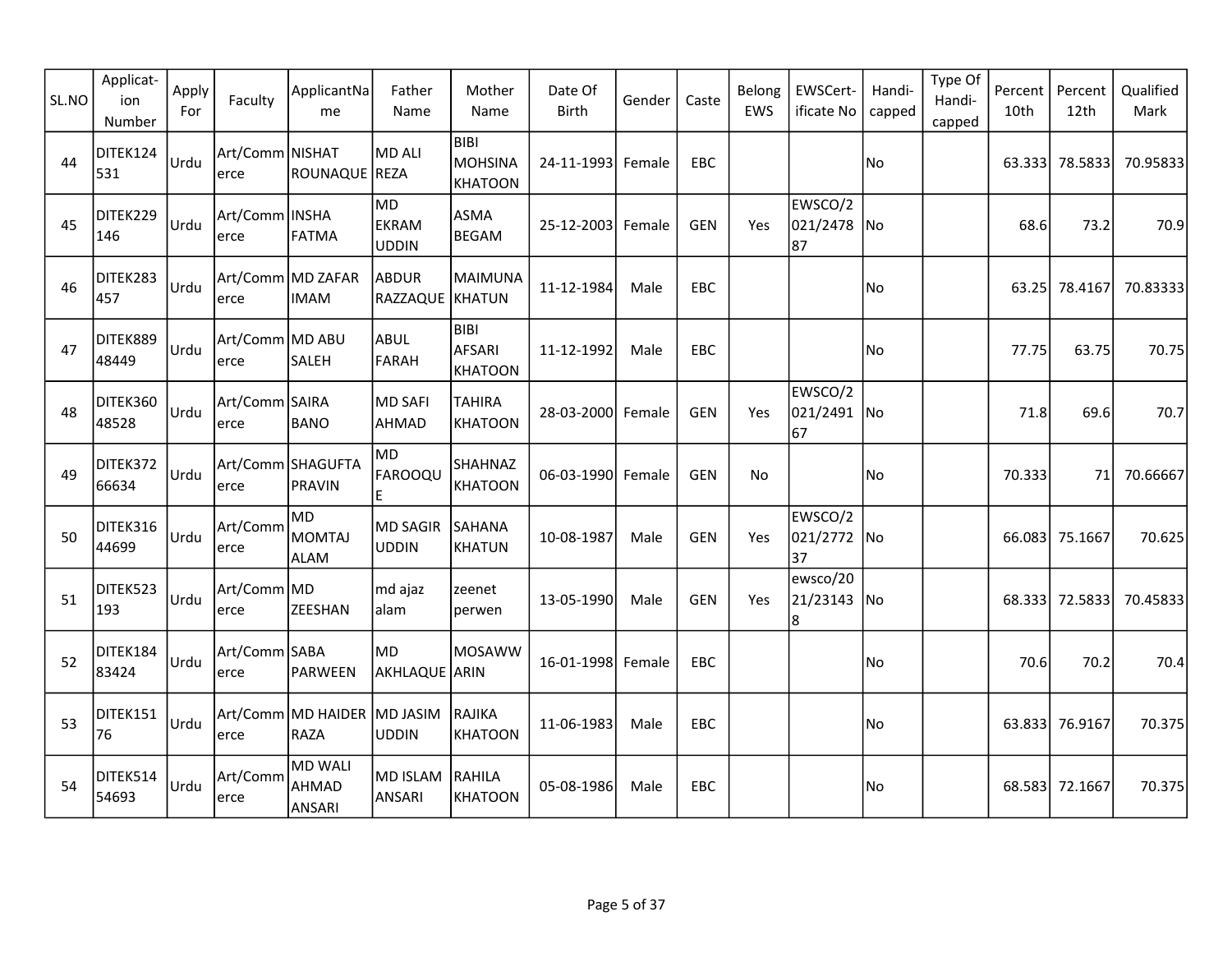| SL.NO | Applicat-ion Number | Apply For | Faculty | ApplicantName | Father Name | Mother Name | Date Of Birth | Gender | Caste | Belong EWS | EWSCert-ificate No | Handi-capped | Type Of Handi-capped | Percent 10th | Percent 12th | Qualified Mark |
|---|---|---|---|---|---|---|---|---|---|---|---|---|---|---|---|---|
| 44 | DITEK124531 | Urdu | Art/Commerce | NISHAT ROUNAQUE | MD ALI REZA | BIBI MOHSINA KHATOON | 24-11-1993 | Female | EBC | | | No | | 63.333 | 78.5833 | 70.95833 |
| 45 | DITEK229146 | Urdu | Art/Commerce | INSHA FATMA | MD EKRAM UDDIN | ASMA BEGAM | 25-12-2003 | Female | GEN | Yes | EWSCO/2021/247887 | No | | 68.6 | 73.2 | 70.9 |
| 46 | DITEK283457 | Urdu | Art/Commerce | MD ZAFAR IMAM | ABDUR RAZZAQUE | MAIMUNA KHATUN | 11-12-1984 | Male | EBC | | | No | | 63.25 | 78.4167 | 70.83333 |
| 47 | DITEK88948449 | Urdu | Art/Commerce | MD ABU SALEH | ABUL FARAH | BIBI AFSARI KHATOON | 11-12-1992 | Male | EBC | | | No | | 77.75 | 63.75 | 70.75 |
| 48 | DITEK36048528 | Urdu | Art/Commerce | SAIRA BANO | MD SAFI AHMAD | TAHIRA KHATOON | 28-03-2000 | Female | GEN | Yes | EWSCO/2021/249167 | No | | 71.8 | 69.6 | 70.7 |
| 49 | DITEK37266634 | Urdu | Art/Commerce | SHAGUFTA PRAVIN | MD FAROOQUE | SHAHNAZ KHATOON | 06-03-1990 | Female | GEN | No | | No | | 70.333 | 71 | 70.66667 |
| 50 | DITEK31644699 | Urdu | Art/Commerce | MD MOMTAJ ALAM | MD SAGIR UDDIN | SAHANA KHATUN | 10-08-1987 | Male | GEN | Yes | EWSCO/2021/277237 | No | | 66.083 | 75.1667 | 70.625 |
| 51 | DITEK523193 | Urdu | Art/Commerce | MD ZEESHAN | md ajaz alam | zeenet perwen | 13-05-1990 | Male | GEN | Yes | ewsco/2021/231438 | No | | 68.333 | 72.5833 | 70.45833 |
| 52 | DITEK18483424 | Urdu | Art/Commerce | SABA PARWEEN | MD AKHLAQUE | MOSAWWARIN | 16-01-1998 | Female | EBC | | | No | | 70.6 | 70.2 | 70.4 |
| 53 | DITEK15176 | Urdu | Art/Commerce | MD HAIDER RAZA | MD JASIM UDDIN | RAJIKA KHATOON | 11-06-1983 | Male | EBC | | | No | | 63.833 | 76.9167 | 70.375 |
| 54 | DITEK51454693 | Urdu | Art/Commerce | MD WALI AHMAD ANSARI | MD ISLAM ANSARI | RAHILA KHATOON | 05-08-1986 | Male | EBC | | | No | | 68.583 | 72.1667 | 70.375 |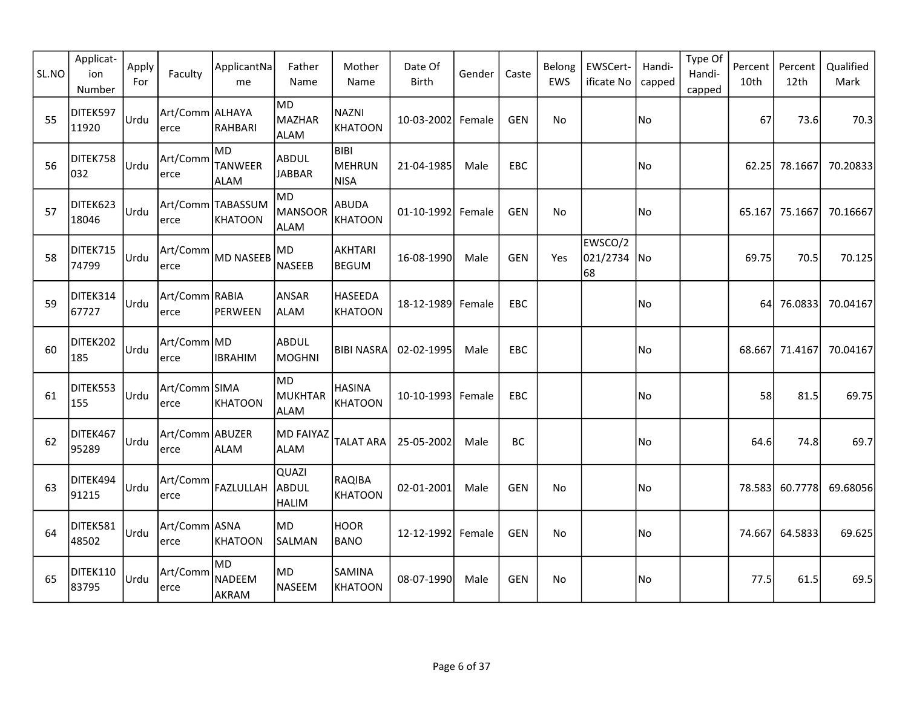| SL.NO | Applicat-ion Number | Apply For | Faculty | ApplicantName | Father Name | Mother Name | Date Of Birth | Gender | Caste | Belong EWS | EWSCert-ificate No | Handi-capped | Type Of Handi-capped | Percent 10th | Percent 12th | Qualified Mark |
|---|---|---|---|---|---|---|---|---|---|---|---|---|---|---|---|---|
| 55 | DITEK59711920 | Urdu | Art/Commerce | ALHAYA RAHBARI | MD MAZHAR ALAM | NAZNI KHATOON | 10-03-2002 | Female | GEN | No | | No | | 67 | 73.6 | 70.3 |
| 56 | DITEK758032 | Urdu | Art/Commerce | MD TANWEER ALAM | ABDUL JABBAR | BIBI MEHRUN NISA | 21-04-1985 | Male | EBC | | | No | | 62.25 | 78.1667 | 70.20833 |
| 57 | DITEK62318046 | Urdu | Art/Commerce | TABASSUM KHATOON | MD MANSOOR ALAM | ABUDA KHATOON | 01-10-1992 | Female | GEN | No | | No | | 65.167 | 75.1667 | 70.16667 |
| 58 | DITEK71574799 | Urdu | Art/Commerce | MD NASEEB | MD NASEEB | AKHTARI BEGUM | 16-08-1990 | Male | GEN | Yes | EWSCO/2021/273468 | No | | 69.75 | 70.5 | 70.125 |
| 59 | DITEK31467727 | Urdu | Art/Commerce | RABIA PERWEEN | ANSAR ALAM | HASEEDA KHATOON | 18-12-1989 | Female | EBC | | | No | | 64 | 76.0833 | 70.04167 |
| 60 | DITEK202185 | Urdu | Art/Commerce | MD IBRAHIM | ABDUL MOGHNI | BIBI NASRA | 02-02-1995 | Male | EBC | | | No | | 68.667 | 71.4167 | 70.04167 |
| 61 | DITEK553155 | Urdu | Art/Commerce | SIMA KHATOON | MD MUKHTAR ALAM | HASINA KHATOON | 10-10-1993 | Female | EBC | | | No | | 58 | 81.5 | 69.75 |
| 62 | DITEK46795289 | Urdu | Art/Commerce | ABUZER ALAM | MD FAIYAZ ALAM | TALAT ARA | 25-05-2002 | Male | BC | | | No | | 64.6 | 74.8 | 69.7 |
| 63 | DITEK49491215 | Urdu | Art/Commerce | FAZLULLAH | QUAZI ABDUL HALIM | RAQIBA KHATOON | 02-01-2001 | Male | GEN | No | | No | | 78.583 | 60.7778 | 69.68056 |
| 64 | DITEK58148502 | Urdu | Art/Commerce | ASNA KHATOON | MD SALMAN | HOOR BANO | 12-12-1992 | Female | GEN | No | | No | | 74.667 | 64.5833 | 69.625 |
| 65 | DITEK11083795 | Urdu | Art/Commerce | MD NADEEM AKRAM | MD NASEEM | SAMINA KHATOON | 08-07-1990 | Male | GEN | No | | No | | 77.5 | 61.5 | 69.5 |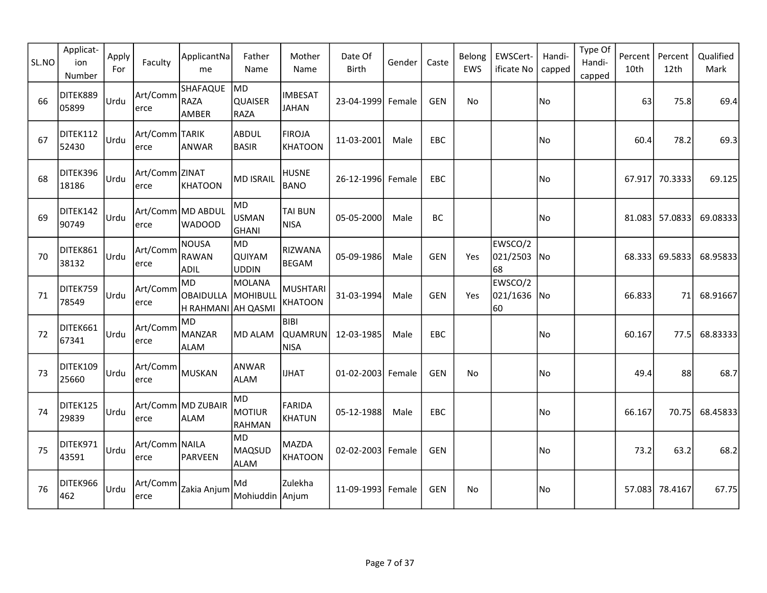| SL.NO | Applicat-ion Number | Apply For | Faculty | ApplicantName | Father Name | Mother Name | Date Of Birth | Gender | Caste | Belong EWS | EWSCert-ificate No | Handi-capped | Type Of Handi-capped | Percent 10th | Percent 12th | Qualified Mark |
|---|---|---|---|---|---|---|---|---|---|---|---|---|---|---|---|---|
| 66 | DITEK88905899 | Urdu | Art/Commerce | SHAFAQUE RAZA AMBER | MD QUAISER RAZA | IMBESAT JAHAN | 23-04-1999 | Female | GEN | No | | No | | 63 | 75.8 | 69.4 |
| 67 | DITEK11252430 | Urdu | Art/Commerce | TARIK ANWAR | ABDUL BASIR | FIROJA KHATOON | 11-03-2001 | Male | EBC | | | No | | 60.4 | 78.2 | 69.3 |
| 68 | DITEK39618186 | Urdu | Art/Commerce | ZINAT KHATOON | MD ISRAIL | HUSNE BANO | 26-12-1996 | Female | EBC | | | No | | 67.917 | 70.3333 | 69.125 |
| 69 | DITEK14290749 | Urdu | Art/Commerce | MD ABDUL WADOOD | MD USMAN GHANI | TAI BUN NISA | 05-05-2000 | Male | BC | | | No | | 81.083 | 57.0833 | 69.08333 |
| 70 | DITEK86138132 | Urdu | Art/Commerce | NOUSA RAWAN ADIL | MD QUIYAM UDDIN | RIZWANA BEGAM | 05-09-1986 | Male | GEN | Yes | EWSCO/2021/250368 | No | | 68.333 | 69.5833 | 68.95833 |
| 71 | DITEK75978549 | Urdu | Art/Commerce | MD OBAIDULLAH RAHMANI | MOLANA MOHIBULLAH QASMI | MUSHTARI KHATOON | 31-03-1994 | Male | GEN | Yes | EWSCO/2021/163660 | No | | 66.833 | 71 | 68.91667 |
| 72 | DITEK66167341 | Urdu | Art/Commerce | MD MANZAR ALAM | MD ALAM | BIBI QUAMRUN NISA | 12-03-1985 | Male | EBC | | | No | | 60.167 | 77.5 | 68.83333 |
| 73 | DITEK10925660 | Urdu | Art/Commerce | MUSKAN | ANWAR ALAM | IJHAT | 01-02-2003 | Female | GEN | No | | No | | 49.4 | 88 | 68.7 |
| 74 | DITEK12529839 | Urdu | Art/Commerce | MD ZUBAIR ALAM | MD MOTIUR RAHMAN | FARIDA KHATUN | 05-12-1988 | Male | EBC | | | No | | 66.167 | 70.75 | 68.45833 |
| 75 | DITEK97143591 | Urdu | Art/Commerce | NAILA PARVEEN | MD MAQSUD ALAM | MAZDA KHATOON | 02-02-2003 | Female | GEN | | | No | | 73.2 | 63.2 | 68.2 |
| 76 | DITEK966462 | Urdu | Art/Commerce | Zakia Anjum | Md Mohiuddin | Zulekha Anjum | 11-09-1993 | Female | GEN | No | | No | | 57.083 | 78.4167 | 67.75 |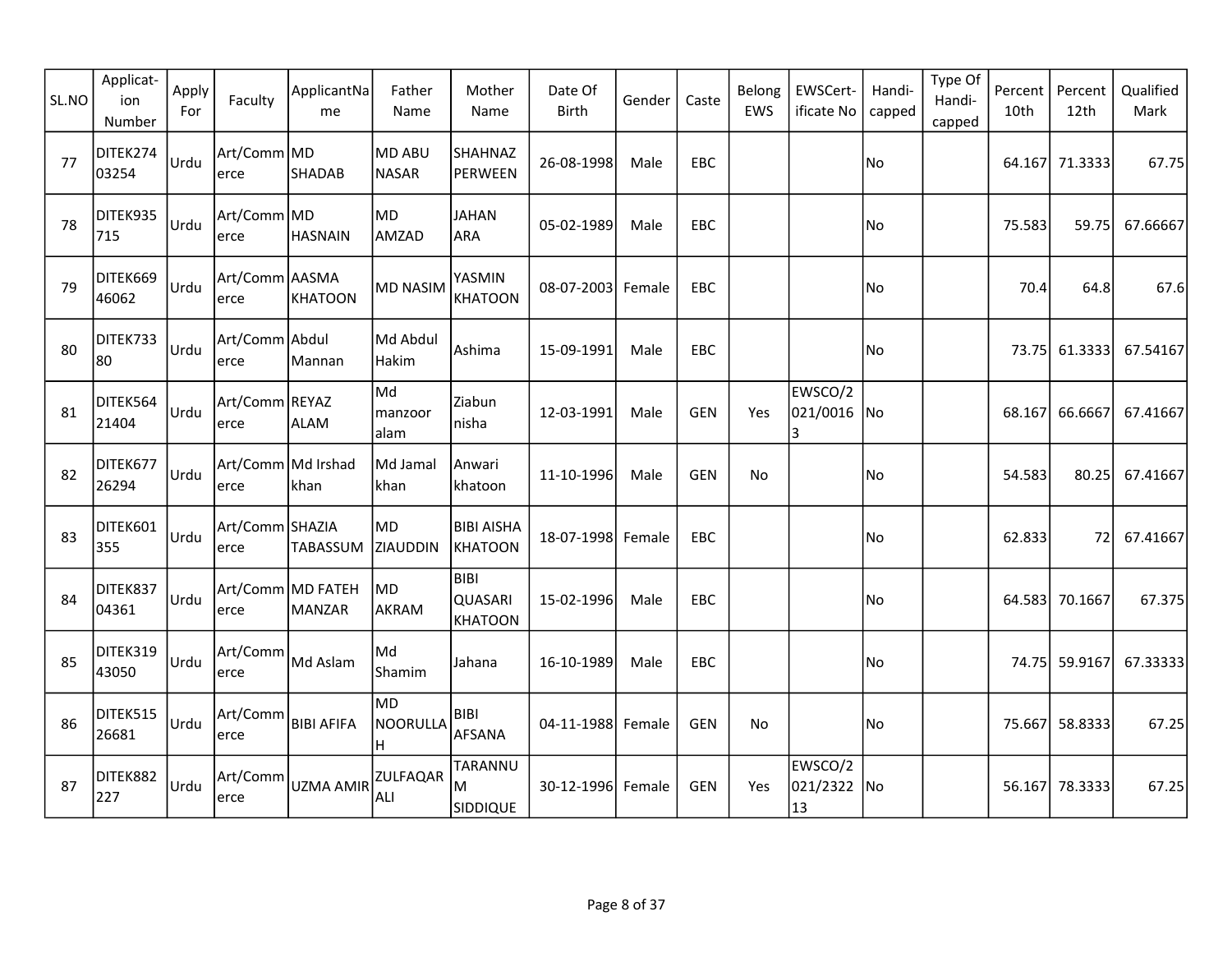| SL.NO | Applicat-ion Number | Apply For | Faculty | ApplicantName | Father Name | Mother Name | Date Of Birth | Gender | Caste | Belong EWS | EWSCert-ificate No | Handi-capped | Type Of Handi-capped | Percent 10th | Percent 12th | Qualified Mark |
|---|---|---|---|---|---|---|---|---|---|---|---|---|---|---|---|---|
| 77 | DITEK27403254 | Urdu | Art/Commerce | MD SHADAB | MD ABU NASAR | SHAHNAZ PERWEEN | 26-08-1998 | Male | EBC | | | No | | 64.167 | 71.3333 | 67.75 |
| 78 | DITEK935715 | Urdu | Art/Commerce | MD HASNAIN | MD AMZAD | JAHAN ARA | 05-02-1989 | Male | EBC | | | No | | 75.583 | 59.75 | 67.66667 |
| 79 | DITEK66946062 | Urdu | Art/Commerce | AASMA KHATOON | MD NASIM | YASMIN KHATOON | 08-07-2003 | Female | EBC | | | No | | 70.4 | 64.8 | 67.6 |
| 80 | DITEK73380 | Urdu | Art/Commerce | Abdul Mannan | Md Abdul Hakim | Ashima | 15-09-1991 | Male | EBC | | | No | | 73.75 | 61.3333 | 67.54167 |
| 81 | DITEK56421404 | Urdu | Art/Commerce | REYAZ ALAM | Md manzoor alam | Ziabun nisha | 12-03-1991 | Male | GEN | Yes | EWSCO/2021/00163 | No | | 68.167 | 66.6667 | 67.41667 |
| 82 | DITEK67726294 | Urdu | Art/Commerce | Md Irshad khan | Md Jamal khan | Anwari khatoon | 11-10-1996 | Male | GEN | No | | No | | 54.583 | 80.25 | 67.41667 |
| 83 | DITEK601355 | Urdu | Art/Commerce | SHAZIA TABASSUM | MD ZIAUDDIN | BIBI AISHA KHATOON | 18-07-1998 | Female | EBC | | | No | | 62.833 | 72 | 67.41667 |
| 84 | DITEK83704361 | Urdu | Art/Commerce | MD FATEH MANZAR | MD AKRAM | BIBI QUASARI KHATOON | 15-02-1996 | Male | EBC | | | No | | 64.583 | 70.1667 | 67.375 |
| 85 | DITEK31943050 | Urdu | Art/Commerce | Md Aslam | Md Shamim | Jahana | 16-10-1989 | Male | EBC | | | No | | 74.75 | 59.9167 | 67.33333 |
| 86 | DITEK51526681 | Urdu | Art/Commerce | BIBI AFIFA | MD NOORULLAH | BIBI AFSANA | 04-11-1988 | Female | GEN | No | | No | | 75.667 | 58.8333 | 67.25 |
| 87 | DITEK882227 | Urdu | Art/Commerce | UZMA AMIR | ZULFAQAR ALI | TARANNUM SIDDIQUE | 30-12-1996 | Female | GEN | Yes | EWSCO/2021/232213 | No | | 56.167 | 78.3333 | 67.25 |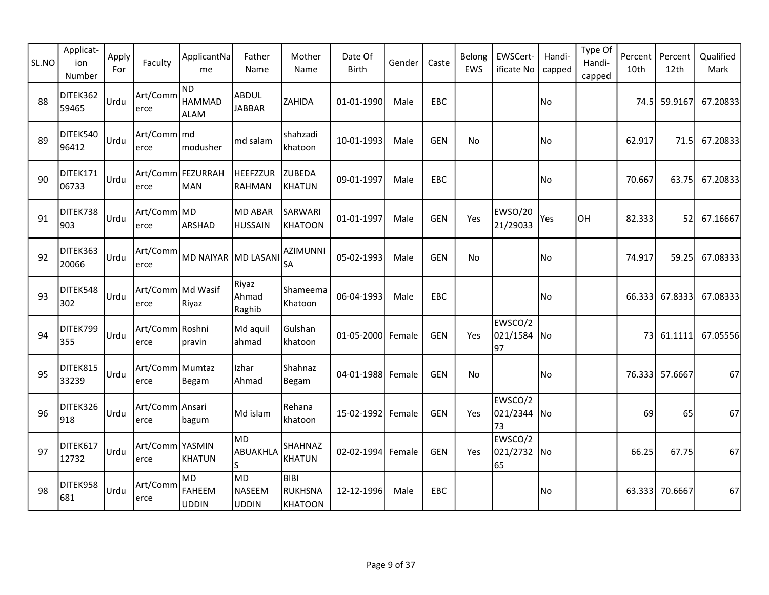| SL.NO | Applicat-ion Number | Apply For | Faculty | ApplicantName | Father Name | Mother Name | Date Of Birth | Gender | Caste | Belong EWS | EWSCert-ificate No | Handi-capped | Type Of Handi-capped | Percent 10th | Percent 12th | Qualified Mark |
|---|---|---|---|---|---|---|---|---|---|---|---|---|---|---|---|---|
| 88 | DITEK36259465 | Urdu | Art/Commerce | ND HAMMAD ALAM | ABDUL JABBAR | ZAHIDA | 01-01-1990 | Male | EBC | | | No | | 74.5 | 59.9167 | 67.20833 |
| 89 | DITEK54096412 | Urdu | Art/Commerce | md modusher | md salam | shahzadi khatoon | 10-01-1993 | Male | GEN | No | | No | | 62.917 | 71.5 | 67.20833 |
| 90 | DITEK17106733 | Urdu | Art/Commerce | FEZURRAHMAN | HEEFZZUR RAHMAN | ZUBEDA KHATUN | 09-01-1997 | Male | EBC | | | No | | 70.667 | 63.75 | 67.20833 |
| 91 | DITEK738903 | Urdu | Art/Commerce | MD ARSHAD | MD ABAR HUSSAIN | SARWARI KHATOON | 01-01-1997 | Male | GEN | Yes | EWSO/2021/29033 | Yes | OH | 82.333 | 52 | 67.16667 |
| 92 | DITEK36320066 | Urdu | Art/Commerce | MD NAIYAR | MD LASANI | AZIMUNNISA | 05-02-1993 | Male | GEN | No | | No | | 74.917 | 59.25 | 67.08333 |
| 93 | DITEK548302 | Urdu | Art/Commerce | Md Wasif Riyaz | Riyaz Ahmad Raghib | Shameema Khatoon | 06-04-1993 | Male | EBC | | | No | | 66.333 | 67.8333 | 67.08333 |
| 94 | DITEK799355 | Urdu | Art/Commerce | Roshni pravin | Md aquil ahmad | Gulshan khatoon | 01-05-2000 | Female | GEN | Yes | EWSCO/2021/158497 | No | | 73 | 61.1111 | 67.05556 |
| 95 | DITEK81533239 | Urdu | Art/Commerce | Mumtaz Begam | Izhar Ahmad | Shahnaz Begam | 04-01-1988 | Female | GEN | No | | No | | 76.333 | 57.6667 | 67 |
| 96 | DITEK326918 | Urdu | Art/Commerce | Ansari bagum | Md islam | Rehana khatoon | 15-02-1992 | Female | GEN | Yes | EWSCO/2021/234473 | No | | 69 | 65 | 67 |
| 97 | DITEK61712732 | Urdu | Art/Commerce | YASMIN KHATUN | MD ABUAKHLAS | SHAHNAZ KHATUN | 02-02-1994 | Female | GEN | Yes | EWSCO/2021/273265 | No | | 66.25 | 67.75 | 67 |
| 98 | DITEK958681 | Urdu | Art/Commerce | MD FAHEEM UDDIN | MD NASEEM UDDIN | BIBI RUKHSNA KHATOON | 12-12-1996 | Male | EBC | | | No | | 63.333 | 70.6667 | 67 |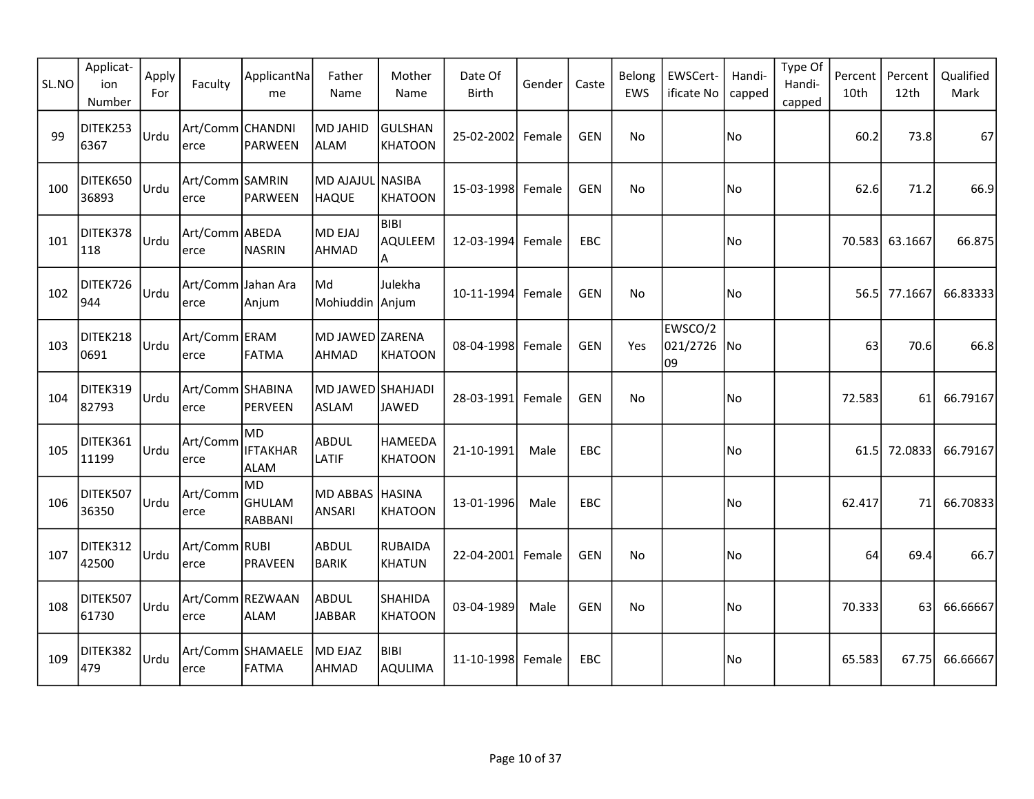| SL.NO | Applicat-ion Number | Apply For | Faculty | ApplicantName | Father Name | Mother Name | Date Of Birth | Gender | Caste | Belong EWS | EWSCert-ificate No | Handi-capped | Type Of Handi-capped | Percent 10th | Percent 12th | Qualified Mark |
|---|---|---|---|---|---|---|---|---|---|---|---|---|---|---|---|---|
| 99 | DITEK2536367 | Urdu | Art/Commerce | CHANDNI PARWEEN | MD JAHID ALAM | GULSHAN KHATOON | 25-02-2002 | Female | GEN | No | | No | | 60.2 | 73.8 | 67 |
| 100 | DITEK65036893 | Urdu | Art/Commerce | SAMRIN PARWEEN | MD AJAJUL HAQUE | NASIBA KHATOON | 15-03-1998 | Female | GEN | No | | No | | 62.6 | 71.2 | 66.9 |
| 101 | DITEK378118 | Urdu | Art/Commerce | ABEDA NASRIN | MD EJAJ AHMAD | BIBI AQULEEMA | 12-03-1994 | Female | EBC | | | No | | 70.583 | 63.1667 | 66.875 |
| 102 | DITEK726944 | Urdu | Art/Commerce | Jahan Ara Anjum | Md Mohiuddin | Julekha Anjum | 10-11-1994 | Female | GEN | No | | No | | 56.5 | 77.1667 | 66.83333 |
| 103 | DITEK2180691 | Urdu | Art/Commerce | ERAM FATMA | MD JAWED AHMAD | ZARENA KHATOON | 08-04-1998 | Female | GEN | Yes | EWSCO/2021/272609 | No | | 63 | 70.6 | 66.8 |
| 104 | DITEK31982793 | Urdu | Art/Commerce | SHABINA PERVEEN | MD JAWED ASLAM | SHAHJADI JAWED | 28-03-1991 | Female | GEN | No | | No | | 72.583 | 61 | 66.79167 |
| 105 | DITEK36111199 | Urdu | Art/Commerce | MD IFTAKHAR ALAM | ABDUL LATIF | HAMEEDA KHATOON | 21-10-1991 | Male | EBC | | | No | | 61.5 | 72.0833 | 66.79167 |
| 106 | DITEK50736350 | Urdu | Art/Commerce | MD GHULAM RABBANI | MD ABBAS ANSARI | HASINA KHATOON | 13-01-1996 | Male | EBC | | | No | | 62.417 | 71 | 66.70833 |
| 107 | DITEK31242500 | Urdu | Art/Commerce | RUBI PRAVEEN | ABDUL BARIK | RUBAIDA KHATUN | 22-04-2001 | Female | GEN | No | | No | | 64 | 69.4 | 66.7 |
| 108 | DITEK50761730 | Urdu | Art/Commerce | REZWAAN ALAM | ABDUL JABBAR | SHAHIDA KHATOON | 03-04-1989 | Male | GEN | No | | No | | 70.333 | 63 | 66.66667 |
| 109 | DITEK382479 | Urdu | Art/Commerce | SHAMAELE FATMA | MD EJAZ AHMAD | BIBI AQULIMA | 11-10-1998 | Female | EBC | | | No | | 65.583 | 67.75 | 66.66667 |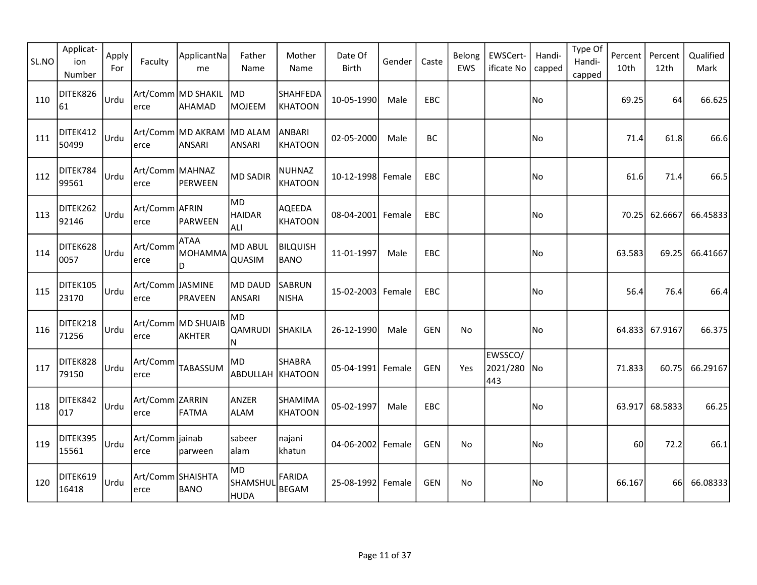| SL.NO | Applicat-ion Number | Apply For | Faculty | ApplicantName | Father Name | Mother Name | Date Of Birth | Gender | Caste | Belong EWS | EWSCert-ificate No | Handi-capped | Type Of Handi-capped | Percent 10th | Percent 12th | Qualified Mark |
|---|---|---|---|---|---|---|---|---|---|---|---|---|---|---|---|---|
| 110 | DITEK82661 | Urdu | Art/Commerce | MD SHAKIL AHAMAD | MD MOJEEM | SHAHFEDA KHATOON | 10-05-1990 | Male | EBC | | | No | | 69.25 | 64 | 66.625 |
| 111 | DITEK41250499 | Urdu | Art/Commerce | MD AKRAM ANSARI | MD ALAM ANSARI | ANBARI KHATOON | 02-05-2000 | Male | BC | | | No | | 71.4 | 61.8 | 66.6 |
| 112 | DITEK78499561 | Urdu | Art/Commerce | MAHNAZ PERWEEN | MD SADIR | NUHNAZ KHATOON | 10-12-1998 | Female | EBC | | | No | | 61.6 | 71.4 | 66.5 |
| 113 | DITEK26292146 | Urdu | Art/Commerce | AFRIN PARWEEN | MD HAIDAR ALI | AQEEDA KHATOON | 08-04-2001 | Female | EBC | | | No | | 70.25 | 62.6667 | 66.45833 |
| 114 | DITEK6280057 | Urdu | Art/Commerce | ATAA MOHAMMAD | MD ABUL QUASIM | BILQUISH BANO | 11-01-1997 | Male | EBC | | | No | | 63.583 | 69.25 | 66.41667 |
| 115 | DITEK10523170 | Urdu | Art/Commerce | JASMINE PRAVEEN | MD DAUD ANSARI | SABRUN NISHA | 15-02-2003 | Female | EBC | | | No | | 56.4 | 76.4 | 66.4 |
| 116 | DITEK21871256 | Urdu | Art/Commerce | MD SHUAIB AKHTER | MD QAMRUDIN | SHAKILA | 26-12-1990 | Male | GEN | No | | No | | 64.833 | 67.9167 | 66.375 |
| 117 | DITEK82879150 | Urdu | Art/Commerce | TABASSUM | MD ABDULLAH | SHABRA KHATOON | 05-04-1991 | Female | GEN | Yes | EWSSCO/2021/280443 | No | | 71.833 | 60.75 | 66.29167 |
| 118 | DITEK842017 | Urdu | Art/Commerce | ZARRIN FATMA | ANZER ALAM | SHAMIMA KHATOON | 05-02-1997 | Male | EBC | | | No | | 63.917 | 68.5833 | 66.25 |
| 119 | DITEK39515561 | Urdu | Art/Commerce | jainab parween | sabeer alam | najani khatun | 04-06-2002 | Female | GEN | No | | No | | 60 | 72.2 | 66.1 |
| 120 | DITEK61916418 | Urdu | Art/Commerce | SHAISHTA BANO | MD SHAMSHUL HUDA | FARIDA BEGAM | 25-08-1992 | Female | GEN | No | | No | | 66.167 | 66 | 66.08333 |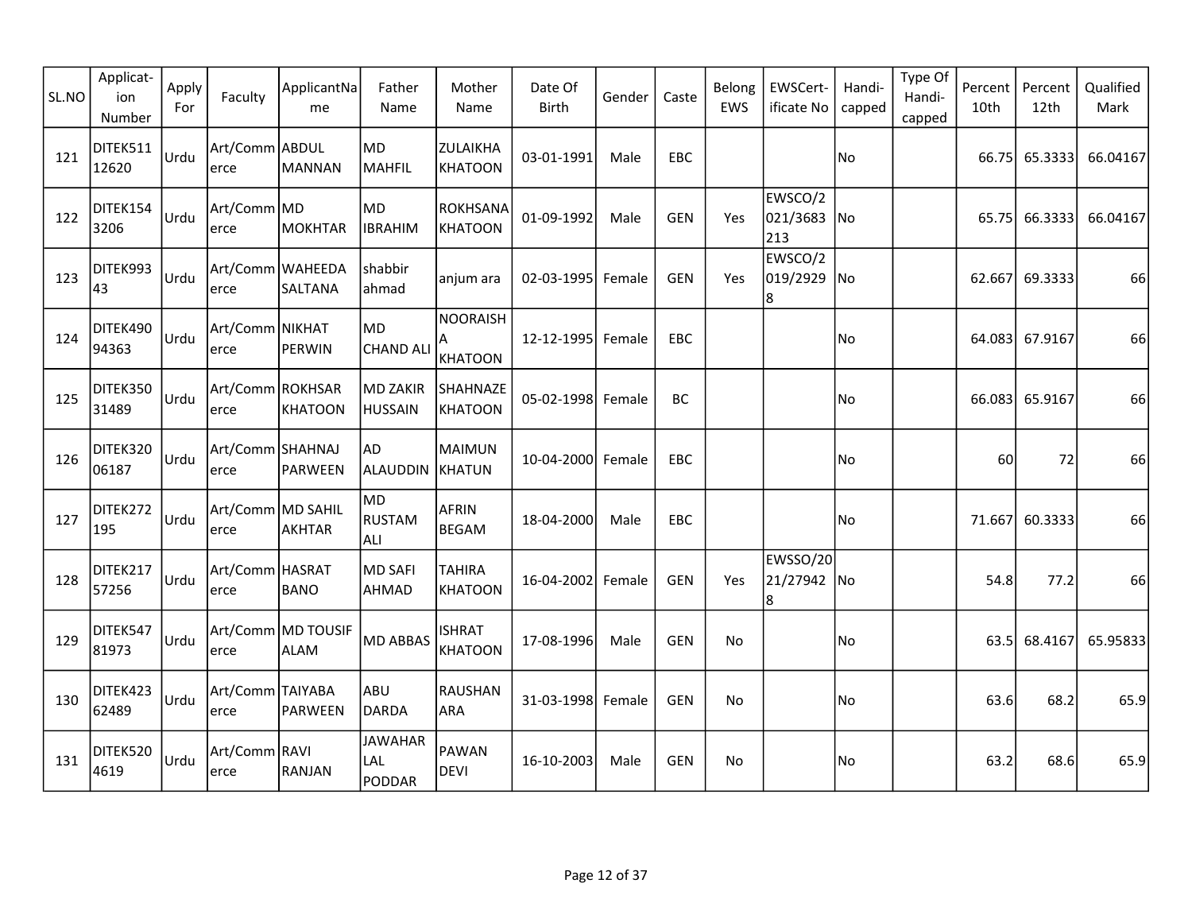| SL.NO | Applicat-ion Number | Apply For | Faculty | ApplicantName | Father Name | Mother Name | Date Of Birth | Gender | Caste | Belong EWS | EWSCert-ificate No | Handi-capped | Type Of Handi-capped | Percent 10th | Percent 12th | Qualified Mark |
|---|---|---|---|---|---|---|---|---|---|---|---|---|---|---|---|---|
| 121 | DITEK51112620 | Urdu | Art/Commerce | ABDUL MANNAN | MD MAHFIL | ZULAIKHA KHATOON | 03-01-1991 | Male | EBC | | | No | | 66.75 | 65.3333 | 66.04167 |
| 122 | DITEK1543206 | Urdu | Art/Commerce | MD MOKHTAR | MD IBRAHIM | ROKHSANA KHATOON | 01-09-1992 | Male | GEN | Yes | EWSCO/2021/3683213 | No | | 65.75 | 66.3333 | 66.04167 |
| 123 | DITEK99343 | Urdu | Art/Commerce | WAHEEDA SALTANA | shabbir ahmad | anjum ara | 02-03-1995 | Female | GEN | Yes | EWSCO/2019/29298 | No | | 62.667 | 69.3333 | 66 |
| 124 | DITEK49094363 | Urdu | Art/Commerce | NIKHAT PERWIN | MD CHAND ALI | NOORAISHA KHATOON | 12-12-1995 | Female | EBC | | | No | | 64.083 | 67.9167 | 66 |
| 125 | DITEK35031489 | Urdu | Art/Commerce | ROKHSAR KHATOON | MD ZAKIR HUSSAIN | SHAHNAZE KHATOON | 05-02-1998 | Female | BC | | | No | | 66.083 | 65.9167 | 66 |
| 126 | DITEK32006187 | Urdu | Art/Commerce | SHAHNAJ PARWEEN | AD ALAUDDIN | MAIMUN KHATUN | 10-04-2000 | Female | EBC | | | No | | 60 | 72 | 66 |
| 127 | DITEK272195 | Urdu | Art/Commerce | MD SAHIL AKHTAR | MD RUSTAM ALI | AFRIN BEGAM | 18-04-2000 | Male | EBC | | | No | | 71.667 | 60.3333 | 66 |
| 128 | DITEK21757256 | Urdu | Art/Commerce | HASRAT BANO | MD SAFI AHMAD | TAHIRA KHATOON | 16-04-2002 | Female | GEN | Yes | EWSSO/2021/279428 | No | | 54.8 | 77.2 | 66 |
| 129 | DITEK54781973 | Urdu | Art/Commerce | MD TOUSIF ALAM | MD ABBAS | ISHRAT KHATOON | 17-08-1996 | Male | GEN | No | | No | | 63.5 | 68.4167 | 65.95833 |
| 130 | DITEK42362489 | Urdu | Art/Commerce | TAIYABA PARWEEN | ABU DARDA | RAUSHAN ARA | 31-03-1998 | Female | GEN | No | | No | | 63.6 | 68.2 | 65.9 |
| 131 | DITEK5204619 | Urdu | Art/Commerce | RAVI RANJAN | JAWAHAR LAL PODDAR | PAWAN DEVI | 16-10-2003 | Male | GEN | No | | No | | 63.2 | 68.6 | 65.9 |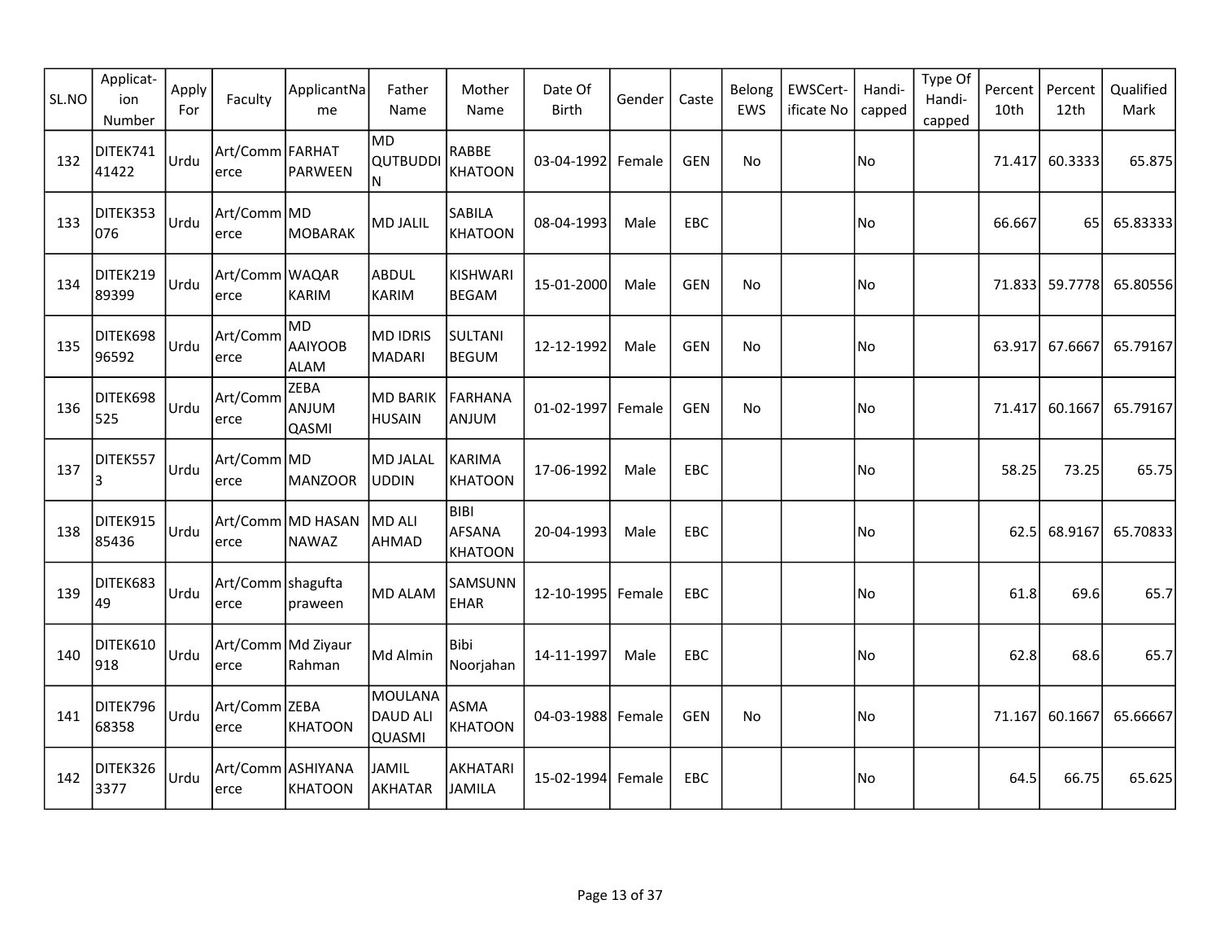| SL.NO | Applicat-ion Number | Apply For | Faculty | ApplicantName | Father Name | Mother Name | Date Of Birth | Gender | Caste | Belong EWS | EWSCert-ificate No | Handi-capped | Type Of Handi-capped | Percent 10th | Percent 12th | Qualified Mark |
|---|---|---|---|---|---|---|---|---|---|---|---|---|---|---|---|---|
| 132 | DITEK74141422 | Urdu | Art/Commerce | FARHAT PARWEEN | MD QUTBUDDIN | RABBE KHATOON | 03-04-1992 | Female | GEN | No | | No | | 71.417 | 60.3333 | 65.875 |
| 133 | DITEK353076 | Urdu | Art/Commerce | MD MOBARAK | MD JALIL | SABILA KHATOON | 08-04-1993 | Male | EBC | | | No | | 66.667 | 65 | 65.83333 |
| 134 | DITEK21989399 | Urdu | Art/Commerce | WAQAR KARIM | ABDUL KARIM | KISHWARI BEGAM | 15-01-2000 | Male | GEN | No | | No | | 71.833 | 59.7778 | 65.80556 |
| 135 | DITEK69896592 | Urdu | Art/Commerce | MD AAIYOOB ALAM | MD IDRIS MADARI | SULTANI BEGUM | 12-12-1992 | Male | GEN | No | | No | | 63.917 | 67.6667 | 65.79167 |
| 136 | DITEK698525 | Urdu | Art/Commerce | ZEBA ANJUM QASMI | MD BARIK HUSAIN | FARHANA ANJUM | 01-02-1997 | Female | GEN | No | | No | | 71.417 | 60.1667 | 65.79167 |
| 137 | DITEK5573 | Urdu | Art/Commerce | MD MANZOOR | MD JALAL UDDIN | KARIMA KHATOON | 17-06-1992 | Male | EBC | | | No | | 58.25 | 73.25 | 65.75 |
| 138 | DITEK91585436 | Urdu | Art/Commerce | MD HASAN NAWAZ | MD ALI AHMAD | BIBI AFSANA KHATOON | 20-04-1993 | Male | EBC | | | No | | 62.5 | 68.9167 | 65.70833 |
| 139 | DITEK68349 | Urdu | Art/Commerce | shagufta praween | MD ALAM | SAMSUNNEHAR | 12-10-1995 | Female | EBC | | | No | | 61.8 | 69.6 | 65.7 |
| 140 | DITEK610918 | Urdu | Art/Commerce | Md Ziyaur Rahman | Md Almin | Bibi Noorjahan | 14-11-1997 | Male | EBC | | | No | | 62.8 | 68.6 | 65.7 |
| 141 | DITEK79668358 | Urdu | Art/Commerce | ZEBA KHATOON | MOULANA DAUD ALI QUASMI | ASMA KHATOON | 04-03-1988 | Female | GEN | No | | No | | 71.167 | 60.1667 | 65.66667 |
| 142 | DITEK3263377 | Urdu | Art/Commerce | ASHIYANA KHATOON | JAMIL AKHATAR | AKHATARI JAMILA | 15-02-1994 | Female | EBC | | | No | | 64.5 | 66.75 | 65.625 |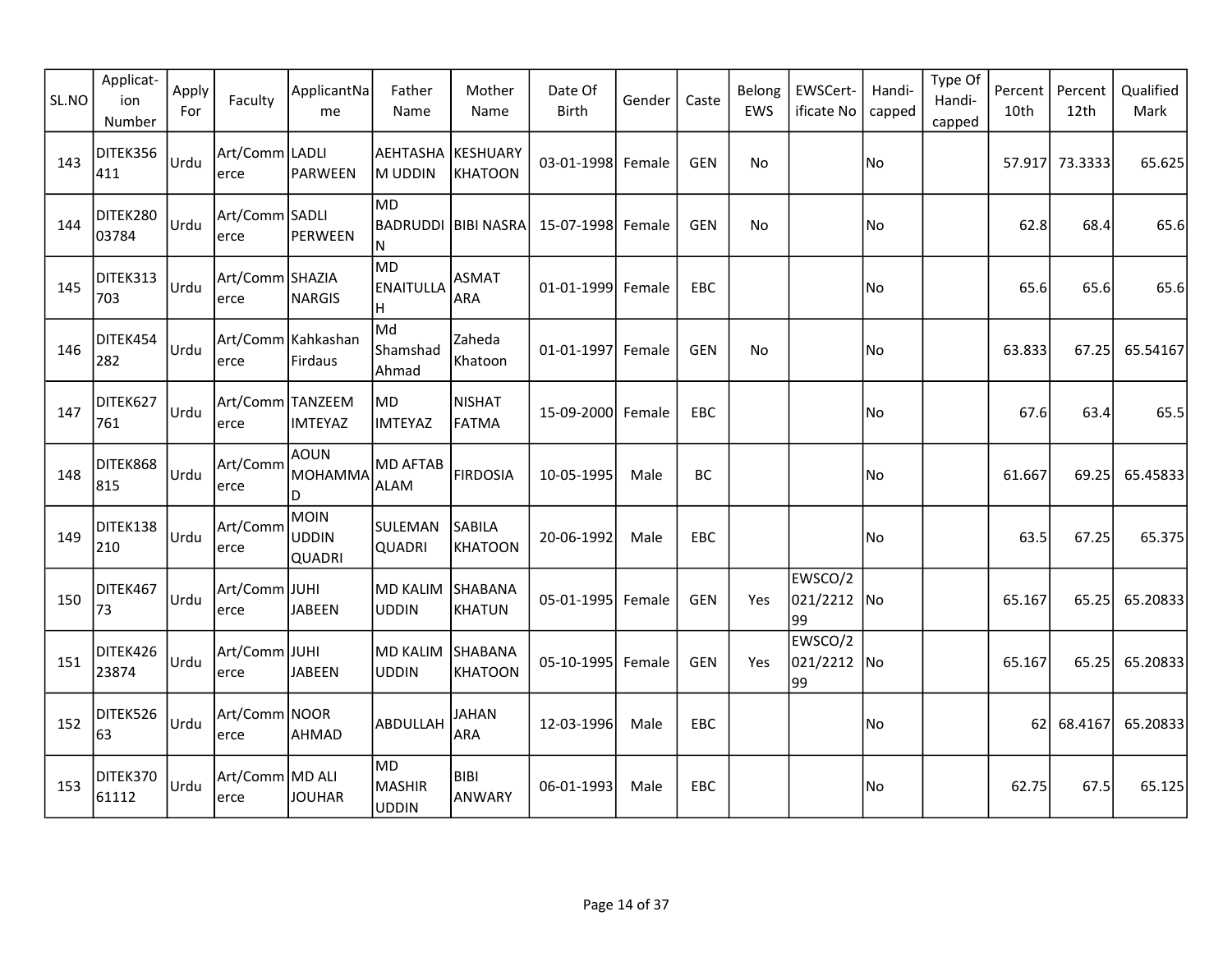| SL.NO | Applicat-ion Number | Apply For | Faculty | ApplicantName | Father Name | Mother Name | Date Of Birth | Gender | Caste | Belong EWS | EWSCert-ificate No | Handi-capped | Type Of Handi-capped | Percent 10th | Percent 12th | Qualified Mark |
|---|---|---|---|---|---|---|---|---|---|---|---|---|---|---|---|---|
| 143 | DITEK356411 | Urdu | Art/Commerce | LADLI PARWEEN | AEHTASHAM UDDIN | KESHUARY KHATOON | 03-01-1998 | Female | GEN | No | | No | | 57.917 | 73.3333 | 65.625 |
| 144 | DITEK28003784 | Urdu | Art/Commerce | SADLI PERWEEN | MD BADRUDDIN | BIBI NASRA | 15-07-1998 | Female | GEN | No | | No | | 62.8 | 68.4 | 65.6 |
| 145 | DITEK313703 | Urdu | Art/Commerce | SHAZIA NARGIS | MD ENAITULLAH | ASMAT ARA | 01-01-1999 | Female | EBC | | | No | | 65.6 | 65.6 | 65.6 |
| 146 | DITEK454282 | Urdu | Art/Commerce | Kahkashan Firdaus | Md Shamshad Ahmad | Zaheda Khatoon | 01-01-1997 | Female | GEN | No | | No | | 63.833 | 67.25 | 65.54167 |
| 147 | DITEK627761 | Urdu | Art/Commerce | TANZEEM IMTEYAZ | MD IMTEYAZ | NISHAT FATMA | 15-09-2000 | Female | EBC | | | No | | 67.6 | 63.4 | 65.5 |
| 148 | DITEK868815 | Urdu | Art/Commerce | AOUN MOHAMMAD | MD AFTAB ALAM | FIRDOSIA | 10-05-1995 | Male | BC | | | No | | 61.667 | 69.25 | 65.45833 |
| 149 | DITEK138210 | Urdu | Art/Commerce | MOIN UDDIN QUADRI | SULEMAN QUADRI | SABILA KHATOON | 20-06-1992 | Male | EBC | | | No | | 63.5 | 67.25 | 65.375 |
| 150 | DITEK46773 | Urdu | Art/Commerce | JUHI JABEEN | MD KALIM UDDIN | SHABANA KHATUN | 05-01-1995 | Female | GEN | Yes | EWSCO/2021/221299 | No | | 65.167 | 65.25 | 65.20833 |
| 151 | DITEK42623874 | Urdu | Art/Commerce | JUHI JABEEN | MD KALIM UDDIN | SHABANA KHATOON | 05-10-1995 | Female | GEN | Yes | EWSCO/2021/221299 | No | | 65.167 | 65.25 | 65.20833 |
| 152 | DITEK52663 | Urdu | Art/Commerce | NOOR AHMAD | ABDULLAH | JAHAN ARA | 12-03-1996 | Male | EBC | | | No | | 62 | 68.4167 | 65.20833 |
| 153 | DITEK37061112 | Urdu | Art/Commerce | MD ALI JOUHAR | MD MASHIR UDDIN | BIBI ANWARY | 06-01-1993 | Male | EBC | | | No | | 62.75 | 67.5 | 65.125 |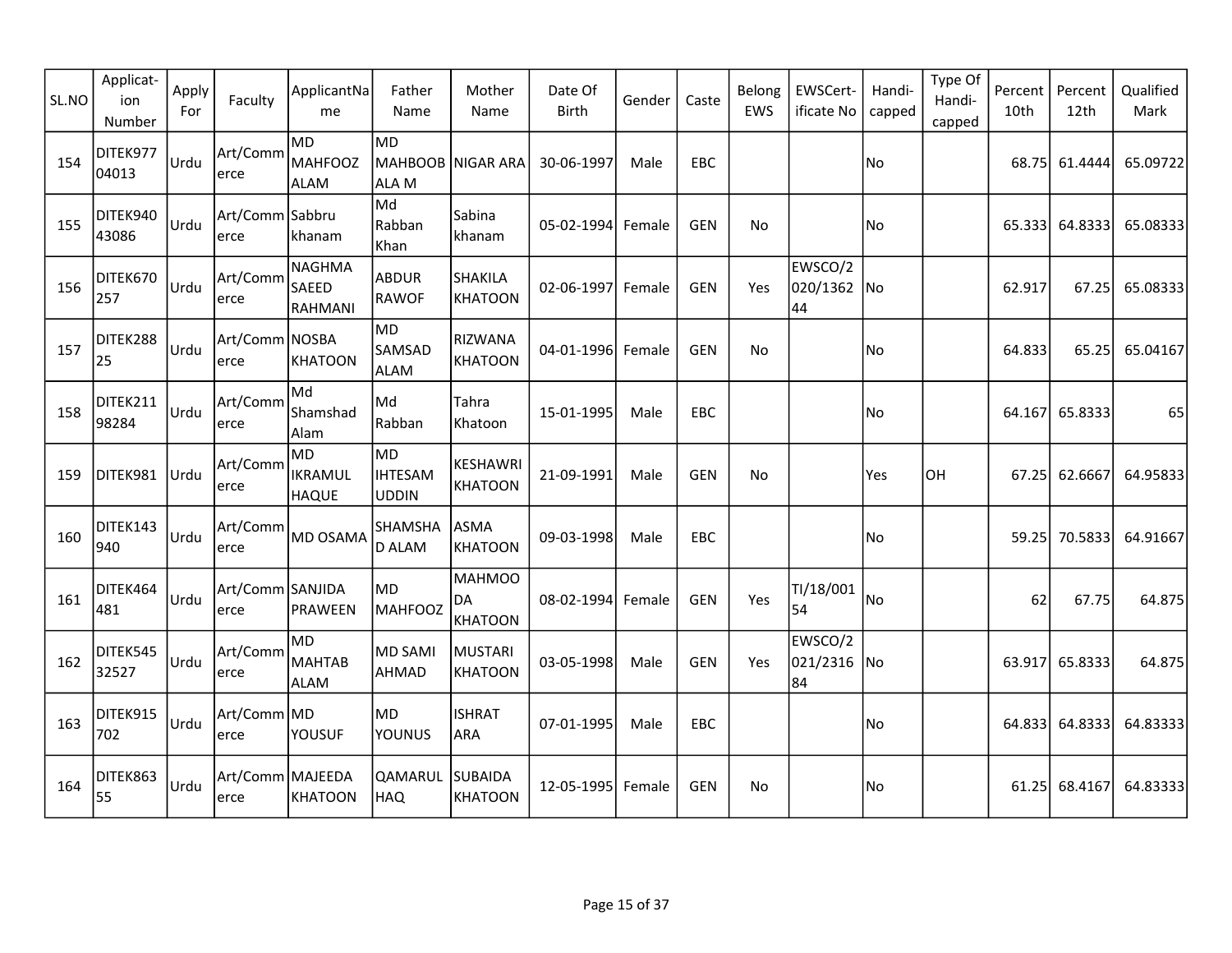| SL.NO | Applicat-ion Number | Apply For | Faculty | ApplicantName | Father Name | Mother Name | Date Of Birth | Gender | Caste | Belong EWS | EWSCert-ificate No | Handi-capped | Type Of Handi-capped | Percent 10th | Percent 12th | Qualified Mark |
|---|---|---|---|---|---|---|---|---|---|---|---|---|---|---|---|---|
| 154 | DITEK97704013 | Urdu | Art/Commerce | MD MAHFOOZ ALAM | MD MAHBOOB ALA M | NIGAR ARA | 30-06-1997 | Male | EBC | | | No | | 68.75 | 61.4444 | 65.09722 |
| 155 | DITEK94043086 | Urdu | Art/Commerce | Sabbru khanam | Md Rabban Khan | Sabina khanam | 05-02-1994 | Female | GEN | No | | No | | 65.333 | 64.8333 | 65.08333 |
| 156 | DITEK670257 | Urdu | Art/Commerce | NAGHMA SAEED RAHMANI | ABDUR RAWOF | SHAKILA KHATOON | 02-06-1997 | Female | GEN | Yes | EWSCO/2020/136244 | No | | 62.917 | 67.25 | 65.08333 |
| 157 | DITEK28825 | Urdu | Art/Commerce | NOSBA KHATOON | MD SAMSAD ALAM | RIZWANA KHATOON | 04-01-1996 | Female | GEN | No | | No | | 64.833 | 65.25 | 65.04167 |
| 158 | DITEK21198284 | Urdu | Art/Commerce | Md Shamshad Alam | Md Rabban | Tahra Khatoon | 15-01-1995 | Male | EBC | | | No | | 64.167 | 65.8333 | 65 |
| 159 | DITEK981 | Urdu | Art/Commerce | MD IKRAMUL HAQUE | MD IHTESAM UDDIN | KESHAWRI KHATOON | 21-09-1991 | Male | GEN | No | | Yes | OH | 67.25 | 62.6667 | 64.95833 |
| 160 | DITEK143940 | Urdu | Art/Commerce | MD OSAMA | SHAMSHAD ALAM | ASMA KHATOON | 09-03-1998 | Male | EBC | | | No | | 59.25 | 70.5833 | 64.91667 |
| 161 | DITEK464481 | Urdu | Art/Commerce | SANJIDA PRAWEEN | MD MAHFOOZ | MAHMOODA KHATOON | 08-02-1994 | Female | GEN | Yes | TI/18/00154 | No | | 62 | 67.75 | 64.875 |
| 162 | DITEK54532527 | Urdu | Art/Commerce | MD MAHTAB ALAM | MD SAMI AHMAD | MUSTARI KHATOON | 03-05-1998 | Male | GEN | Yes | EWSCO/2021/231684 | No | | 63.917 | 65.8333 | 64.875 |
| 163 | DITEK915702 | Urdu | Art/Commerce | MD YOUSUF | MD YOUNUS | ISHRAT ARA | 07-01-1995 | Male | EBC | | | No | | 64.833 | 64.8333 | 64.83333 |
| 164 | DITEK86355 | Urdu | Art/Commerce | MAJEEDA KHATOON | QAMARUL HAQ | SUBAIDA KHATOON | 12-05-1995 | Female | GEN | No | | No | | 61.25 | 68.4167 | 64.83333 |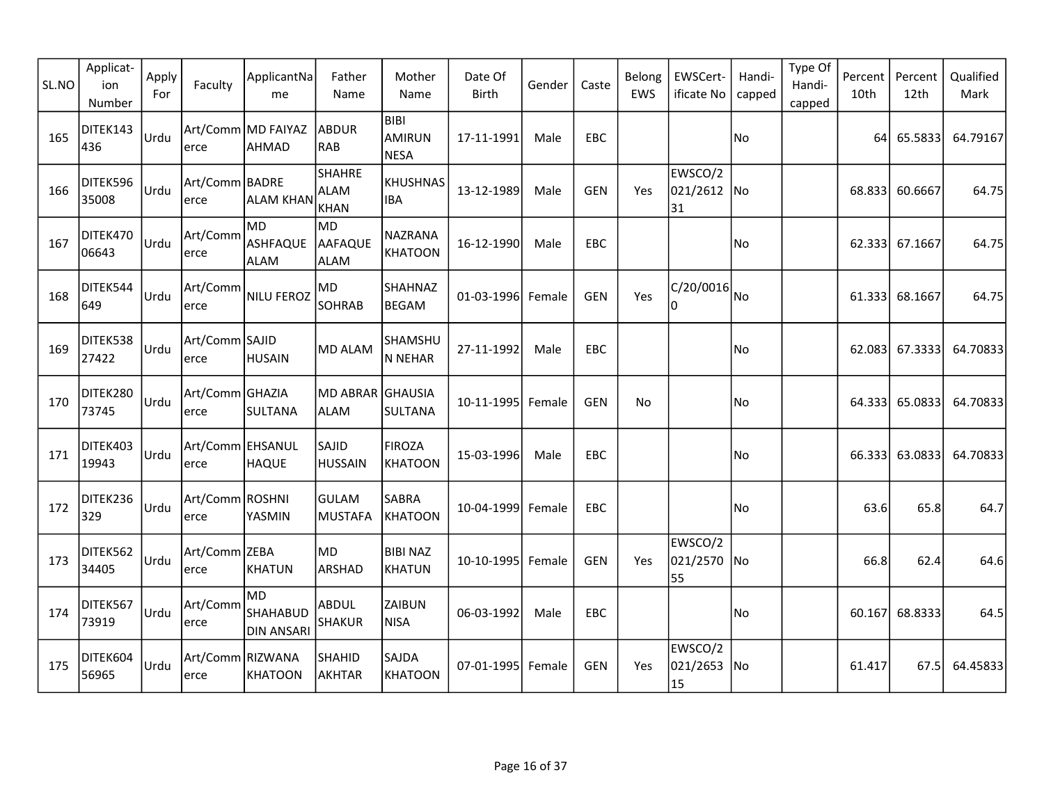| SL.NO | Applicat-ion Number | Apply For | Faculty | ApplicantName | Father Name | Mother Name | Date Of Birth | Gender | Caste | Belong EWS | EWSCert-ificate No | Handi-capped | Type Of Handi-capped | Percent 10th | Percent 12th | Qualified Mark |
|---|---|---|---|---|---|---|---|---|---|---|---|---|---|---|---|---|
| 165 | DITEK143436 | Urdu | Art/Commerce | MD FAIYAZ AHMAD | ABDUR RAB | BIBI AMIRUN NESA | 17-11-1991 | Male | EBC | | | No | | 64 | 65.5833 | 64.79167 |
| 166 | DITEK59635008 | Urdu | Art/Commerce | BADRE ALAM KHAN | SHAHRE ALAM KHAN | KHUSHNASIBA | 13-12-1989 | Male | GEN | Yes | EWSCO/2021/261231 | No | | 68.833 | 60.6667 | 64.75 |
| 167 | DITEK47006643 | Urdu | Art/Commerce | MD ASHFAQUE ALAM | MD AAFAQUE ALAM | NAZRANA KHATOON | 16-12-1990 | Male | EBC | | | No | | 62.333 | 67.1667 | 64.75 |
| 168 | DITEK544649 | Urdu | Art/Commerce | NILU FEROZ | MD SOHRAB | SHAHNAZ BEGAM | 01-03-1996 | Female | GEN | Yes | C/20/00160 | No | | 61.333 | 68.1667 | 64.75 |
| 169 | DITEK53827422 | Urdu | Art/Commerce | SAJID HUSAIN | MD ALAM | SHAMSHUN NEHAR | 27-11-1992 | Male | EBC | | | No | | 62.083 | 67.3333 | 64.70833 |
| 170 | DITEK28073745 | Urdu | Art/Commerce | GHAZIA SULTANA | MD ABRAR ALAM | GHAUSIA SULTANA | 10-11-1995 | Female | GEN | No | | No | | 64.333 | 65.0833 | 64.70833 |
| 171 | DITEK40319943 | Urdu | Art/Commerce | EHSANUL HAQUE | SAJID HUSSAIN | FIROZA KHATOON | 15-03-1996 | Male | EBC | | | No | | 66.333 | 63.0833 | 64.70833 |
| 172 | DITEK236329 | Urdu | Art/Commerce | ROSHNI YASMIN | GULAM MUSTAFA | SABRA KHATOON | 10-04-1999 | Female | EBC | | | No | | 63.6 | 65.8 | 64.7 |
| 173 | DITEK56234405 | Urdu | Art/Commerce | ZEBA KHATUN | MD ARSHAD | BIBI NAZ KHATUN | 10-10-1995 | Female | GEN | Yes | EWSCO/2021/257055 | No | | 66.8 | 62.4 | 64.6 |
| 174 | DITEK56773919 | Urdu | Art/Commerce | MD SHAHABUDDIN ANSARI | ABDUL SHAKUR | ZAIBUN NISA | 06-03-1992 | Male | EBC | | | No | | 60.167 | 68.8333 | 64.5 |
| 175 | DITEK60456965 | Urdu | Art/Commerce | RIZWANA KHATOON | SHAHID AKHTAR | SAJDA KHATOON | 07-01-1995 | Female | GEN | Yes | EWSCO/2021/265315 | No | | 61.417 | 67.5 | 64.45833 |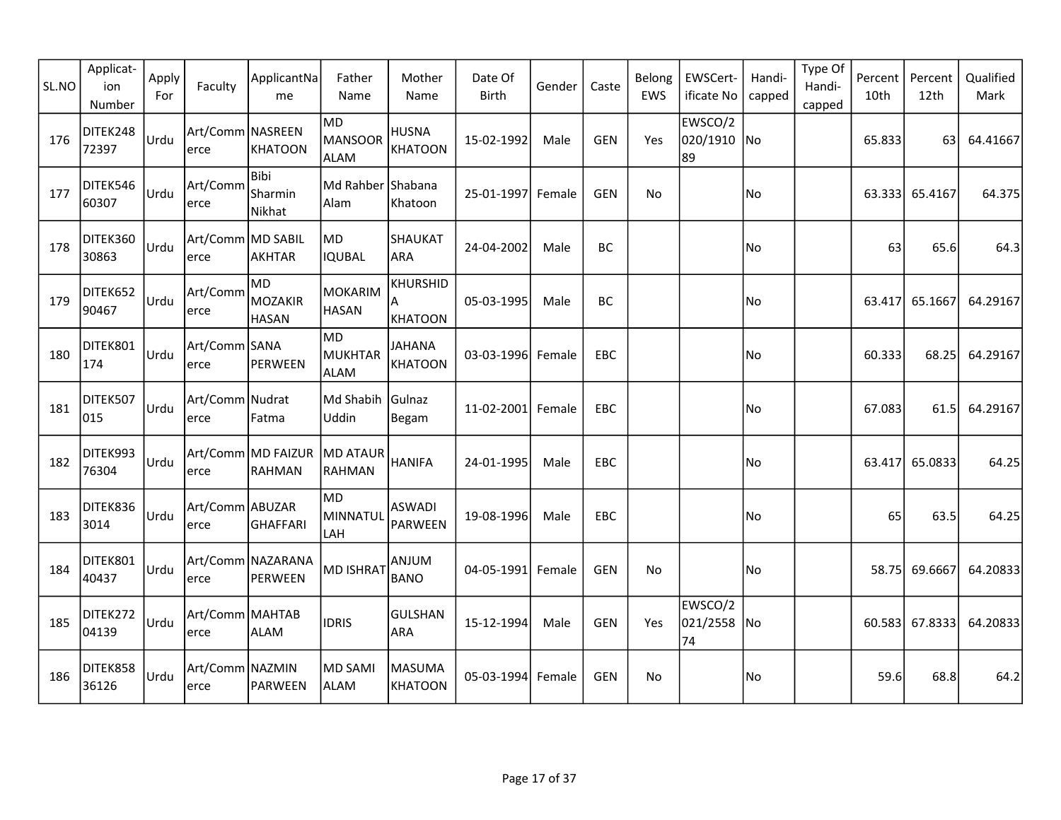| SL.NO | Applicat-ion Number | Apply For | Faculty | ApplicantName | Father Name | Mother Name | Date Of Birth | Gender | Caste | Belong EWS | EWSCert-ificate No | Handi-capped | Type Of Handi-capped | Percent 10th | Percent 12th | Qualified Mark |
|---|---|---|---|---|---|---|---|---|---|---|---|---|---|---|---|---|
| 176 | DITEK24872397 | Urdu | Art/Commerce | NASREEN KHATOON | MD MANSOOR ALAM | HUSNA KHATOON | 15-02-1992 | Male | GEN | Yes | EWSCO/2020/191089 | No | | 65.833 | 63 | 64.41667 |
| 177 | DITEK54660307 | Urdu | Art/Commerce | Bibi Sharmin Nikhat | Md Rahber Alam | Shabana Khatoon | 25-01-1997 | Female | GEN | No | | No | | 63.333 | 65.4167 | 64.375 |
| 178 | DITEK36030863 | Urdu | Art/Commerce | MD SABIL AKHTAR | MD IQUBAL | SHAUKAT ARA | 24-04-2002 | Male | BC | | | No | | 63 | 65.6 | 64.3 |
| 179 | DITEK65290467 | Urdu | Art/Commerce | MD MOZAKIR HASAN | MOKARIM HASAN | KHURSHIDA KHATOON | 05-03-1995 | Male | BC | | | No | | 63.417 | 65.1667 | 64.29167 |
| 180 | DITEK801174 | Urdu | Art/Commerce | SANA PERWEEN | MD MUKHTAR ALAM | JAHANA KHATOON | 03-03-1996 | Female | EBC | | | No | | 60.333 | 68.25 | 64.29167 |
| 181 | DITEK507015 | Urdu | Art/Commerce | Nudrat Fatma | Md Shabih Uddin | Gulnaz Begam | 11-02-2001 | Female | EBC | | | No | | 67.083 | 61.5 | 64.29167 |
| 182 | DITEK99376304 | Urdu | Art/Commerce | MD FAIZUR RAHMAN | MD ATAUR RAHMAN | HANIFA | 24-01-1995 | Male | EBC | | | No | | 63.417 | 65.0833 | 64.25 |
| 183 | DITEK8363014 | Urdu | Art/Commerce | ABUZAR GHAFFARI | MD MINNATULLAH | ASWADI PARWEEN | 19-08-1996 | Male | EBC | | | No | | 65 | 63.5 | 64.25 |
| 184 | DITEK80140437 | Urdu | Art/Commerce | NAZARANA PERWEEN | MD ISHRAT | ANJUM BANO | 04-05-1991 | Female | GEN | No | | No | | 58.75 | 69.6667 | 64.20833 |
| 185 | DITEK27204139 | Urdu | Art/Commerce | MAHTAB ALAM | IDRIS | GULSHAN ARA | 15-12-1994 | Male | GEN | Yes | EWSCO/2021/255874 | No | | 60.583 | 67.8333 | 64.20833 |
| 186 | DITEK85836126 | Urdu | Art/Commerce | NAZMIN PARWEEN | MD SAMI ALAM | MASUMA KHATOON | 05-03-1994 | Female | GEN | No | | No | | 59.6 | 68.8 | 64.2 |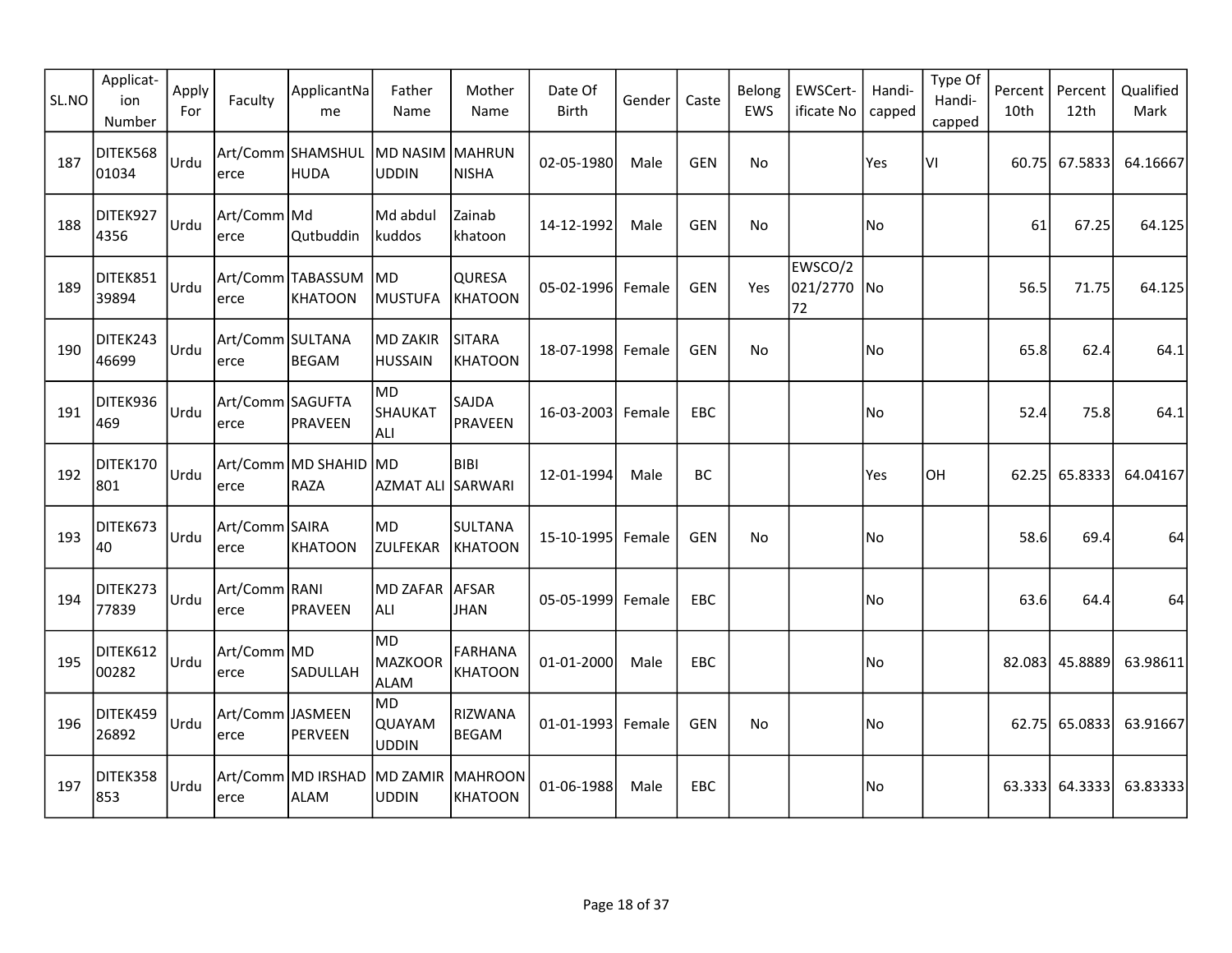| SL.NO | Applicat-ion Number | Apply For | Faculty | ApplicantName | Father Name | Mother Name | Date Of Birth | Gender | Caste | Belong EWS | EWSCert-ificate No | Handi-capped | Type Of Handi-capped | Percent 10th | Percent 12th | Qualified Mark |
|---|---|---|---|---|---|---|---|---|---|---|---|---|---|---|---|---|
| 187 | DITEK56801034 | Urdu | Art/Commerce | SHAMSHUL HUDA | MD NASIM UDDIN | MAHRUN NISHA | 02-05-1980 | Male | GEN | No | | Yes | VI | 60.75 | 67.5833 | 64.16667 |
| 188 | DITEK9274356 | Urdu | Art/Commerce | Md Qutbuddin | Md abdul kuddos | Zainab khatoon | 14-12-1992 | Male | GEN | No | | No | | 61 | 67.25 | 64.125 |
| 189 | DITEK85139894 | Urdu | Art/Commerce | TABASSUM KHATOON | MD MUSTUFA | QURESA KHATOON | 05-02-1996 | Female | GEN | Yes | EWSCO/2021/277072 | No | | 56.5 | 71.75 | 64.125 |
| 190 | DITEK24346699 | Urdu | Art/Commerce | SULTANA BEGAM | MD ZAKIR HUSSAIN | SITARA KHATOON | 18-07-1998 | Female | GEN | No | | No | | 65.8 | 62.4 | 64.1 |
| 191 | DITEK936469 | Urdu | Art/Commerce | SAGUFTA PRAVEEN | MD SHAUKAT ALI | SAJDA PRAVEEN | 16-03-2003 | Female | EBC | | | No | | 52.4 | 75.8 | 64.1 |
| 192 | DITEK170801 | Urdu | Art/Commerce | MD SHAHID RAZA | MD AZMAT ALI | BIBI SARWARI | 12-01-1994 | Male | BC | | | Yes | OH | 62.25 | 65.8333 | 64.04167 |
| 193 | DITEK67340 | Urdu | Art/Commerce | SAIRA KHATOON | MD ZULFEKAR | SULTANA KHATOON | 15-10-1995 | Female | GEN | No | | No | | 58.6 | 69.4 | 64 |
| 194 | DITEK27377839 | Urdu | Art/Commerce | RANI PRAVEEN | MD ZAFAR ALI | AFSAR JHAN | 05-05-1999 | Female | EBC | | | No | | 63.6 | 64.4 | 64 |
| 195 | DITEK61200282 | Urdu | Art/Commerce | MD SADULLAH | MD MAZKOOR ALAM | FARHANA KHATOON | 01-01-2000 | Male | EBC | | | No | | 82.083 | 45.8889 | 63.98611 |
| 196 | DITEK45926892 | Urdu | Art/Commerce | JASMEEN PERVEEN | MD QUAYAM UDDIN | RIZWANA BEGAM | 01-01-1993 | Female | GEN | No | | No | | 62.75 | 65.0833 | 63.91667 |
| 197 | DITEK358853 | Urdu | Art/Commerce | MD IRSHAD ALAM | MD ZAMIR UDDIN | MAHROON KHATOON | 01-06-1988 | Male | EBC | | | No | | 63.333 | 64.3333 | 63.83333 |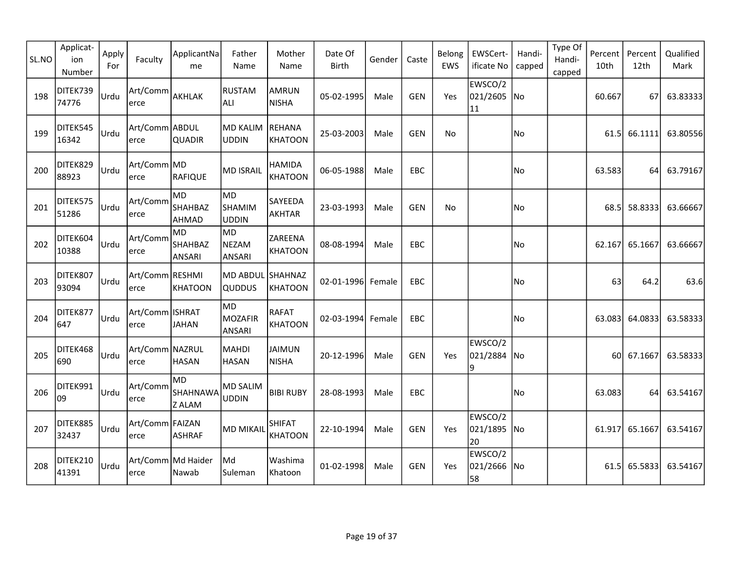| SL.NO | Applicat-ion Number | Apply For | Faculty | ApplicantName | Father Name | Mother Name | Date Of Birth | Gender | Caste | Belong EWS | EWSCert-ificate No | Handi-capped | Type Of Handi-capped | Percent 10th | Percent 12th | Qualified Mark |
|---|---|---|---|---|---|---|---|---|---|---|---|---|---|---|---|---|
| 198 | DITEK73974776 | Urdu | Art/Commerce | AKHLAK | RUSTAM ALI | AMRUN NISHA | 05-02-1995 | Male | GEN | Yes | EWSCO/2021/260511 | No | | 60.667 | 67 | 63.83333 |
| 199 | DITEK54516342 | Urdu | Art/Commerce | ABDUL QUADIR | MD KALIM UDDIN | REHANA KHATOON | 25-03-2003 | Male | GEN | No | | No | | 61.5 | 66.1111 | 63.80556 |
| 200 | DITEK82988923 | Urdu | Art/Commerce | MD RAFIQUE | MD ISRAIL | HAMIDA KHATOON | 06-05-1988 | Male | EBC | | | No | | 63.583 | 64 | 63.79167 |
| 201 | DITEK57551286 | Urdu | Art/Commerce | MD SHAHBAZ AHMAD | MD SHAMIM UDDIN | SAYEEDA AKHTAR | 23-03-1993 | Male | GEN | No | | No | | 68.5 | 58.8333 | 63.66667 |
| 202 | DITEK60410388 | Urdu | Art/Commerce | MD SHAHBAZ ANSARI | MD NEZAM ANSARI | ZAREENA KHATOON | 08-08-1994 | Male | EBC | | | No | | 62.167 | 65.1667 | 63.66667 |
| 203 | DITEK80793094 | Urdu | Art/Commerce | RESHMI KHATOON | MD ABDUL QUDDUS | SHAHNAZ KHATOON | 02-01-1996 | Female | EBC | | | No | | 63 | 64.2 | 63.6 |
| 204 | DITEK877647 | Urdu | Art/Commerce | ISHRAT JAHAN | MD MOZAFIR ANSARI | RAFAT KHATOON | 02-03-1994 | Female | EBC | | | No | | 63.083 | 64.0833 | 63.58333 |
| 205 | DITEK468690 | Urdu | Art/Commerce | NAZRUL HASAN | MAHDI HASAN | JAIMUN NISHA | 20-12-1996 | Male | GEN | Yes | EWSCO/2021/28849 | No | | 60 | 67.1667 | 63.58333 |
| 206 | DITEK99109 | Urdu | Art/Commerce | MD SHAHNAWAZ ALAM | MD SALIM UDDIN | BIBI RUBY | 28-08-1993 | Male | EBC | | | No | | 63.083 | 64 | 63.54167 |
| 207 | DITEK88532437 | Urdu | Art/Commerce | FAIZAN ASHRAF | MD MIKAIL | SHIFAT KHATOON | 22-10-1994 | Male | GEN | Yes | EWSCO/2021/189520 | No | | 61.917 | 65.1667 | 63.54167 |
| 208 | DITEK21041391 | Urdu | Art/Commerce | Md Haider Nawab | Md Suleman | Washima Khatoon | 01-02-1998 | Male | GEN | Yes | EWSCO/2021/266658 | No | | 61.5 | 65.5833 | 63.54167 |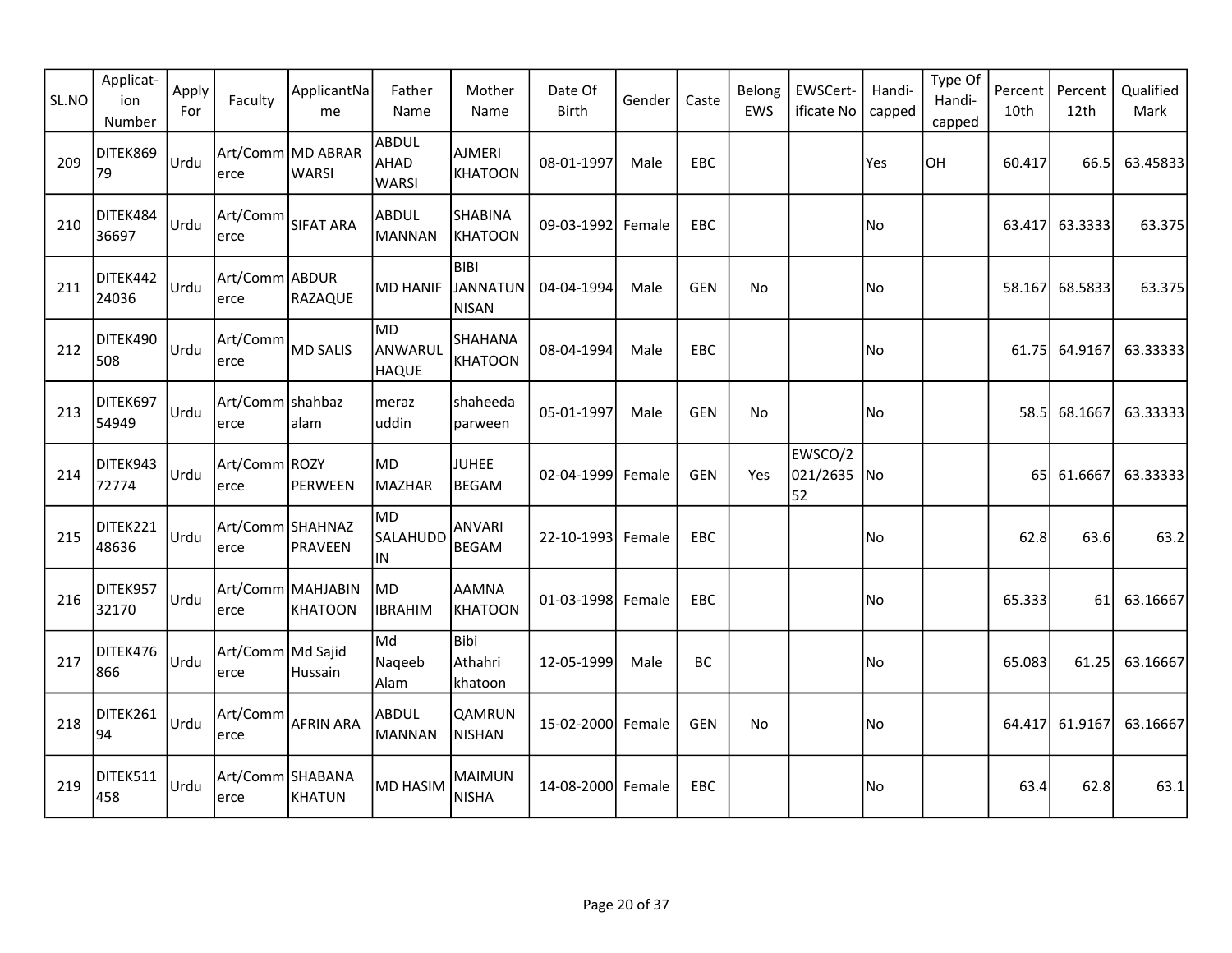| SL.NO | Applicat-ion Number | Apply For | Faculty | ApplicantName | Father Name | Mother Name | Date Of Birth | Gender | Caste | Belong EWS | EWSCert-ificate No | Handi-capped | Type Of Handi-capped | Percent 10th | Percent 12th | Qualified Mark |
|---|---|---|---|---|---|---|---|---|---|---|---|---|---|---|---|---|
| 209 | DITEK86979 | Urdu | Art/Commerce | MD ABRAR WARSI | ABDUL AHAD WARSI | AJMERI KHATOON | 08-01-1997 | Male | EBC | | | Yes | OH | 60.417 | 66.5 | 63.45833 |
| 210 | DITEK48436697 | Urdu | Art/Commerce | SIFAT ARA | ABDUL MANNAN | SHABINA KHATOON | 09-03-1992 | Female | EBC | | | No | | 63.417 | 63.3333 | 63.375 |
| 211 | DITEK44224036 | Urdu | Art/Commerce | ABDUR RAZAQUE | MD HANIF | BIBI JANNATUN NISAN | 04-04-1994 | Male | GEN | No | | No | | 58.167 | 68.5833 | 63.375 |
| 212 | DITEK490508 | Urdu | Art/Commerce | MD SALIS | MD ANWARUL HAQUE | SHAHANA KHATOON | 08-04-1994 | Male | EBC | | | No | | 61.75 | 64.9167 | 63.33333 |
| 213 | DITEK69754949 | Urdu | Art/Commerce | shahbaz alam | meraz uddin | shaheeda parween | 05-01-1997 | Male | GEN | No | | No | | 58.5 | 68.1667 | 63.33333 |
| 214 | DITEK94372774 | Urdu | Art/Commerce | ROZY PERWEEN | MD MAZHAR | JUHEE BEGAM | 02-04-1999 | Female | GEN | Yes | EWSCO/2021/263552 | No | | 65 | 61.6667 | 63.33333 |
| 215 | DITEK22148636 | Urdu | Art/Commerce | SHAHNAZ PRAVEEN | MD SALAHUDDIN | ANVARI BEGAM | 22-10-1993 | Female | EBC | | | No | | 62.8 | 63.6 | 63.2 |
| 216 | DITEK95732170 | Urdu | Art/Commerce | MAHJABIN KHATOON | MD IBRAHIM | AAMNA KHATOON | 01-03-1998 | Female | EBC | | | No | | 65.333 | 61 | 63.16667 |
| 217 | DITEK476866 | Urdu | Art/Commerce | Md Sajid Hussain | Md Naqeeb Alam | Bibi Athahri khatoon | 12-05-1999 | Male | BC | | | No | | 65.083 | 61.25 | 63.16667 |
| 218 | DITEK26194 | Urdu | Art/Commerce | AFRIN ARA | ABDUL MANNAN | QAMRUN NISHAN | 15-02-2000 | Female | GEN | No | | No | | 64.417 | 61.9167 | 63.16667 |
| 219 | DITEK511458 | Urdu | Art/Commerce | SHABANA KHATUN | MD HASIM | MAIMUN NISHA | 14-08-2000 | Female | EBC | | | No | | 63.4 | 62.8 | 63.1 |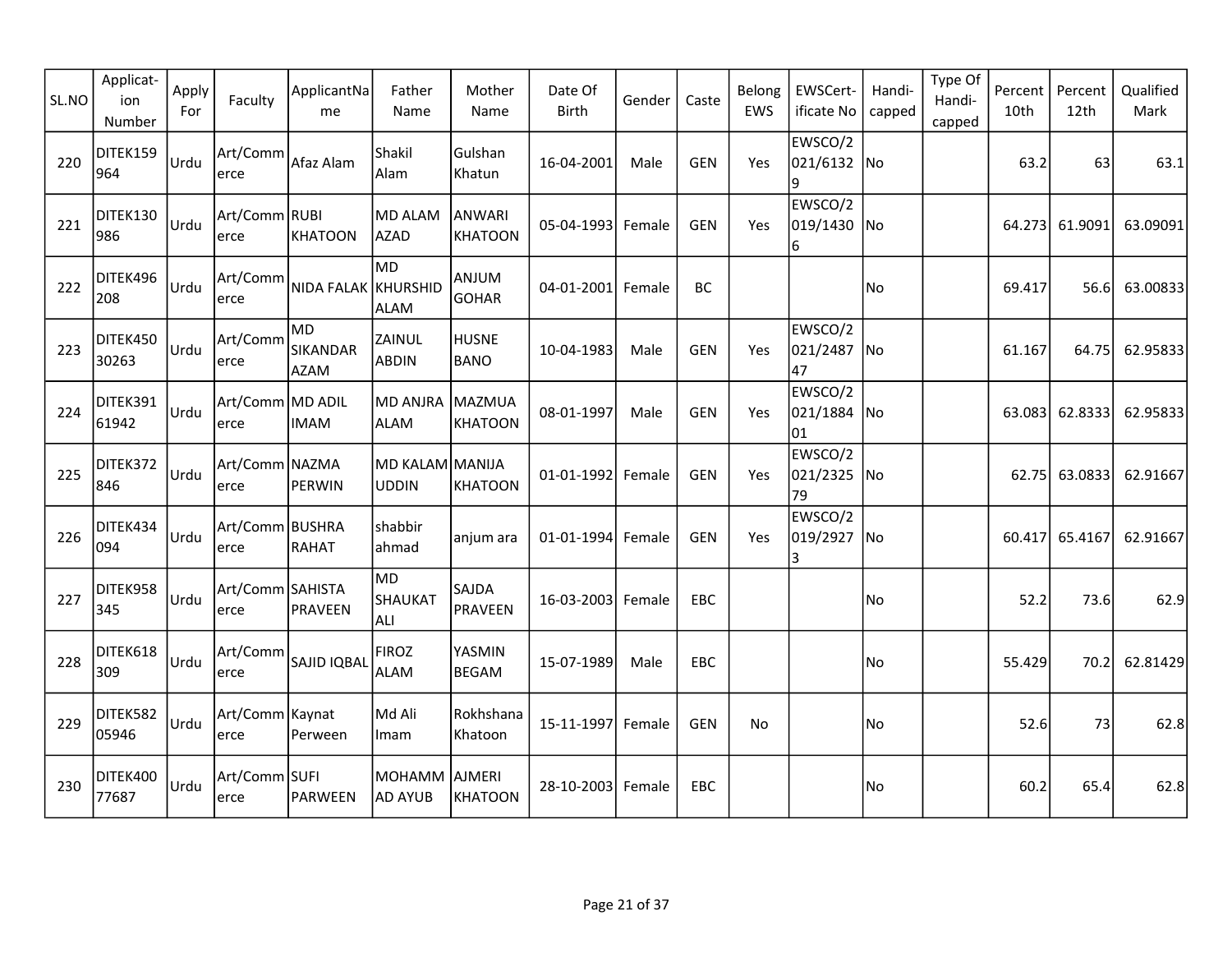| SL.NO | Applicat-ion Number | Apply For | Faculty | ApplicantName | Father Name | Mother Name | Date Of Birth | Gender | Caste | Belong EWS | EWSCert-ificate No | Handi-capped | Type Of Handi-capped | Percent 10th | Percent 12th | Qualified Mark |
|---|---|---|---|---|---|---|---|---|---|---|---|---|---|---|---|---|
| 220 | DITEK159964 | Urdu | Art/Commerce | Afaz Alam | Shakil Alam | Gulshan Khatun | 16-04-2001 | Male | GEN | Yes | EWSCO/2021/61329 | No | | 63.2 | 63 | 63.1 |
| 221 | DITEK130986 | Urdu | Art/Commerce | RUBI KHATOON | MD ALAM AZAD | ANWARI KHATOON | 05-04-1993 | Female | GEN | Yes | EWSCO/2019/14306 | No | | 64.273 | 61.9091 | 63.09091 |
| 222 | DITEK496208 | Urdu | Art/Commerce | NIDA FALAK | MD KHURSHID ALAM | ANJUM GOHAR | 04-01-2001 | Female | BC | | | No | | 69.417 | 56.6 | 63.00833 |
| 223 | DITEK45030263 | Urdu | Art/Commerce | MD SIKANDAR AZAM | ZAINUL ABDIN | HUSNE BANO | 10-04-1983 | Male | GEN | Yes | EWSCO/2021/248747 | No | | 61.167 | 64.75 | 62.95833 |
| 224 | DITEK39161942 | Urdu | Art/Commerce | MD ADIL IMAM | MD ANJRA ALAM | MAZMUA KHATOON | 08-01-1997 | Male | GEN | Yes | EWSCO/2021/188401 | No | | 63.083 | 62.8333 | 62.95833 |
| 225 | DITEK372846 | Urdu | Art/Commerce | NAZMA PERWIN | MD KALAM UDDIN | MANIJA KHATOON | 01-01-1992 | Female | GEN | Yes | EWSCO/2021/232579 | No | | 62.75 | 63.0833 | 62.91667 |
| 226 | DITEK434094 | Urdu | Art/Commerce | BUSHRA RAHAT | shabbir ahmad | anjum ara | 01-01-1994 | Female | GEN | Yes | EWSCO/2019/29273 | No | | 60.417 | 65.4167 | 62.91667 |
| 227 | DITEK958345 | Urdu | Art/Commerce | SAHISTA PRAVEEN | MD SHAUKAT ALI | SAJDA PRAVEEN | 16-03-2003 | Female | EBC | | | No | | 52.2 | 73.6 | 62.9 |
| 228 | DITEK618309 | Urdu | Art/Commerce | SAJID IQBAL | FIROZ ALAM | YASMIN BEGAM | 15-07-1989 | Male | EBC | | | No | | 55.429 | 70.2 | 62.81429 |
| 229 | DITEK58205946 | Urdu | Art/Commerce | Kaynat Perween | Md Ali Imam | Rokhshana Khatoon | 15-11-1997 | Female | GEN | No | | No | | 52.6 | 73 | 62.8 |
| 230 | DITEK40077687 | Urdu | Art/Commerce | SUFI PARWEEN | MOHAMMAD AYUB | AJMERI KHATOON | 28-10-2003 | Female | EBC | | | No | | 60.2 | 65.4 | 62.8 |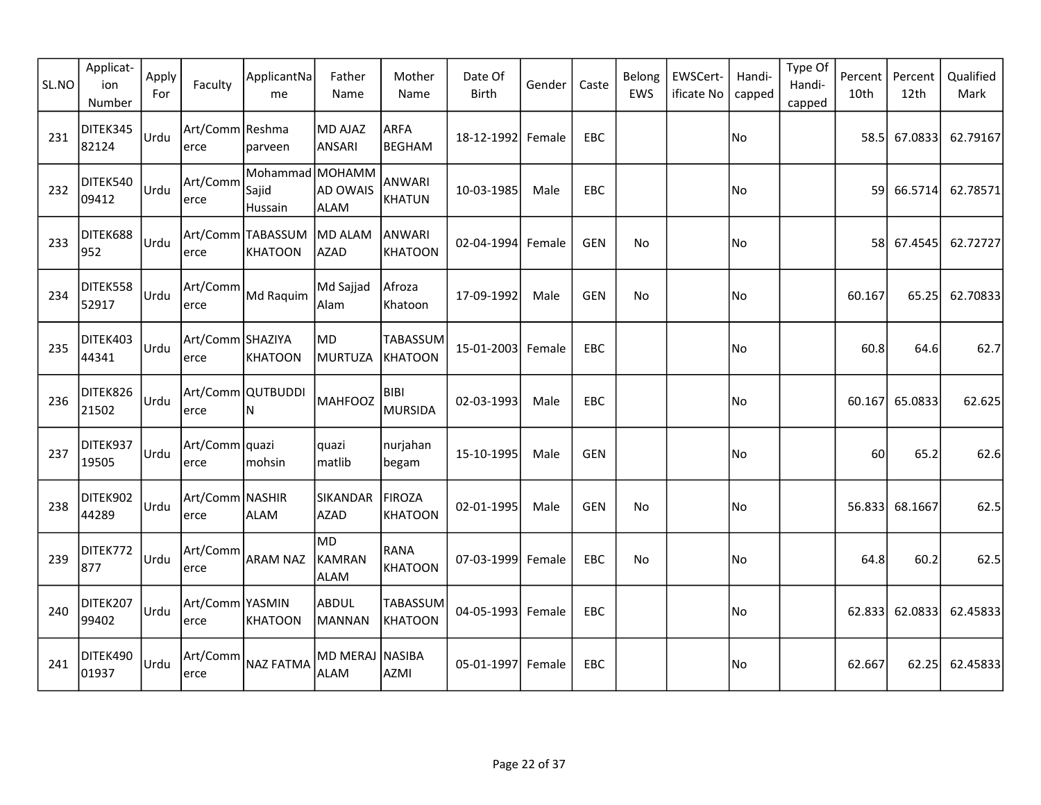| SL.NO | Applicat-ion Number | Apply For | Faculty | ApplicantName | Father Name | Mother Name | Date Of Birth | Gender | Caste | Belong EWS | EWSCert-ificate No | Handi-capped | Type Of Handi-capped | Percent 10th | Percent 12th | Qualified Mark |
|---|---|---|---|---|---|---|---|---|---|---|---|---|---|---|---|---|
| 231 | DITEK34582124 | Urdu | Art/Commerce | Reshma parveen | MD AJAZ ANSARI | ARFA BEGHAM | 18-12-1992 | Female | EBC | | | No | | 58.5 | 67.0833 | 62.79167 |
| 232 | DITEK54009412 | Urdu | Art/Commerce | Mohammad Sajid Hussain | MOHAMMAD OWAIS ALAM | ANWARI KHATUN | 10-03-1985 | Male | EBC | | | No | | 59 | 66.5714 | 62.78571 |
| 233 | DITEK688952 | Urdu | Art/Commerce | TABASSUM KHATOON | MD ALAM AZAD | ANWARI KHATOON | 02-04-1994 | Female | GEN | No | | No | | 58 | 67.4545 | 62.72727 |
| 234 | DITEK55852917 | Urdu | Art/Commerce | Md Raquim | Md Sajjad Alam | Afroza Khatoon | 17-09-1992 | Male | GEN | No | | No | | 60.167 | 65.25 | 62.70833 |
| 235 | DITEK40344341 | Urdu | Art/Commerce | SHAZIYA KHATOON | MD MURTUZA | TABASSUM KHATOON | 15-01-2003 | Female | EBC | | | No | | 60.8 | 64.6 | 62.7 |
| 236 | DITEK82621502 | Urdu | Art/Commerce | QUTBUDDIN | MAHFOOZ | BIBI MURSIDA | 02-03-1993 | Male | EBC | | | No | | 60.167 | 65.0833 | 62.625 |
| 237 | DITEK93719505 | Urdu | Art/Commerce | quazi mohsin | quazi matlib | nurjahan begam | 15-10-1995 | Male | GEN | | | No | | 60 | 65.2 | 62.6 |
| 238 | DITEK90244289 | Urdu | Art/Commerce | NASHIR ALAM | SIKANDAR AZAD | FIROZA KHATOON | 02-01-1995 | Male | GEN | No | | No | | 56.833 | 68.1667 | 62.5 |
| 239 | DITEK772877 | Urdu | Art/Commerce | ARAM NAZ | MD KAMRAN ALAM | RANA KHATOON | 07-03-1999 | Female | EBC | No | | No | | 64.8 | 60.2 | 62.5 |
| 240 | DITEK20799402 | Urdu | Art/Commerce | YASMIN KHATOON | ABDUL MANNAN | TABASSUM KHATOON | 04-05-1993 | Female | EBC | | | No | | 62.833 | 62.0833 | 62.45833 |
| 241 | DITEK49001937 | Urdu | Art/Commerce | NAZ FATMA | MD MERAJ ALAM | NASIBA AZMI | 05-01-1997 | Female | EBC | | | No | | 62.667 | 62.25 | 62.45833 |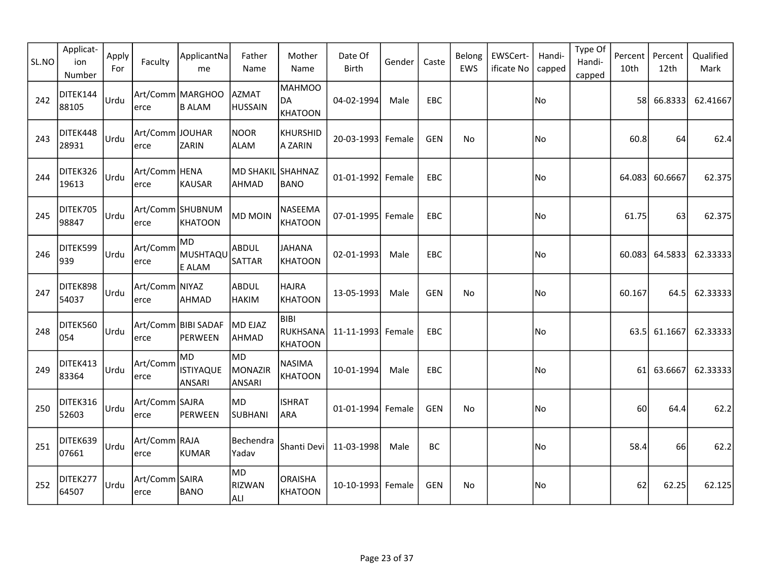| SL.NO | Applicat-ion Number | Apply For | Faculty | ApplicantName | Father Name | Mother Name | Date Of Birth | Gender | Caste | Belong EWS | EWSCert-ificate No | Handi-capped | Type Of Handi-capped | Percent 10th | Percent 12th | Qualified Mark |
|---|---|---|---|---|---|---|---|---|---|---|---|---|---|---|---|---|
| 242 | DITEK14488105 | Urdu | Art/Commerce | MARGHOOB ALAM | AZMAT HUSSAIN | MAHMOODA KHATOON | 04-02-1994 | Male | EBC | | | No | | 58 | 66.8333 | 62.41667 |
| 243 | DITEK44828931 | Urdu | Art/Commerce | JOUHAR ZARIN | NOOR ALAM | KHURSHIDA ZARIN | 20-03-1993 | Female | GEN | No | | No | | 60.8 | 64 | 62.4 |
| 244 | DITEK32619613 | Urdu | Art/Commerce | HENA KAUSAR | MD SHAKIL AHMAD | SHAHNAZ BANO | 01-01-1992 | Female | EBC | | | No | | 64.083 | 60.6667 | 62.375 |
| 245 | DITEK70598847 | Urdu | Art/Commerce | SHUBNUM KHATOON | MD MOIN | NASEEMA KHATOON | 07-01-1995 | Female | EBC | | | No | | 61.75 | 63 | 62.375 |
| 246 | DITEK599939 | Urdu | Art/Commerce | MD MUSHTAQUE ALAM | ABDUL SATTAR | JAHANA KHATOON | 02-01-1993 | Male | EBC | | | No | | 60.083 | 64.5833 | 62.33333 |
| 247 | DITEK89854037 | Urdu | Art/Commerce | NIYAZ AHMAD | ABDUL HAKIM | HAJRA KHATOON | 13-05-1993 | Male | GEN | No | | No | | 60.167 | 64.5 | 62.33333 |
| 248 | DITEK560054 | Urdu | Art/Commerce | BIBI SADAF PERWEEN | MD EJAZ AHMAD | BIBI RUKHSANA KHATOON | 11-11-1993 | Female | EBC | | | No | | 63.5 | 61.1667 | 62.33333 |
| 249 | DITEK41383364 | Urdu | Art/Commerce | MD ISTIYAQUE ANSARI | MD MONAZIR ANSARI | NASIMA KHATOON | 10-01-1994 | Male | EBC | | | No | | 61 | 63.6667 | 62.33333 |
| 250 | DITEK31652603 | Urdu | Art/Commerce | SAJRA PERWEEN | MD SUBHANI | ISHRAT ARA | 01-01-1994 | Female | GEN | No | | No | | 60 | 64.4 | 62.2 |
| 251 | DITEK63907661 | Urdu | Art/Commerce | RAJA KUMAR | Bechendra Yadav | Shanti Devi | 11-03-1998 | Male | BC | | | No | | 58.4 | 66 | 62.2 |
| 252 | DITEK27764507 | Urdu | Art/Commerce | SAIRA BANO | MD RIZWAN ALI | ORAISHA KHATOON | 10-10-1993 | Female | GEN | No | | No | | 62 | 62.25 | 62.125 |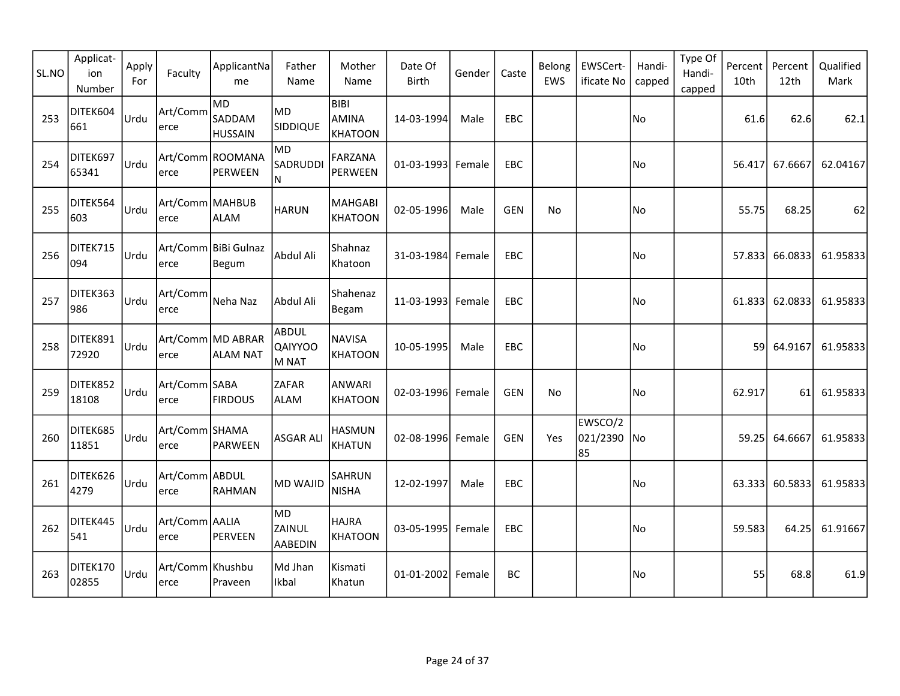| SL.NO | Applicat-ion Number | Apply For | Faculty | ApplicantName | Father Name | Mother Name | Date Of Birth | Gender | Caste | Belong EWS | EWSCert-ificate No | Handi-capped | Type Of Handi-capped | Percent 10th | Percent 12th | Qualified Mark |
|---|---|---|---|---|---|---|---|---|---|---|---|---|---|---|---|---|
| 253 | DITEK604661 | Urdu | Art/Commerce | MD SADDAM HUSSAIN | MD SIDDIQUE | BIBI AMINA KHATOON | 14-03-1994 | Male | EBC | | | No | | 61.6 | 62.6 | 62.1 |
| 254 | DITEK69765341 | Urdu | Art/Commerce | ROOMANA PERWEEN | MD SADRUDDIN | FARZANA PERWEEN | 01-03-1993 | Female | EBC | | | No | | 56.417 | 67.6667 | 62.04167 |
| 255 | DITEK564603 | Urdu | Art/Commerce | MAHBUB ALAM | HARUN | MAHGABI KHATOON | 02-05-1996 | Male | GEN | No | | No | | 55.75 | 68.25 | 62 |
| 256 | DITEK715094 | Urdu | Art/Commerce | BiBi Gulnaz Begum | Abdul Ali | Shahnaz Khatoon | 31-03-1984 | Female | EBC | | | No | | 57.833 | 66.0833 | 61.95833 |
| 257 | DITEK363986 | Urdu | Art/Commerce | Neha Naz | Abdul Ali | Shahenaz Begam | 11-03-1993 | Female | EBC | | | No | | 61.833 | 62.0833 | 61.95833 |
| 258 | DITEK89172920 | Urdu | Art/Commerce | MD ABRAR ALAM NAT | ABDUL QAIYYOOM NAT | NAVISA KHATOON | 10-05-1995 | Male | EBC | | | No | | 59 | 64.9167 | 61.95833 |
| 259 | DITEK85218108 | Urdu | Art/Commerce | SABA FIRDOUS | ZAFAR ALAM | ANWARI KHATOON | 02-03-1996 | Female | GEN | No | | No | | 62.917 | 61 | 61.95833 |
| 260 | DITEK68511851 | Urdu | Art/Commerce | SHAMA PARWEEN | ASGAR ALI | HASMUN KHATUN | 02-08-1996 | Female | GEN | Yes | EWSCO/2021/239085 | No | | 59.25 | 64.6667 | 61.95833 |
| 261 | DITEK6264279 | Urdu | Art/Commerce | ABDUL RAHMAN | MD WAJID | SAHRUN NISHA | 12-02-1997 | Male | EBC | | | No | | 63.333 | 60.5833 | 61.95833 |
| 262 | DITEK445541 | Urdu | Art/Commerce | AALIA PERVEEN | MD ZAINUL AABEDIN | HAJRA KHATOON | 03-05-1995 | Female | EBC | | | No | | 59.583 | 64.25 | 61.91667 |
| 263 | DITEK17002855 | Urdu | Art/Commerce | Khushbu Praveen | Md Jhan Ikbal | Kismati Khatun | 01-01-2002 | Female | BC | | | No | | 55 | 68.8 | 61.9 |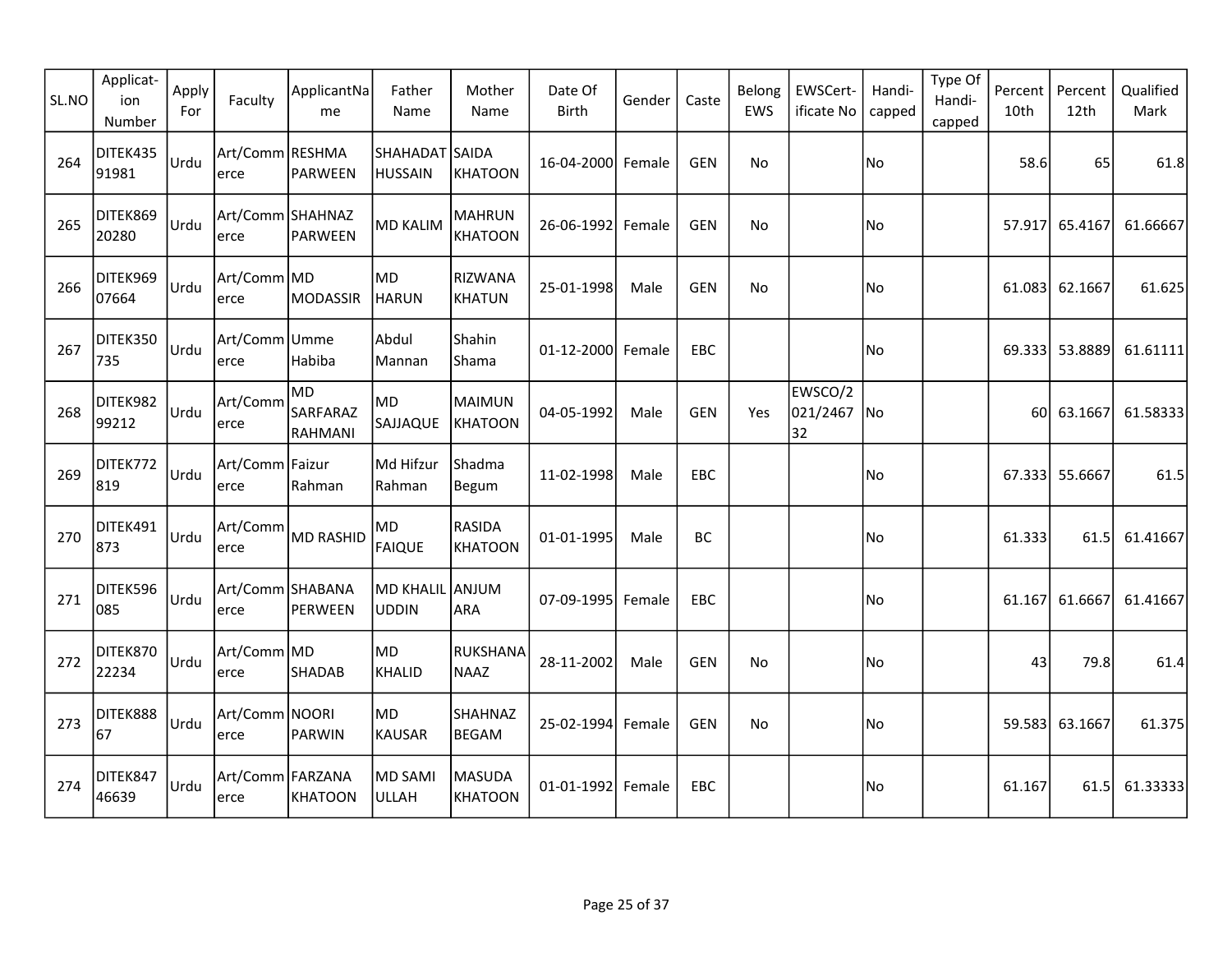| SL.NO | Applicat-ion Number | Apply For | Faculty | ApplicantName | Father Name | Mother Name | Date Of Birth | Gender | Caste | Belong EWS | EWSCert-ificate No | Handi-capped | Type Of Handi-capped | Percent 10th | Percent 12th | Qualified Mark |
|---|---|---|---|---|---|---|---|---|---|---|---|---|---|---|---|---|
| 264 | DITEK43591981 | Urdu | Art/Commerce | RESHMA PARWEEN | SHAHADAT HUSSAIN | SAIDA KHATOON | 16-04-2000 | Female | GEN | No | | No | | 58.6 | 65 | 61.8 |
| 265 | DITEK86920280 | Urdu | Art/Commerce | SHAHNAZ PARWEEN | MD KALIM | MAHRUN KHATOON | 26-06-1992 | Female | GEN | No | | No | | 57.917 | 65.4167 | 61.66667 |
| 266 | DITEK96907664 | Urdu | Art/Commerce | MD MODASSIR | MD HARUN | RIZWANA KHATUN | 25-01-1998 | Male | GEN | No | | No | | 61.083 | 62.1667 | 61.625 |
| 267 | DITEK350735 | Urdu | Art/Commerce | Umme Habiba | Abdul Mannan | Shahin Shama | 01-12-2000 | Female | EBC | | | No | | 69.333 | 53.8889 | 61.61111 |
| 268 | DITEK98299212 | Urdu | Art/Commerce | MD SARFARAZ RAHMANI | MD SAJJAQUE | MAIMUN KHATOON | 04-05-1992 | Male | GEN | Yes | EWSCO/2021/246732 | No | | 60 | 63.1667 | 61.58333 |
| 269 | DITEK772819 | Urdu | Art/Commerce | Faizur Rahman | Md Hifzur Rahman | Shadma Begum | 11-02-1998 | Male | EBC | | | No | | 67.333 | 55.6667 | 61.5 |
| 270 | DITEK491873 | Urdu | Art/Commerce | MD RASHID | MD FAIQUE | RASIDA KHATOON | 01-01-1995 | Male | BC | | | No | | 61.333 | 61.5 | 61.41667 |
| 271 | DITEK596085 | Urdu | Art/Commerce | SHABANA PERWEEN | MD KHALIL UDDIN | ANJUM ARA | 07-09-1995 | Female | EBC | | | No | | 61.167 | 61.6667 | 61.41667 |
| 272 | DITEK87022234 | Urdu | Art/Commerce | MD SHADAB | MD KHALID | RUKSHANA NAAZ | 28-11-2002 | Male | GEN | No | | No | | 43 | 79.8 | 61.4 |
| 273 | DITEK88867 | Urdu | Art/Commerce | NOORI PARWIN | MD KAUSAR | SHAHNAZ BEGAM | 25-02-1994 | Female | GEN | No | | No | | 59.583 | 63.1667 | 61.375 |
| 274 | DITEK84746639 | Urdu | Art/Commerce | FARZANA KHATOON | MD SAMI ULLAH | MASUDA KHATOON | 01-01-1992 | Female | EBC | | | No | | 61.167 | 61.5 | 61.33333 |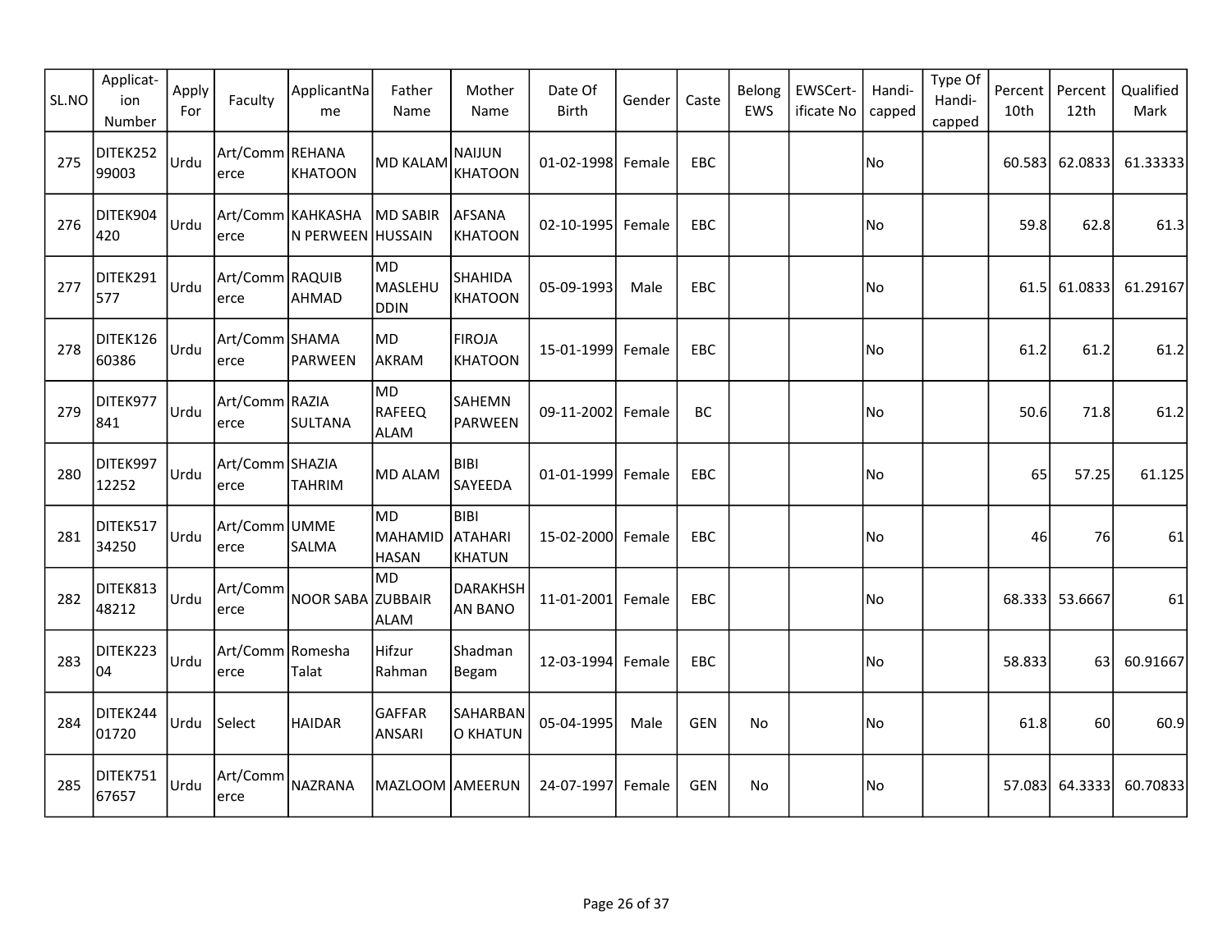| SL.NO | Applicat-ion Number | Apply For | Faculty | ApplicantName | Father Name | Mother Name | Date Of Birth | Gender | Caste | Belong EWS | EWSCert-ificate No | Handi-capped | Type Of Handi-capped | Percent 10th | Percent 12th | Qualified Mark |
|---|---|---|---|---|---|---|---|---|---|---|---|---|---|---|---|---|
| 275 | DITEK25299003 | Urdu | Art/Commerce | REHANA KHATOON | MD KALAM | NAIJUN KHATOON | 01-02-1998 | Female | EBC | | | No | | 60.583 | 62.0833 | 61.33333 |
| 276 | DITEK904420 | Urdu | Art/Commerce | KAHKASHAN PERWEEN | MD SABIR HUSSAIN | AFSANA KHATOON | 02-10-1995 | Female | EBC | | | No | | 59.8 | 62.8 | 61.3 |
| 277 | DITEK291577 | Urdu | Art/Commerce | RAQUIB AHMAD | MD MASLEHUDDIN | SHAHIDA KHATOON | 05-09-1993 | Male | EBC | | | No | | 61.5 | 61.0833 | 61.29167 |
| 278 | DITEK12660386 | Urdu | Art/Commerce | SHAMA PARWEEN | MD AKRAM | FIROJA KHATOON | 15-01-1999 | Female | EBC | | | No | | 61.2 | 61.2 | 61.2 |
| 279 | DITEK977841 | Urdu | Art/Commerce | RAZIA SULTANA | MD RAFEEQ ALAM | SAHEMN PARWEEN | 09-11-2002 | Female | BC | | | No | | 50.6 | 71.8 | 61.2 |
| 280 | DITEK99712252 | Urdu | Art/Commerce | SHAZIA TAHRIM | MD ALAM | BIBI SAYEEDA | 01-01-1999 | Female | EBC | | | No | | 65 | 57.25 | 61.125 |
| 281 | DITEK51734250 | Urdu | Art/Commerce | UMME SALMA | MD MAHAMID HASAN | BIBI ATAHARI KHATUN | 15-02-2000 | Female | EBC | | | No | | 46 | 76 | 61 |
| 282 | DITEK81348212 | Urdu | Art/Commerce | NOOR SABA | MD ZUBBAIR ALAM | DARAKHSHAN BANO | 11-01-2001 | Female | EBC | | | No | | 68.333 | 53.6667 | 61 |
| 283 | DITEK22304 | Urdu | Art/Commerce | Romesha Talat | Hifzur Rahman | Shadman Begam | 12-03-1994 | Female | EBC | | | No | | 58.833 | 63 | 60.91667 |
| 284 | DITEK24401720 | Urdu | Select | HAIDAR | GAFFAR ANSARI | SAHARBANO KHATUN | 05-04-1995 | Male | GEN | No | | No | | 61.8 | 60 | 60.9 |
| 285 | DITEK75167657 | Urdu | Art/Commerce | NAZRANA | MAZLOOM | AMEERUN | 24-07-1997 | Female | GEN | No | | No | | 57.083 | 64.3333 | 60.70833 |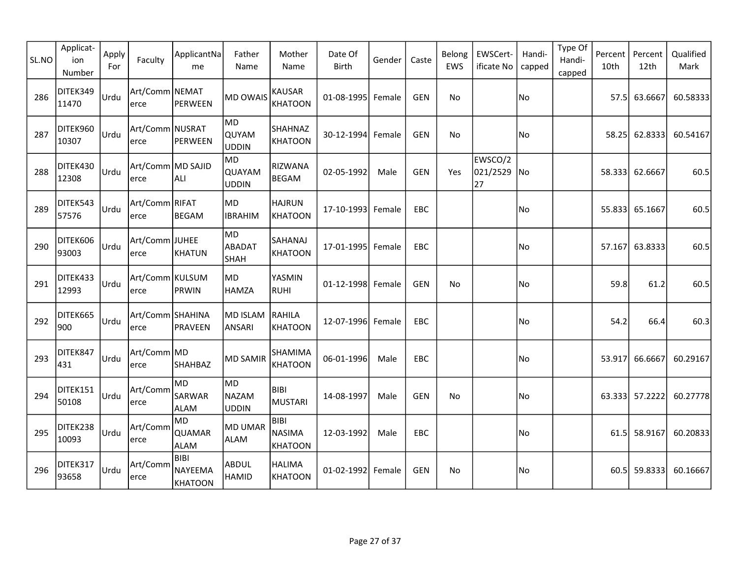| SL.NO | Applicat-ion Number | Apply For | Faculty | ApplicantName | Father Name | Mother Name | Date Of Birth | Gender | Caste | Belong EWS | EWSCert-ificate No | Handi-capped | Type Of Handi-capped | Percent 10th | Percent 12th | Qualified Mark |
|---|---|---|---|---|---|---|---|---|---|---|---|---|---|---|---|---|
| 286 | DITEK34911470 | Urdu | Art/Commerce | NEMAT PERWEEN | MD OWAIS | KAUSAR KHATOON | 01-08-1995 | Female | GEN | No | | No | | 57.5 | 63.6667 | 60.58333 |
| 287 | DITEK96010307 | Urdu | Art/Commerce | NUSRAT PERWEEN | MD QUYAM UDDIN | SHAHNAZ KHATOON | 30-12-1994 | Female | GEN | No | | No | | 58.25 | 62.8333 | 60.54167 |
| 288 | DITEK43012308 | Urdu | Art/Commerce | MD SAJID ALI | MD QUAYAM UDDIN | RIZWANA BEGAM | 02-05-1992 | Male | GEN | Yes | EWSCO/2021/252927 | No | | 58.333 | 62.6667 | 60.5 |
| 289 | DITEK54357576 | Urdu | Art/Commerce | RIFAT BEGAM | MD IBRAHIM | HAJRUN KHATOON | 17-10-1993 | Female | EBC | | | No | | 55.833 | 65.1667 | 60.5 |
| 290 | DITEK60693003 | Urdu | Art/Commerce | JUHEE KHATUN | MD ABADAT SHAH | SAHANAJ KHATOON | 17-01-1995 | Female | EBC | | | No | | 57.167 | 63.8333 | 60.5 |
| 291 | DITEK43312993 | Urdu | Art/Commerce | KULSUM PRWIN | MD HAMZA | YASMIN RUHI | 01-12-1998 | Female | GEN | No | | No | | 59.8 | 61.2 | 60.5 |
| 292 | DITEK665900 | Urdu | Art/Commerce | SHAHINA PRAVEEN | MD ISLAM ANSARI | RAHILA KHATOON | 12-07-1996 | Female | EBC | | | No | | 54.2 | 66.4 | 60.3 |
| 293 | DITEK847431 | Urdu | Art/Commerce | MD SHAHBAZ | MD SAMIR | SHAMIMA KHATOON | 06-01-1996 | Male | EBC | | | No | | 53.917 | 66.6667 | 60.29167 |
| 294 | DITEK15150108 | Urdu | Art/Commerce | MD SARWAR ALAM | MD NAZAM UDDIN | BIBI MUSTARI | 14-08-1997 | Male | GEN | No | | No | | 63.333 | 57.2222 | 60.27778 |
| 295 | DITEK23810093 | Urdu | Art/Commerce | MD QUAMAR ALAM | MD UMAR ALAM | BIBI NASIMA KHATOON | 12-03-1992 | Male | EBC | | | No | | 61.5 | 58.9167 | 60.20833 |
| 296 | DITEK31793658 | Urdu | Art/Commerce | BIBI NAYEEMA KHATOON | ABDUL HAMID | HALIMA KHATOON | 01-02-1992 | Female | GEN | No | | No | | 60.5 | 59.8333 | 60.16667 |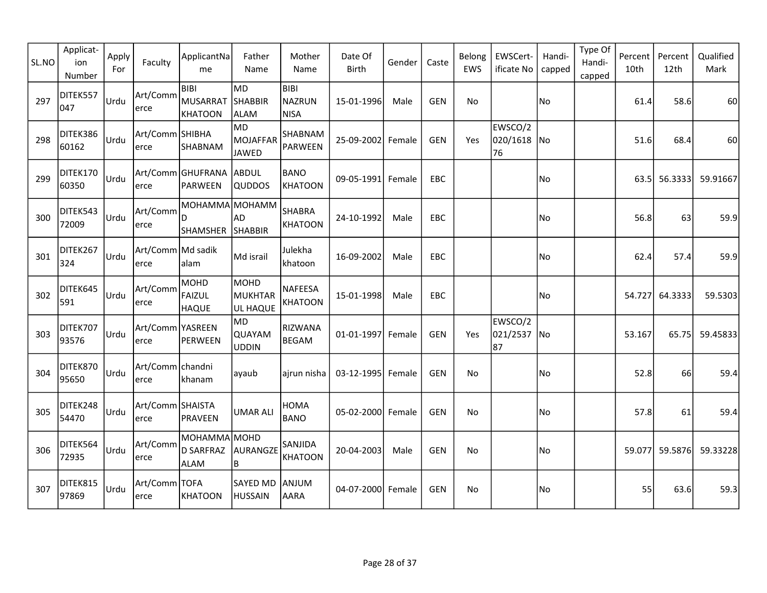| SL.NO | Applicat-ion Number | Apply For | Faculty | ApplicantName | Father Name | Mother Name | Date Of Birth | Gender | Caste | Belong EWS | EWSCert-ificate No | Handi-capped | Type Of Handi-capped | Percent 10th | Percent 12th | Qualified Mark |
|---|---|---|---|---|---|---|---|---|---|---|---|---|---|---|---|---|
| 297 | DITEK557047 | Urdu | Art/Commerce | BIBI MUSARRAT KHATOON | MD SHABBIR ALAM | BIBI NAZRUN NISA | 15-01-1996 | Male | GEN | No | | No | | 61.4 | 58.6 | 60 |
| 298 | DITEK38660162 | Urdu | Art/Commerce | SHIBHA SHABNAM | MD MOJAFFAR JAWED | SHABNAM PARWEEN | 25-09-2002 | Female | GEN | Yes | EWSCO/2020/161876 | No | | 51.6 | 68.4 | 60 |
| 299 | DITEK17060350 | Urdu | Art/Commerce | GHUFRANA PARWEEN | ABDUL QUDDOS | BANO KHATOON | 09-05-1991 | Female | EBC | | | No | | 63.5 | 56.3333 | 59.91667 |
| 300 | DITEK54372009 | Urdu | Art/Commerce | MOHAMMAD SHAMSHER | MOHAMMAD SHABBIR | SHABRA KHATOON | 24-10-1992 | Male | EBC | | | No | | 56.8 | 63 | 59.9 |
| 301 | DITEK267324 | Urdu | Art/Commerce | Md sadik alam | Md israil | Julekha khatoon | 16-09-2002 | Male | EBC | | | No | | 62.4 | 57.4 | 59.9 |
| 302 | DITEK645591 | Urdu | Art/Commerce | MOHD FAIZUL HAQUE | MOHD MUKHTAR UL HAQUE | NAFEESA KHATOON | 15-01-1998 | Male | EBC | | | No | | 54.727 | 64.3333 | 59.5303 |
| 303 | DITEK70793576 | Urdu | Art/Commerce | YASREEN PERWEEN | MD QUAYAM UDDIN | RIZWANA BEGAM | 01-01-1997 | Female | GEN | Yes | EWSCO/2021/253787 | No | | 53.167 | 65.75 | 59.45833 |
| 304 | DITEK87095650 | Urdu | Art/Commerce | chandni khanam | ayaub | ajrun nisha | 03-12-1995 | Female | GEN | No | | No | | 52.8 | 66 | 59.4 |
| 305 | DITEK24854470 | Urdu | Art/Commerce | SHAISTA PRAVEEN | UMAR ALI | HOMA BANO | 05-02-2000 | Female | GEN | No | | No | | 57.8 | 61 | 59.4 |
| 306 | DITEK56472935 | Urdu | Art/Commerce | MOHAMMAD SARFRAZ ALAM | MOHD AURANGZEB | SANJIDA KHATOON | 20-04-2003 | Male | GEN | No | | No | | 59.077 | 59.5876 | 59.33228 |
| 307 | DITEK81597869 | Urdu | Art/Commerce | TOFA KHATOON | SAYED MD HUSSAIN | ANJUM AARA | 04-07-2000 | Female | GEN | No | | No | | 55 | 63.6 | 59.3 |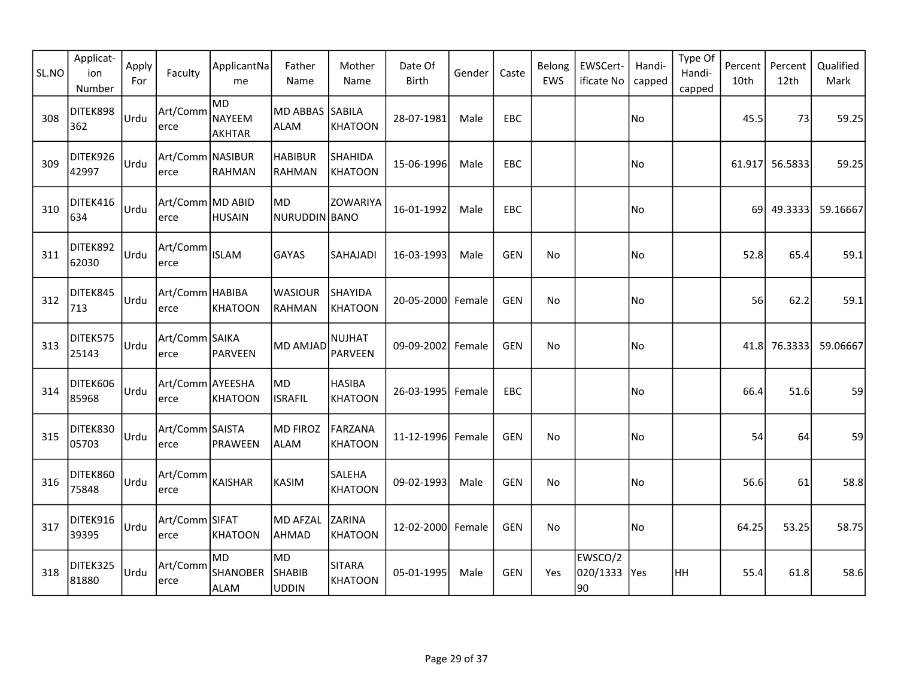| SL.NO | Applicat-ion Number | Apply For | Faculty | ApplicantName | Father Name | Mother Name | Date Of Birth | Gender | Caste | Belong EWS | EWSCert-ificate No | Handi-capped | Type Of Handi-capped | Percent 10th | Percent 12th | Qualified Mark |
|---|---|---|---|---|---|---|---|---|---|---|---|---|---|---|---|---|
| 308 | DITEK898362 | Urdu | Art/Commerce | MD NAYEEM AKHTAR | MD ABBAS ALAM | SABILA KHATOON | 28-07-1981 | Male | EBC | | | No | | 45.5 | 73 | 59.25 |
| 309 | DITEK92642997 | Urdu | Art/Commerce | NASIBUR RAHMAN | HABIBUR RAHMAN | SHAHIDA KHATOON | 15-06-1996 | Male | EBC | | | No | | 61.917 | 56.5833 | 59.25 |
| 310 | DITEK416634 | Urdu | Art/Commerce | MD ABID HUSAIN | MD NURUDDIN | ZOWARIYA BANO | 16-01-1992 | Male | EBC | | | No | | 69 | 49.3333 | 59.16667 |
| 311 | DITEK89262030 | Urdu | Art/Commerce | ISLAM | GAYAS | SAHAJADI | 16-03-1993 | Male | GEN | No | | No | | 52.8 | 65.4 | 59.1 |
| 312 | DITEK845713 | Urdu | Art/Commerce | HABIBA KHATOON | WASIOUR RAHMAN | SHAYIDA KHATOON | 20-05-2000 | Female | GEN | No | | No | | 56 | 62.2 | 59.1 |
| 313 | DITEK57525143 | Urdu | Art/Commerce | SAIKA PARVEEN | MD AMJAD | NUJHAT PARVEEN | 09-09-2002 | Female | GEN | No | | No | | 41.8 | 76.3333 | 59.06667 |
| 314 | DITEK60685968 | Urdu | Art/Commerce | AYEESHA KHATOON | MD ISRAFIL | HASIBA KHATOON | 26-03-1995 | Female | EBC | | | No | | 66.4 | 51.6 | 59 |
| 315 | DITEK83005703 | Urdu | Art/Commerce | SAISTA PRAWEEN | MD FIROZ ALAM | FARZANA KHATOON | 11-12-1996 | Female | GEN | No | | No | | 54 | 64 | 59 |
| 316 | DITEK86075848 | Urdu | Art/Commerce | KAISHAR | KASIM | SALEHA KHATOON | 09-02-1993 | Male | GEN | No | | No | | 56.6 | 61 | 58.8 |
| 317 | DITEK91639395 | Urdu | Art/Commerce | SIFAT KHATOON | MD AFZAL AHMAD | ZARINA KHATOON | 12-02-2000 | Female | GEN | No | | No | | 64.25 | 53.25 | 58.75 |
| 318 | DITEK32581880 | Urdu | Art/Commerce | MD SHANOBER ALAM | MD SHABIB UDDIN | SITARA KHATOON | 05-01-1995 | Male | GEN | Yes | EWSCO/2020/133390 | Yes | HH | 55.4 | 61.8 | 58.6 |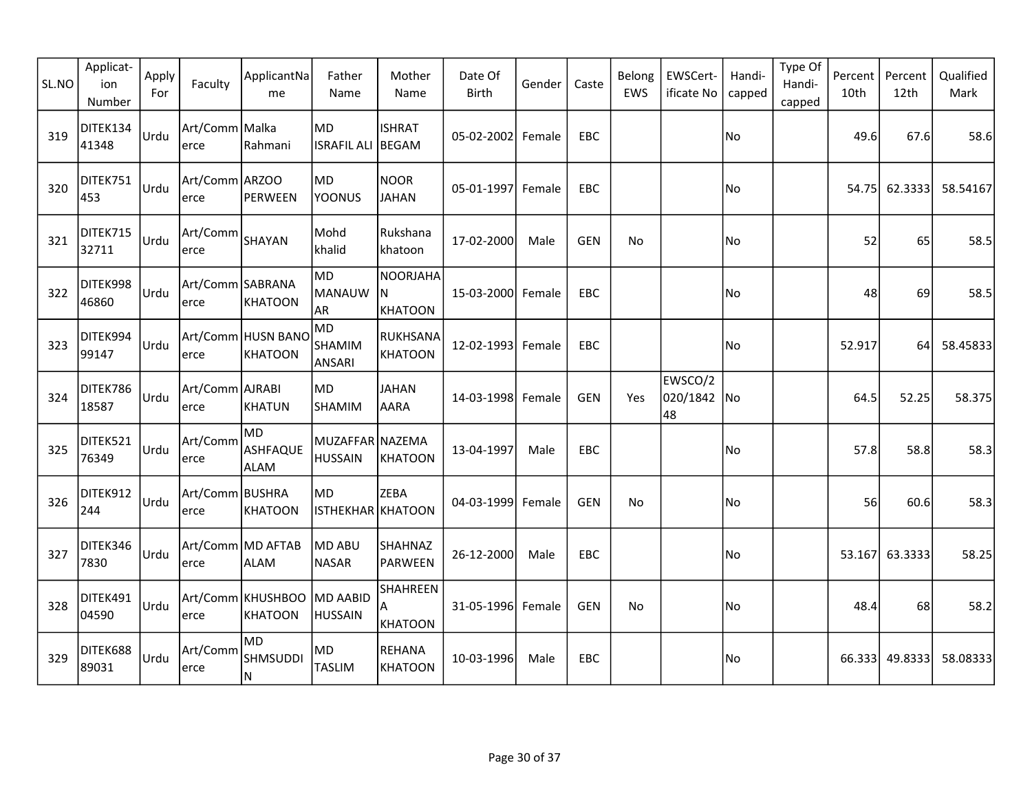| SL.NO | Application Number | Apply For | Faculty | ApplicantName | Father Name | Mother Name | Date Of Birth | Gender | Caste | Belong EWS | EWSCertificate No | Handicapped | Type Of Handicapped | Percent 10th | Percent 12th | Qualified Mark |
|---|---|---|---|---|---|---|---|---|---|---|---|---|---|---|---|---|
| 319 | DITEK13441348 | Urdu | Art/Commerce | Malka Rahmani | MD ISRAFIL ALI | ISHRAT BEGAM | 05-02-2002 | Female | EBC | | | No | | 49.6 | 67.6 | 58.6 |
| 320 | DITEK751453 | Urdu | Art/Commerce | ARZOO PERWEEN | MD YOONUS | NOOR JAHAN | 05-01-1997 | Female | EBC | | | No | | 54.75 | 62.3333 | 58.54167 |
| 321 | DITEK71532711 | Urdu | Art/Commerce | SHAYAN | Mohd khalid | Rukshana khatoon | 17-02-2000 | Male | GEN | No | | No | | 52 | 65 | 58.5 |
| 322 | DITEK99846860 | Urdu | Art/Commerce | SABRANA KHATOON | MD MANAUWAR | NOORJAHAN KHATOON | 15-03-2000 | Female | EBC | | | No | | 48 | 69 | 58.5 |
| 323 | DITEK99499147 | Urdu | Art/Commerce | HUSN BANO KHATOON | MD SHAMIM ANSARI | RUKHSANA KHATOON | 12-02-1993 | Female | EBC | | | No | | 52.917 | 64 | 58.45833 |
| 324 | DITEK78618587 | Urdu | Art/Commerce | AJRABI KHATUN | MD SHAMIM | JAHAN AARA | 14-03-1998 | Female | GEN | Yes | EWSCO/2020/184248 | No | | 64.5 | 52.25 | 58.375 |
| 325 | DITEK52176349 | Urdu | Art/Commerce | MD ASHFAQUE ALAM | MUZAFFAR HUSSAIN | NAZEMA KHATOON | 13-04-1997 | Male | EBC | | | No | | 57.8 | 58.8 | 58.3 |
| 326 | DITEK912244 | Urdu | Art/Commerce | BUSHRA KHATOON | MD ISTHEKHAR | ZEBA KHATOON | 04-03-1999 | Female | GEN | No | | No | | 56 | 60.6 | 58.3 |
| 327 | DITEK3467830 | Urdu | Art/Commerce | MD AFTAB ALAM | MD ABU NASAR | SHAHNAZ PARWEEN | 26-12-2000 | Male | EBC | | | No | | 53.167 | 63.3333 | 58.25 |
| 328 | DITEK49104590 | Urdu | Art/Commerce | KHUSHBOO KHATOON | MD AABID HUSSAIN | SHAHREENA KHATOON | 31-05-1996 | Female | GEN | No | | No | | 48.4 | 68 | 58.2 |
| 329 | DITEK68889031 | Urdu | Art/Commerce | MD SHMSUDDIN | MD TASLIM | REHANA KHATOON | 10-03-1996 | Male | EBC | | | No | | 66.333 | 49.8333 | 58.08333 |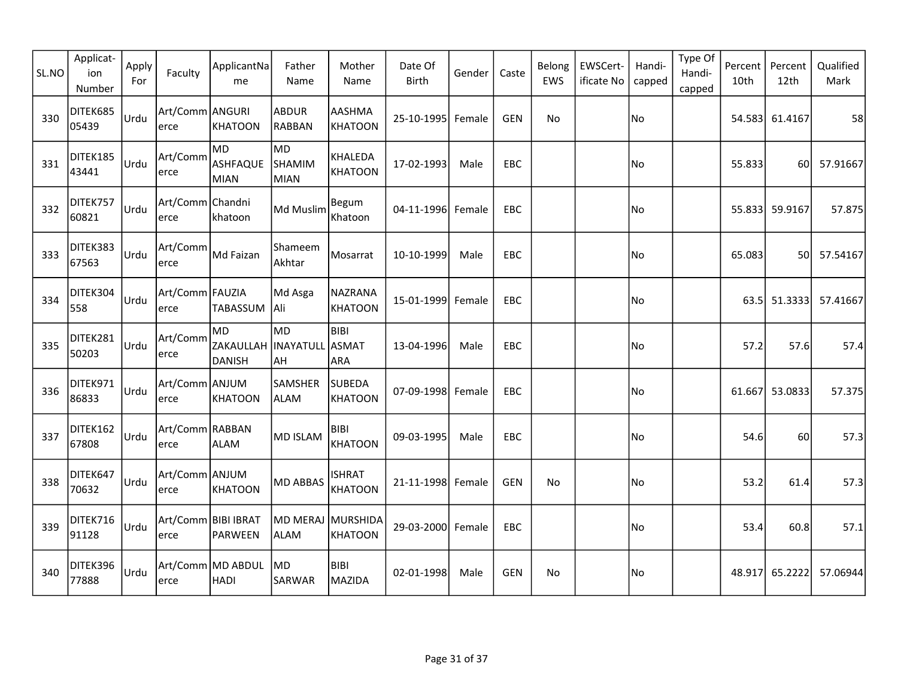| SL.NO | Applicat-ion Number | Apply For | Faculty | ApplicantName | Father Name | Mother Name | Date Of Birth | Gender | Caste | Belong EWS | EWSCert-ificate No | Handi-capped | Type Of Handi-capped | Percent 10th | Percent 12th | Qualified Mark |
|---|---|---|---|---|---|---|---|---|---|---|---|---|---|---|---|---|
| 330 | DITEK68505439 | Urdu | Art/Commerce | ANGURI KHATOON | ABDUR RABBAN | AASHMA KHATOON | 25-10-1995 | Female | GEN | No | | No | | 54.583 | 61.4167 | 58 |
| 331 | DITEK18543441 | Urdu | Art/Commerce | MD ASHFAQUE MIAN | MD SHAMIM MIAN | KHALEDA KHATOON | 17-02-1993 | Male | EBC | | | No | | 55.833 | 60 | 57.91667 |
| 332 | DITEK75760821 | Urdu | Art/Commerce | Chandni khatoon | Md Muslim | Begum Khatoon | 04-11-1996 | Female | EBC | | | No | | 55.833 | 59.9167 | 57.875 |
| 333 | DITEK38367563 | Urdu | Art/Commerce | Md Faizan | Shameem Akhtar | Mosarrat | 10-10-1999 | Male | EBC | | | No | | 65.083 | 50 | 57.54167 |
| 334 | DITEK304558 | Urdu | Art/Commerce | FAUZIA TABASSUM | Md Asga Ali | NAZRANA KHATOON | 15-01-1999 | Female | EBC | | | No | | 63.5 | 51.3333 | 57.41667 |
| 335 | DITEK28150203 | Urdu | Art/Commerce | MD ZAKAULLAH DANISH | MD INAYATULLAH | BIBI ASMAT ARA | 13-04-1996 | Male | EBC | | | No | | 57.2 | 57.6 | 57.4 |
| 336 | DITEK97186833 | Urdu | Art/Commerce | ANJUM KHATOON | SAMSHER ALAM | SUBEDA KHATOON | 07-09-1998 | Female | EBC | | | No | | 61.667 | 53.0833 | 57.375 |
| 337 | DITEK16267808 | Urdu | Art/Commerce | RABBAN ALAM | MD ISLAM | BIBI KHATOON | 09-03-1995 | Male | EBC | | | No | | 54.6 | 60 | 57.3 |
| 338 | DITEK64770632 | Urdu | Art/Commerce | ANJUM KHATOON | MD ABBAS | ISHRAT KHATOON | 21-11-1998 | Female | GEN | No | | No | | 53.2 | 61.4 | 57.3 |
| 339 | DITEK71691128 | Urdu | Art/Commerce | BIBI IBRAT PARWEEN | MD MERAJ ALAM | MURSHIDA KHATOON | 29-03-2000 | Female | EBC | | | No | | 53.4 | 60.8 | 57.1 |
| 340 | DITEK39677888 | Urdu | Art/Commerce | MD ABDUL HADI | MD SARWAR | BIBI MAZIDA | 02-01-1998 | Male | GEN | No | | No | | 48.917 | 65.2222 | 57.06944 |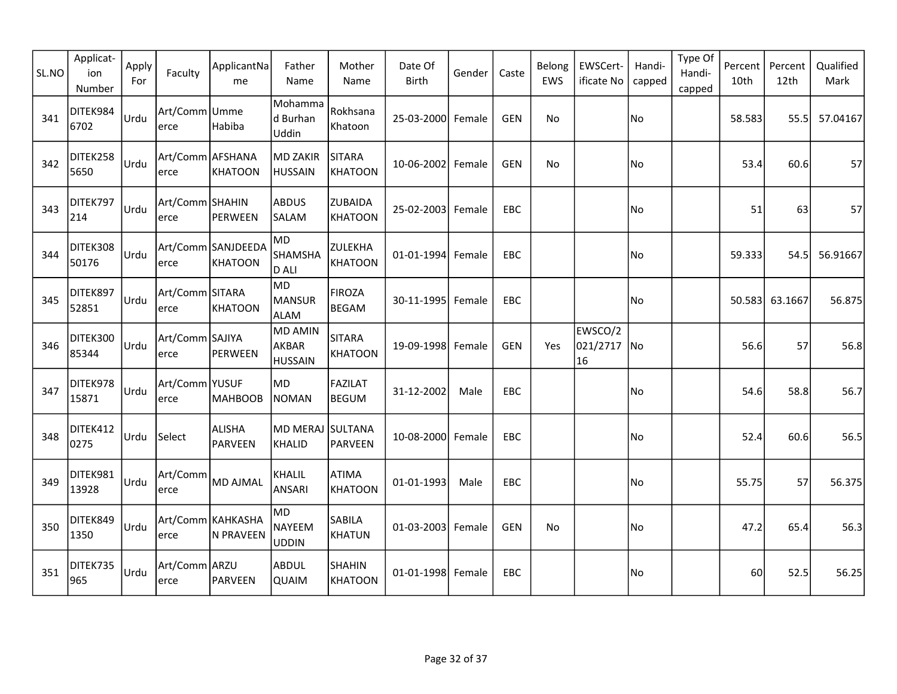| SL.NO | Applicat-ion Number | Apply For | Faculty | ApplicantName | Father Name | Mother Name | Date Of Birth | Gender | Caste | Belong EWS | EWSCert-ificate No | Handi-capped | Type Of Handi-capped | Percent 10th | Percent 12th | Qualified Mark |
|---|---|---|---|---|---|---|---|---|---|---|---|---|---|---|---|---|
| 341 | DITEK9846702 | Urdu | Art/Commerce | Umme Habiba | Mohammad Burhan Uddin | Rokhsana Khatoon | 25-03-2000 | Female | GEN | No | | No | | 58.583 | 55.5 | 57.04167 |
| 342 | DITEK2585650 | Urdu | Art/Commerce | AFSHANA KHATOON | MD ZAKIR HUSSAIN | SITARA KHATOON | 10-06-2002 | Female | GEN | No | | No | | 53.4 | 60.6 | 57 |
| 343 | DITEK797214 | Urdu | Art/Commerce | SHAHIN PERWEEN | ABDUS SALAM | ZUBAIDA KHATOON | 25-02-2003 | Female | EBC | | | No | | 51 | 63 | 57 |
| 344 | DITEK30850176 | Urdu | Art/Commerce | SANJDEEDA KHATOON | MD SHAMSHAD ALI | ZULEKHA KHATOON | 01-01-1994 | Female | EBC | | | No | | 59.333 | 54.5 | 56.91667 |
| 345 | DITEK89752851 | Urdu | Art/Commerce | SITARA KHATOON | MD MANSUR ALAM | FIROZA BEGAM | 30-11-1995 | Female | EBC | | | No | | 50.583 | 63.1667 | 56.875 |
| 346 | DITEK30085344 | Urdu | Art/Commerce | SAJIYA PERWEEN | MD AMIN AKBAR HUSSAIN | SITARA KHATOON | 19-09-1998 | Female | GEN | Yes | EWSCO/2021/271716 | No | | 56.6 | 57 | 56.8 |
| 347 | DITEK97815871 | Urdu | Art/Commerce | YUSUF MAHBOOB | MD NOMAN | FAZILAT BEGUM | 31-12-2002 | Male | EBC | | | No | | 54.6 | 58.8 | 56.7 |
| 348 | DITEK4120275 | Urdu | Select | ALISHA PARVEEN | MD MERAJ KHALID | SULTANA PARVEEN | 10-08-2000 | Female | EBC | | | No | | 52.4 | 60.6 | 56.5 |
| 349 | DITEK98113928 | Urdu | Art/Commerce | MD AJMAL | KHALIL ANSARI | ATIMA KHATOON | 01-01-1993 | Male | EBC | | | No | | 55.75 | 57 | 56.375 |
| 350 | DITEK8491350 | Urdu | Art/Commerce | KAHKASHAN PRAVEEN | MD NAYEEM UDDIN | SABILA KHATUN | 01-03-2003 | Female | GEN | No | | No | | 47.2 | 65.4 | 56.3 |
| 351 | DITEK735965 | Urdu | Art/Commerce | ARZU PARVEEN | ABDUL QUAIM | SHAHIN KHATOON | 01-01-1998 | Female | EBC | | | No | | 60 | 52.5 | 56.25 |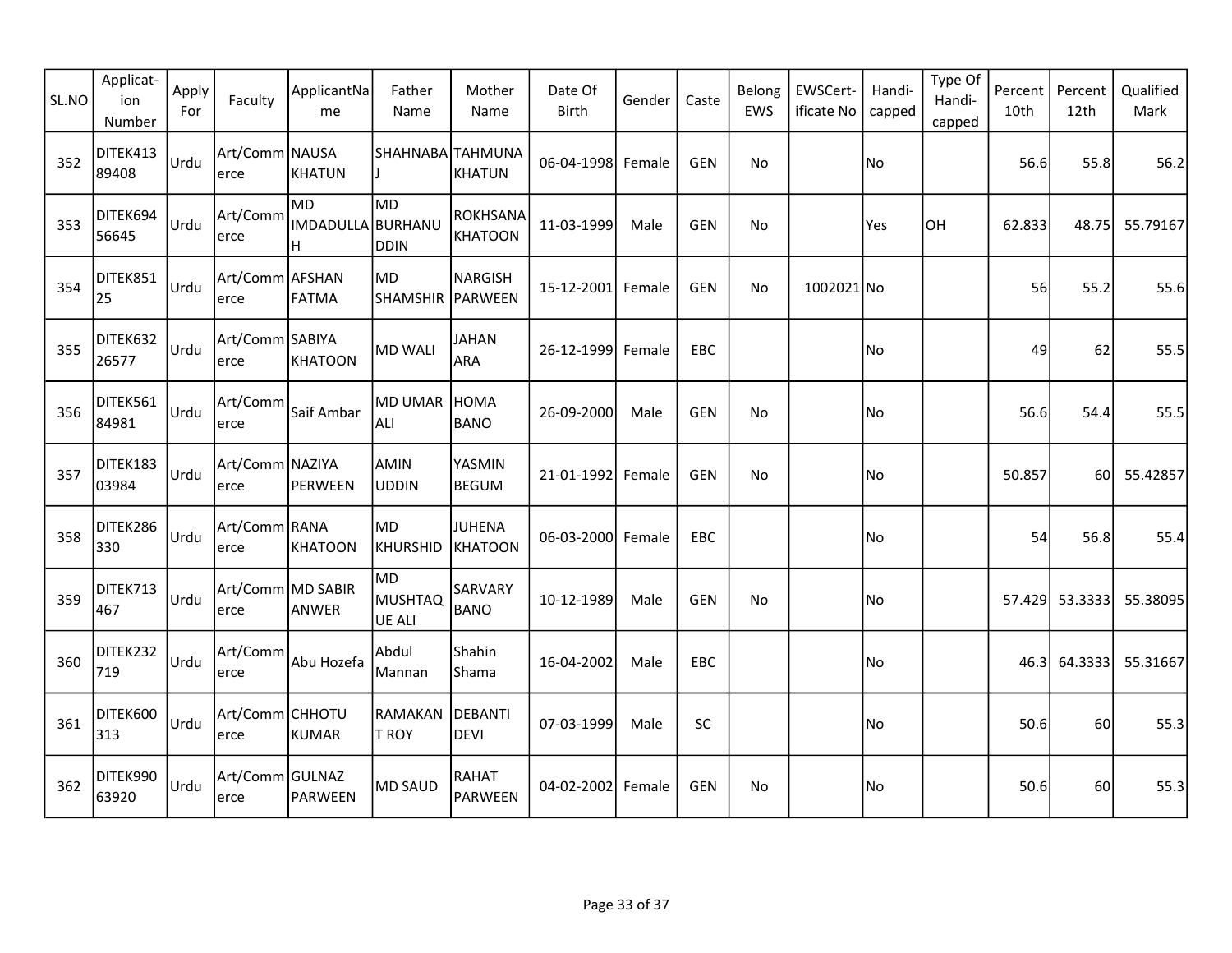| SL.NO | Applicat-ion Number | Apply For | Faculty | ApplicantName | Father Name | Mother Name | Date Of Birth | Gender | Caste | Belong EWS | EWSCert-ificate No | Handi-capped | Type Of Handi-capped | Percent 10th | Percent 12th | Qualified Mark |
|---|---|---|---|---|---|---|---|---|---|---|---|---|---|---|---|---|
| 352 | DITEK41389408 | Urdu | Art/Commerce | NAUSA KHATUN | SHAHNABAJ | TAHMUNA KHATUN | 06-04-1998 | Female | GEN | No | | No | | 56.6 | 55.8 | 56.2 |
| 353 | DITEK69456645 | Urdu | Art/Commerce | MD IMDADULLAH | MD BURHANUDDIN | ROKHSANA KHATOON | 11-03-1999 | Male | GEN | No | | Yes | OH | 62.833 | 48.75 | 55.79167 |
| 354 | DITEK85125 | Urdu | Art/Commerce | AFSHAN FATMA | MD SHAMSHIR | NARGISH PARWEEN | 15-12-2001 | Female | GEN | No | 1002021 | No | | 56 | 55.2 | 55.6 |
| 355 | DITEK63226577 | Urdu | Art/Commerce | SABIYA KHATOON | MD WALI | JAHAN ARA | 26-12-1999 | Female | EBC | | | No | | 49 | 62 | 55.5 |
| 356 | DITEK56184981 | Urdu | Art/Commerce | Saif Ambar | MD UMAR ALI | HOMA BANO | 26-09-2000 | Male | GEN | No | | No | | 56.6 | 54.4 | 55.5 |
| 357 | DITEK18303984 | Urdu | Art/Commerce | NAZIYA PERWEEN | AMIN UDDIN | YASMIN BEGUM | 21-01-1992 | Female | GEN | No | | No | | 50.857 | 60 | 55.42857 |
| 358 | DITEK286330 | Urdu | Art/Commerce | RANA KHATOON | MD KHURSHID | JUHENA KHATOON | 06-03-2000 | Female | EBC | | | No | | 54 | 56.8 | 55.4 |
| 359 | DITEK713467 | Urdu | Art/Commerce | MD SABIR ANWER | MD MUSHTAQUE ALI | SARVARY BANO | 10-12-1989 | Male | GEN | No | | No | | 57.429 | 53.3333 | 55.38095 |
| 360 | DITEK232719 | Urdu | Art/Commerce | Abu Hozefa | Abdul Mannan | Shahin Shama | 16-04-2002 | Male | EBC | | | No | | 46.3 | 64.3333 | 55.31667 |
| 361 | DITEK600313 | Urdu | Art/Commerce | CHHOTU KUMAR | RAMAKANT ROY | DEBANTI DEVI | 07-03-1999 | Male | SC | | | No | | 50.6 | 60 | 55.3 |
| 362 | DITEK99063920 | Urdu | Art/Commerce | GULNAZ PARWEEN | MD SAUD | RAHAT PARWEEN | 04-02-2002 | Female | GEN | No | | No | | 50.6 | 60 | 55.3 |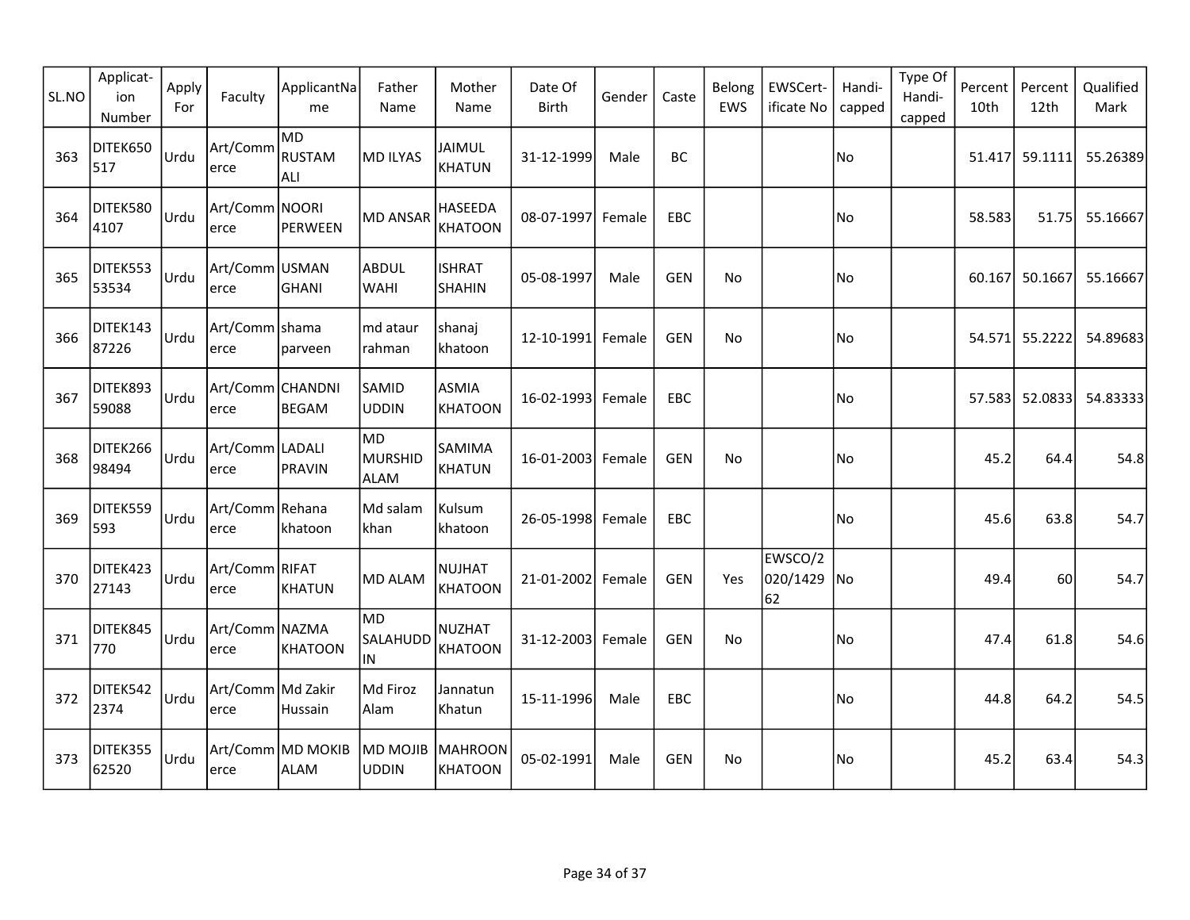| SL.NO | Applicat-ion Number | Apply For | Faculty | ApplicantName | Father Name | Mother Name | Date Of Birth | Gender | Caste | Belong EWS | EWSCert-ificate No | Handi-capped | Type Of Handi-capped | Percent 10th | Percent 12th | Qualified Mark |
|---|---|---|---|---|---|---|---|---|---|---|---|---|---|---|---|---|
| 363 | DITEK650517 | Urdu | Art/Commerce | MD RUSTAM ALI | MD ILYAS | JAIMUL KHATUN | 31-12-1999 | Male | BC | | | No | | 51.417 | 59.1111 | 55.26389 |
| 364 | DITEK5804107 | Urdu | Art/Commerce | NOORI PERWEEN | MD ANSAR | HASEEDA KHATOON | 08-07-1997 | Female | EBC | | | No | | 58.583 | 51.75 | 55.16667 |
| 365 | DITEK55353534 | Urdu | Art/Commerce | USMAN GHANI | ABDUL WAHI | ISHRAT SHAHIN | 05-08-1997 | Male | GEN | No | | No | | 60.167 | 50.1667 | 55.16667 |
| 366 | DITEK14387226 | Urdu | Art/Commerce | shama parveen | md ataur rahman | shanaj khatoon | 12-10-1991 | Female | GEN | No | | No | | 54.571 | 55.2222 | 54.89683 |
| 367 | DITEK89359088 | Urdu | Art/Commerce | CHANDNI BEGAM | SAMID UDDIN | ASMIA KHATOON | 16-02-1993 | Female | EBC | | | No | | 57.583 | 52.0833 | 54.83333 |
| 368 | DITEK26698494 | Urdu | Art/Commerce | LADALI PRAVIN | MD MURSHID ALAM | SAMIMA KHATUN | 16-01-2003 | Female | GEN | No | | No | | 45.2 | 64.4 | 54.8 |
| 369 | DITEK559593 | Urdu | Art/Commerce | Rehana khatoon | Md salam khan | Kulsum khatoon | 26-05-1998 | Female | EBC | | | No | | 45.6 | 63.8 | 54.7 |
| 370 | DITEK42327143 | Urdu | Art/Commerce | RIFAT KHATUN | MD ALAM | NUJHAT KHATOON | 21-01-2002 | Female | GEN | Yes | EWSCO/2020/142962 | No | | 49.4 | 60 | 54.7 |
| 371 | DITEK845770 | Urdu | Art/Commerce | NAZMA KHATOON | MD SALAHUDDIN | NUZHAT KHATOON | 31-12-2003 | Female | GEN | No | | No | | 47.4 | 61.8 | 54.6 |
| 372 | DITEK5422374 | Urdu | Art/Commerce | Md Zakir Hussain | Md Firoz Alam | Jannatun Khatun | 15-11-1996 | Male | EBC | | | No | | 44.8 | 64.2 | 54.5 |
| 373 | DITEK35562520 | Urdu | Art/Commerce | MD MOKIB ALAM | MD MOJIB UDDIN | MAHROON KHATOON | 05-02-1991 | Male | GEN | No | | No | | 45.2 | 63.4 | 54.3 |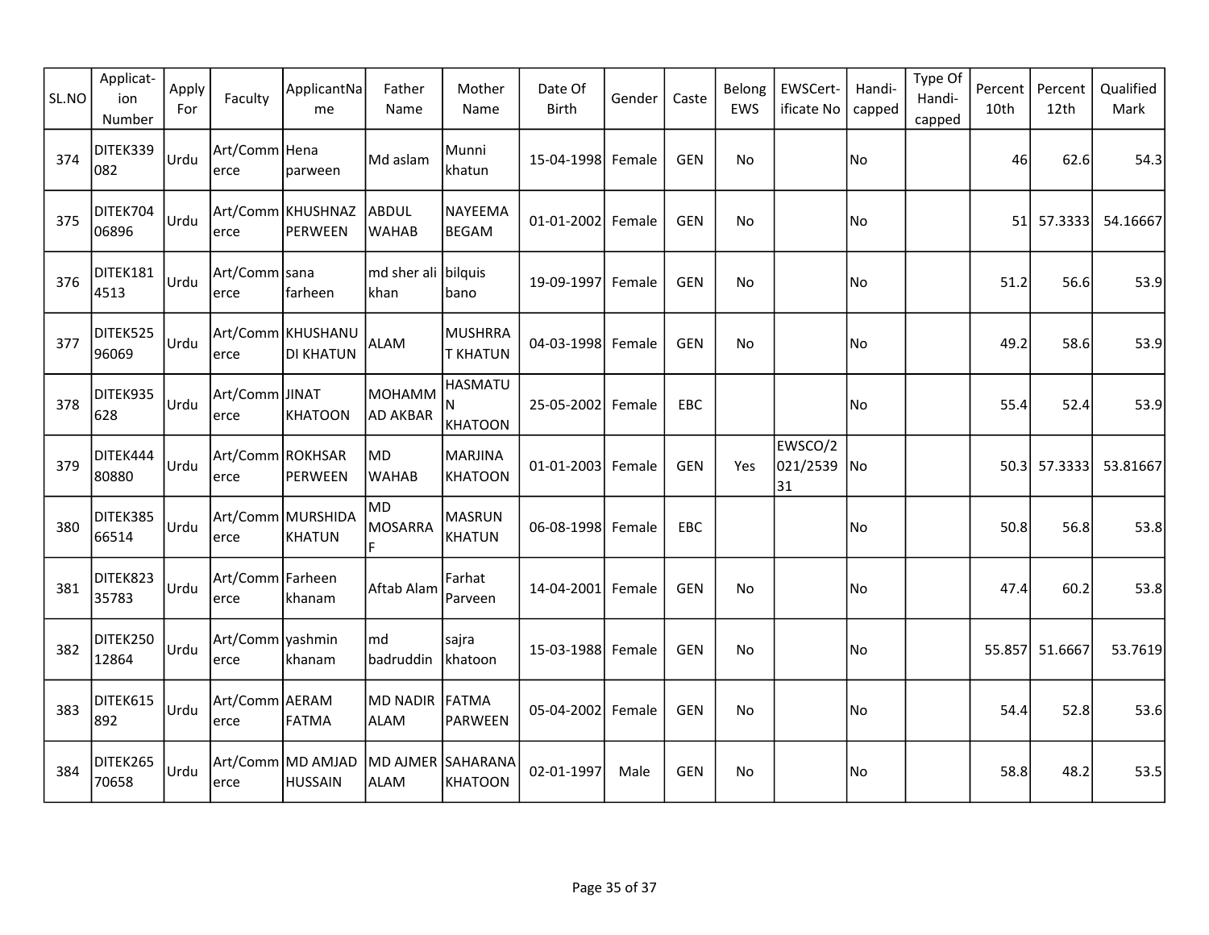| SL.NO | Applicat-ion Number | Apply For | Faculty | ApplicantName | Father Name | Mother Name | Date Of Birth | Gender | Caste | Belong EWS | EWSCert-ificate No | Handi-capped | Type Of Handi-capped | Percent 10th | Percent 12th | Qualified Mark |
|---|---|---|---|---|---|---|---|---|---|---|---|---|---|---|---|---|
| 374 | DITEK339082 | Urdu | Art/Commerce | Hena parween | Md aslam | Munni khatun | 15-04-1998 | Female | GEN | No | | No | | 46 | 62.6 | 54.3 |
| 375 | DITEK70406896 | Urdu | Art/Commerce | KHUSHNAZ PERWEEN | ABDUL WAHAB | NAYEEMA BEGAM | 01-01-2002 | Female | GEN | No | | No | | 51 | 57.3333 | 54.16667 |
| 376 | DITEK1814513 | Urdu | Art/Commerce | sana farheen | md sher ali khan | bilquis bano | 19-09-1997 | Female | GEN | No | | No | | 51.2 | 56.6 | 53.9 |
| 377 | DITEK52596069 | Urdu | Art/Commerce | KHUSHANUDI KHATUN | ALAM | MUSHRRAT KHATUN | 04-03-1998 | Female | GEN | No | | No | | 49.2 | 58.6 | 53.9 |
| 378 | DITEK935628 | Urdu | Art/Commerce | JINAT KHATOON | MOHAMMAD AKBAR | HASMATUN KHATOON | 25-05-2002 | Female | EBC | | | No | | 55.4 | 52.4 | 53.9 |
| 379 | DITEK44480880 | Urdu | Art/Commerce | ROKHSAR PERWEEN | MD WAHAB | MARJINA KHATOON | 01-01-2003 | Female | GEN | Yes | EWSCO/2021/253931 | No | | 50.3 | 57.3333 | 53.81667 |
| 380 | DITEK38566514 | Urdu | Art/Commerce | MURSHIDA KHATUN | MD MOSARRAF | MASRUN KHATUN | 06-08-1998 | Female | EBC | | | No | | 50.8 | 56.8 | 53.8 |
| 381 | DITEK82335783 | Urdu | Art/Commerce | Farheen khanam | Aftab Alam | Farhat Parveen | 14-04-2001 | Female | GEN | No | | No | | 47.4 | 60.2 | 53.8 |
| 382 | DITEK25012864 | Urdu | Art/Commerce | yashmin khanam | md badruddin | sajra khatoon | 15-03-1988 | Female | GEN | No | | No | | 55.857 | 51.6667 | 53.7619 |
| 383 | DITEK615892 | Urdu | Art/Commerce | AERAM FATMA | MD NADIR ALAM | FATMA PARWEEN | 05-04-2002 | Female | GEN | No | | No | | 54.4 | 52.8 | 53.6 |
| 384 | DITEK26570658 | Urdu | Art/Commerce | MD AMJAD HUSSAIN | MD AJMER ALAM | SAHARANA KHATOON | 02-01-1997 | Male | GEN | No | | No | | 58.8 | 48.2 | 53.5 |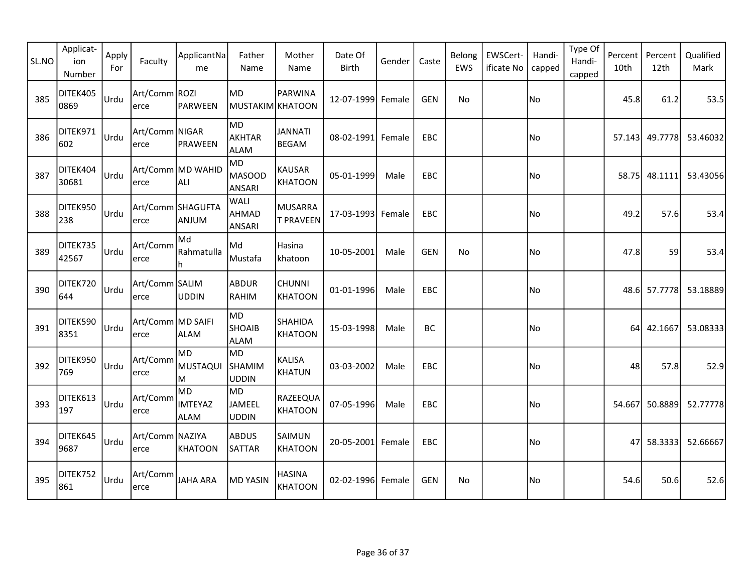| SL.NO | Applicat-ion Number | Apply For | Faculty | ApplicantName | Father Name | Mother Name | Date Of Birth | Gender | Caste | Belong EWS | EWSCert-ificate No | Handi-capped | Type Of Handi-capped | Percent 10th | Percent 12th | Qualified Mark |
|---|---|---|---|---|---|---|---|---|---|---|---|---|---|---|---|---|
| 385 | DITEK4050869 | Urdu | Art/Commerce | ROZI PARWEEN | MD MUSTAKIM | PARWINA KHATOON | 12-07-1999 | Female | GEN | No | | No | | 45.8 | 61.2 | 53.5 |
| 386 | DITEK971602 | Urdu | Art/Commerce | NIGAR PRAWEEN | MD AKHTAR ALAM | JANNATI BEGAM | 08-02-1991 | Female | EBC | | | No | | 57.143 | 49.7778 | 53.46032 |
| 387 | DITEK40430681 | Urdu | Art/Commerce | MD WAHID ALI | MD MASOOD ANSARI | KAUSAR KHATOON | 05-01-1999 | Male | EBC | | | No | | 58.75 | 48.1111 | 53.43056 |
| 388 | DITEK950238 | Urdu | Art/Commerce | SHAGUFTA ANJUM | WALI AHMAD ANSARI | MUSARRAT PRAVEEN | 17-03-1993 | Female | EBC | | | No | | 49.2 | 57.6 | 53.4 |
| 389 | DITEK73542567 | Urdu | Art/Commerce | Md Rahmatullah | Md Mustafa | Hasina khatoon | 10-05-2001 | Male | GEN | No | | No | | 47.8 | 59 | 53.4 |
| 390 | DITEK720644 | Urdu | Art/Commerce | SALIM UDDIN | ABDUR RAHIM | CHUNNI KHATOON | 01-01-1996 | Male | EBC | | | No | | 48.6 | 57.7778 | 53.18889 |
| 391 | DITEK5908351 | Urdu | Art/Commerce | MD SAIFI ALAM | MD SHOAIB ALAM | SHAHIDA KHATOON | 15-03-1998 | Male | BC | | | No | | 64 | 42.1667 | 53.08333 |
| 392 | DITEK950769 | Urdu | Art/Commerce | MD MUSTAQUIM | MD SHAMIM UDDIN | KALISA KHATUN | 03-03-2002 | Male | EBC | | | No | | 48 | 57.8 | 52.9 |
| 393 | DITEK613197 | Urdu | Art/Commerce | MD IMTEYAZ ALAM | MD JAMEEL UDDIN | RAZEEQUA KHATOON | 07-05-1996 | Male | EBC | | | No | | 54.667 | 50.8889 | 52.77778 |
| 394 | DITEK6459687 | Urdu | Art/Commerce | NAZIYA KHATOON | ABDUS SATTAR | SAIMUN KHATOON | 20-05-2001 | Female | EBC | | | No | | 47 | 58.3333 | 52.66667 |
| 395 | DITEK752861 | Urdu | Art/Commerce | JAHA ARA | MD YASIN | HASINA KHATOON | 02-02-1996 | Female | GEN | No | | No | | 54.6 | 50.6 | 52.6 |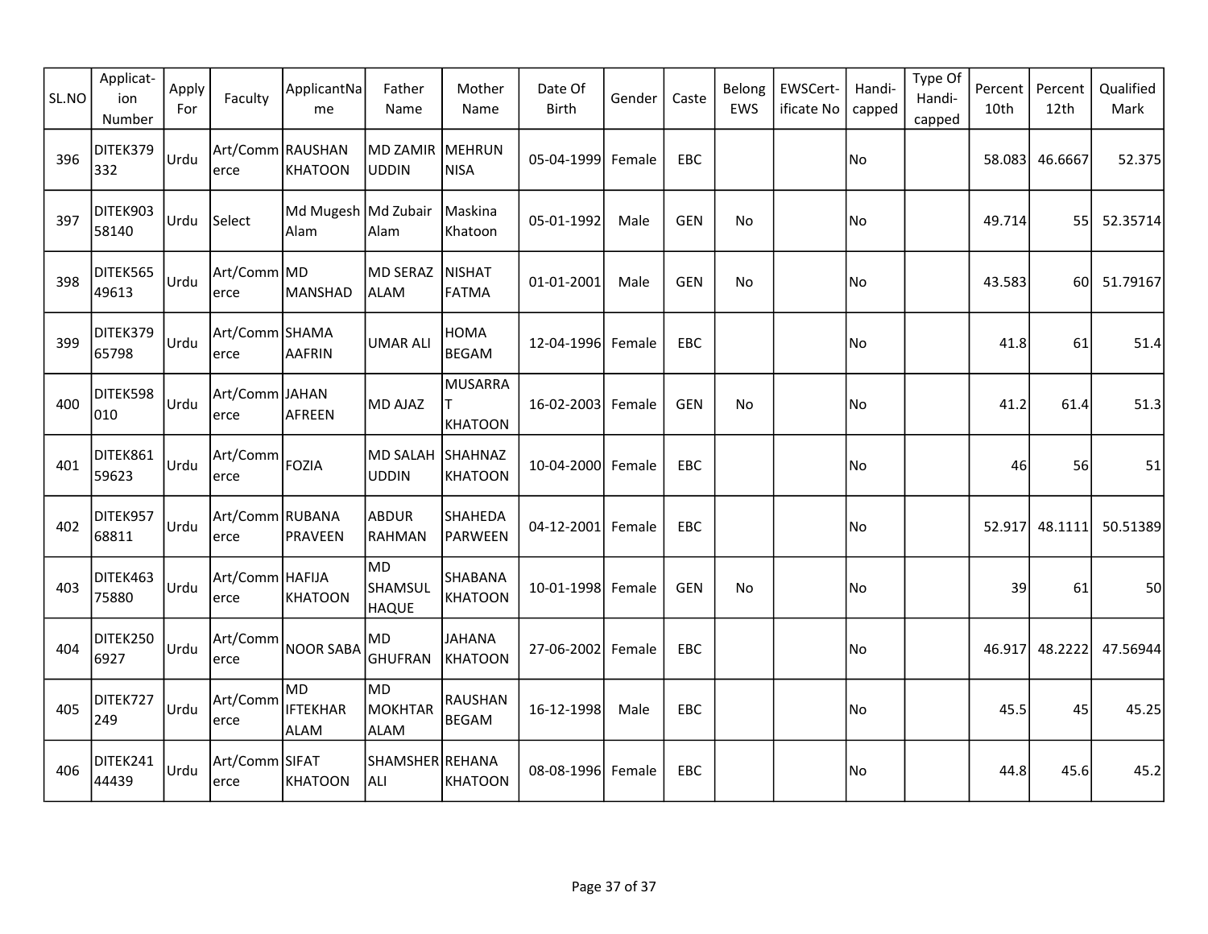| SL.NO | Applicat-ion Number | Apply For | Faculty | ApplicantName | Father Name | Mother Name | Date Of Birth | Gender | Caste | Belong EWS | EWSCert-ificate No | Handi-capped | Type Of Handi-capped | Percent 10th | Percent 12th | Qualified Mark |
|---|---|---|---|---|---|---|---|---|---|---|---|---|---|---|---|---|
| 396 | DITEK379332 | Urdu | Art/Commerce | RAUSHAN KHATOON | MD ZAMIR UDDIN | MEHRUN NISA | 05-04-1999 | Female | EBC | | | No | | 58.083 | 46.6667 | 52.375 |
| 397 | DITEK90358140 | Urdu | Select | Md Mugesh Alam | Md Zubair Alam | Maskina Khatoon | 05-01-1992 | Male | GEN | No | | No | | 49.714 | 55 | 52.35714 |
| 398 | DITEK56549613 | Urdu | Art/Commerce | MD MANSHAD | MD SERAZ ALAM | NISHAT FATMA | 01-01-2001 | Male | GEN | No | | No | | 43.583 | 60 | 51.79167 |
| 399 | DITEK37965798 | Urdu | Art/Commerce | SHAMA AAFRIN | UMAR ALI | HOMA BEGAM | 12-04-1996 | Female | EBC | | | No | | 41.8 | 61 | 51.4 |
| 400 | DITEK598010 | Urdu | Art/Commerce | JAHAN AFREEN | MD AJAZ | MUSARRAT KHATOON | 16-02-2003 | Female | GEN | No | | No | | 41.2 | 61.4 | 51.3 |
| 401 | DITEK86159623 | Urdu | Art/Commerce | FOZIA | MD SALAH UDDIN | SHAHNAZ KHATOON | 10-04-2000 | Female | EBC | | | No | | 46 | 56 | 51 |
| 402 | DITEK95768811 | Urdu | Art/Commerce | RUBANA PRAVEEN | ABDUR RAHMAN | SHAHEDA PARWEEN | 04-12-2001 | Female | EBC | | | No | | 52.917 | 48.1111 | 50.51389 |
| 403 | DITEK46375880 | Urdu | Art/Commerce | HAFIJA KHATOON | MD SHAMSUL HAQUE | SHABANA KHATOON | 10-01-1998 | Female | GEN | No | | No | | 39 | 61 | 50 |
| 404 | DITEK2506927 | Urdu | Art/Commerce | NOOR SABA | MD GHUFRAN | JAHANA KHATOON | 27-06-2002 | Female | EBC | | | No | | 46.917 | 48.2222 | 47.56944 |
| 405 | DITEK727249 | Urdu | Art/Commerce | MD IFTEKHAR ALAM | MD MOKHTAR ALAM | RAUSHAN BEGAM | 16-12-1998 | Male | EBC | | | No | | 45.5 | 45 | 45.25 |
| 406 | DITEK24144439 | Urdu | Art/Commerce | SIFAT KHATOON | SHAMSHER ALI | REHANA KHATOON | 08-08-1996 | Female | EBC | | | No | | 44.8 | 45.6 | 45.2 |